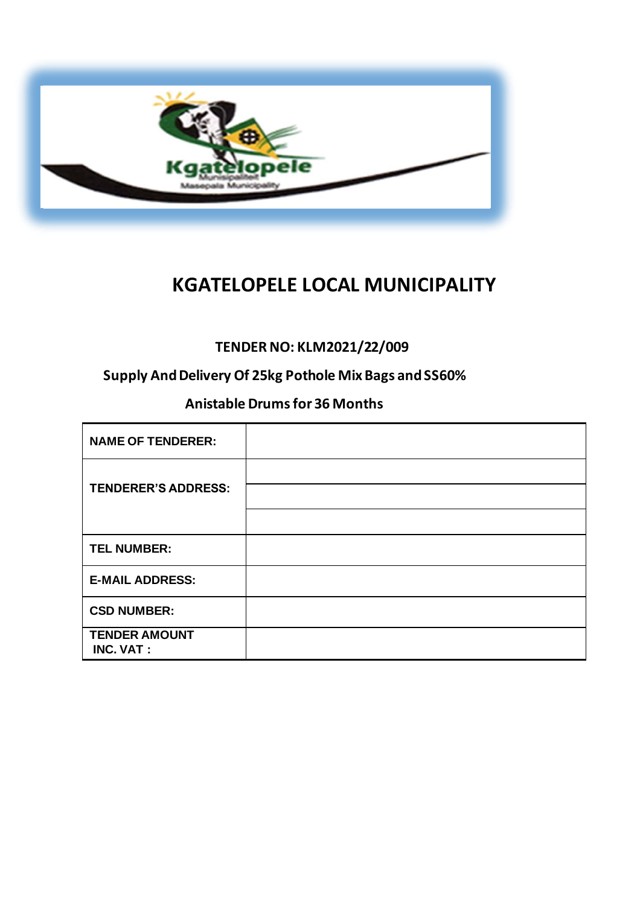# KGATELOPELE LOCAL MUNICIPALITY

**TENDER NO: KLM2021/22/009**

**Supply And Delivery Of 25kg Pothole Mix Bags and SS60% Anistable Drums for 36 Months**

| | |
|---|---|
| **NAME OF TENDERER:** | |
| **TENDERER'S ADDRESS:** | |
| | |
| | |
| **TEL NUMBER:** | |
| **E-MAIL ADDRESS:** | |
| **CSD NUMBER:** | |
| **TENDER AMOUNT INC. VAT :** | |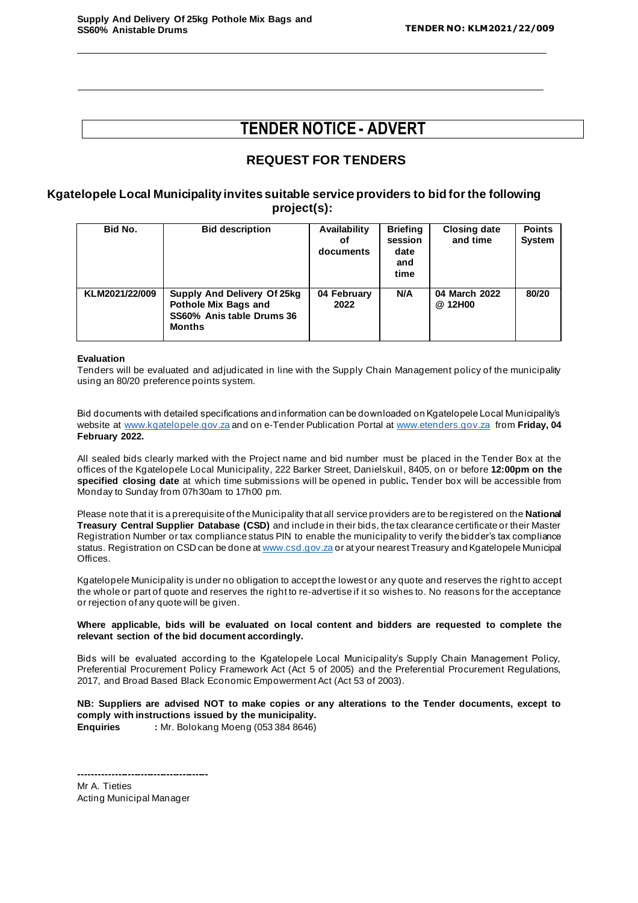# TENDER NOTICE - ADVERT

## REQUEST FOR TENDERS

### Kgatelopele Local Municipality invites suitable service providers to bid for the following project(s):

| Bid No. | Bid description | Availability of documents | Briefing session date and time | Closing date and time | Points System |
|---|---|---|---|---|---|
| KLM2021/22/009 | Supply And Delivery Of 25kg Pothole Mix Bags and SS60% Anis table Drums 36 Months | 04 February 2022 | N/A | 04 March 2022 @ 12H00 | 80/20 |

**Evaluation**

Tenders will be evaluated and adjudicated in line with the Supply Chain Management policy of the municipality using an 80/20 preference points system.

Bid documents with detailed specifications and information can be downloaded on Kgatelopele Local Municipality's website at www.kgatelopele.gov.za and on e-Tender Publication Portal at www.etenders.gov.za from **Friday, 04 February 2022.**

All sealed bids clearly marked with the Project name and bid number must be placed in the Tender Box at the offices of the Kgatelopele Local Municipality, 222 Barker Street, Danielskuil, 8405, on or before **12:00pm on the specified closing date** at which time submissions will be opened in public**.** Tender box will be accessible from Monday to Sunday from 07h30am to 17h00 pm.

Please note that it is a prerequisite of the Municipality that all service providers are to be registered on the **National Treasury Central Supplier Database (CSD)** and include in their bids, the tax clearance certificate or their Master Registration Number or tax compliance status PIN to enable the municipality to verify the bidder's tax compliance status. Registration on CSD can be done at www.csd.gov.za or at your nearest Treasury and Kgatelopele Municipal Offices.

Kgatelopele Municipality is under no obligation to accept the lowest or any quote and reserves the right to accept the whole or part of quote and reserves the right to re-advertise if it so wishes to. No reasons for the acceptance or rejection of any quote will be given.

**Where applicable, bids will be evaluated on local content and bidders are requested to complete the relevant section of the bid document accordingly.**

Bids will be evaluated according to the Kgatelopele Local Municipality's Supply Chain Management Policy, Preferential Procurement Policy Framework Act (Act 5 of 2005) and the Preferential Procurement Regulations, 2017, and Broad Based Black Economic Empowerment Act (Act 53 of 2003).

**NB: Suppliers are advised NOT to make copies or any alterations to the Tender documents, except to comply with instructions issued by the municipality.**

**Enquiries** **:** Mr. Bolokang Moeng (053 384 8646)

**-----------------------------------------**

Mr A. Tieties
Acting Municipal Manager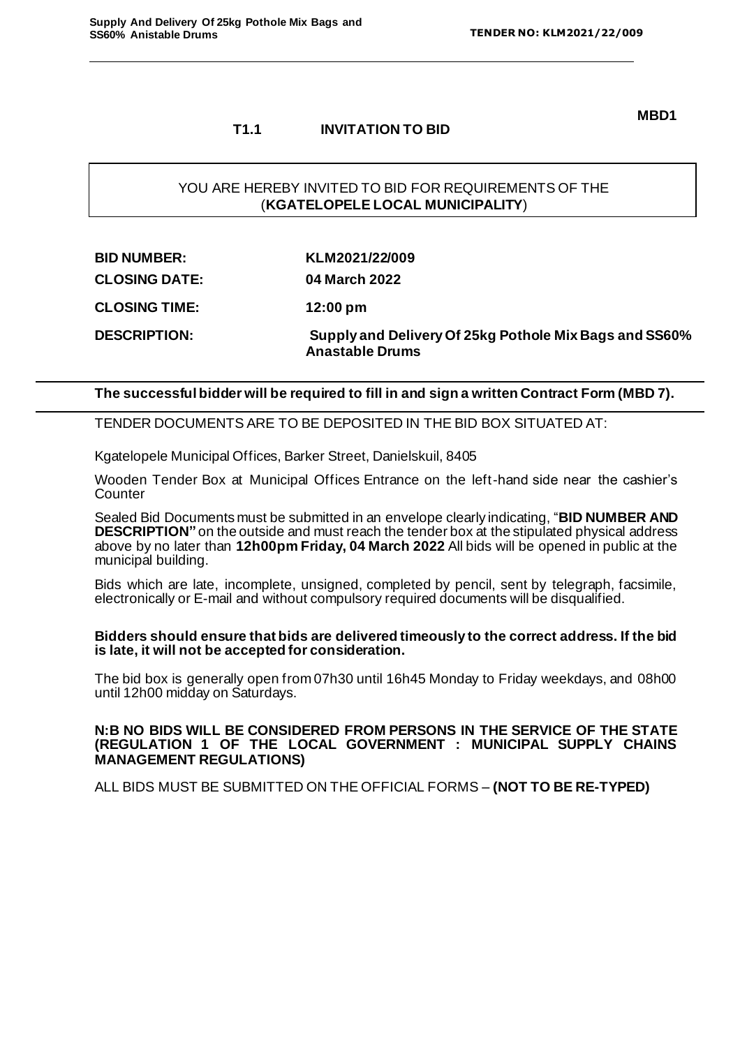**MBD1**

# T1.1 INVITATION TO BID

YOU ARE HEREBY INVITED TO BID FOR REQUIREMENTS OF THE (**KGATELOPELE LOCAL MUNICIPALITY**)

| | |
|---|---|
| **BID NUMBER:** | **KLM2021/22/009** |
| **CLOSING DATE:** | **04 March 2022** |
| **CLOSING TIME:** | **12:00 pm** |
| **DESCRIPTION:** | **Supply and Delivery Of 25kg Pothole Mix Bags and SS60% Anastable Drums** |

**The successful bidder will be required to fill in and sign a written Contract Form (MBD 7).**

TENDER DOCUMENTS ARE TO BE DEPOSITED IN THE BID BOX SITUATED AT:

Kgatelopele Municipal Offices, Barker Street, Danielskuil, 8405

Wooden Tender Box at Municipal Offices Entrance on the left-hand side near the cashier's Counter

Sealed Bid Documents must be submitted in an envelope clearly indicating, "**BID NUMBER AND DESCRIPTION"** on the outside and must reach the tender box at the stipulated physical address above by no later than **12h00pm Friday, 04 March 2022** All bids will be opened in public at the municipal building.

Bids which are late, incomplete, unsigned, completed by pencil, sent by telegraph, facsimile, electronically or E-mail and without compulsory required documents will be disqualified.

**Bidders should ensure that bids are delivered timeously to the correct address. If the bid is late, it will not be accepted for consideration.**

The bid box is generally open from 07h30 until 16h45 Monday to Friday weekdays, and 08h00 until 12h00 midday on Saturdays.

**N:B NO BIDS WILL BE CONSIDERED FROM PERSONS IN THE SERVICE OF THE STATE (REGULATION 1 OF THE LOCAL GOVERNMENT : MUNICIPAL SUPPLY CHAINS MANAGEMENT REGULATIONS)**

ALL BIDS MUST BE SUBMITTED ON THE OFFICIAL FORMS – **(NOT TO BE RE-TYPED)**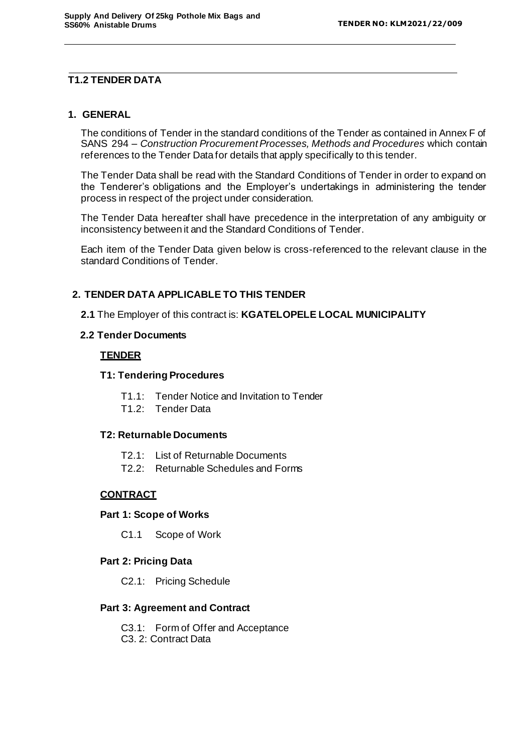## T1.2 TENDER DATA

### 1. GENERAL

The conditions of Tender in the standard conditions of the Tender as contained in Annex F of SANS 294 – *Construction Procurement Processes, Methods and Procedures* which contain references to the Tender Data for details that apply specifically to this tender.

The Tender Data shall be read with the Standard Conditions of Tender in order to expand on the Tenderer's obligations and the Employer's undertakings in administering the tender process in respect of the project under consideration.

The Tender Data hereafter shall have precedence in the interpretation of any ambiguity or inconsistency between it and the Standard Conditions of Tender.

Each item of the Tender Data given below is cross-referenced to the relevant clause in the standard Conditions of Tender.

### 2. TENDER DATA APPLICABLE TO THIS TENDER

**2.1** The Employer of this contract is: **KGATELOPELE LOCAL MUNICIPALITY**

**2.2 Tender Documents**

**TENDER**

**T1: Tendering Procedures**

- T1.1: Tender Notice and Invitation to Tender
- T1.2: Tender Data

**T2: Returnable Documents**

- T2.1: List of Returnable Documents
- T2.2: Returnable Schedules and Forms

**CONTRACT**

**Part 1: Scope of Works**

- C1.1 Scope of Work

**Part 2: Pricing Data**

- C2.1: Pricing Schedule

**Part 3: Agreement and Contract**

- C3.1: Form of Offer and Acceptance
- C3. 2: Contract Data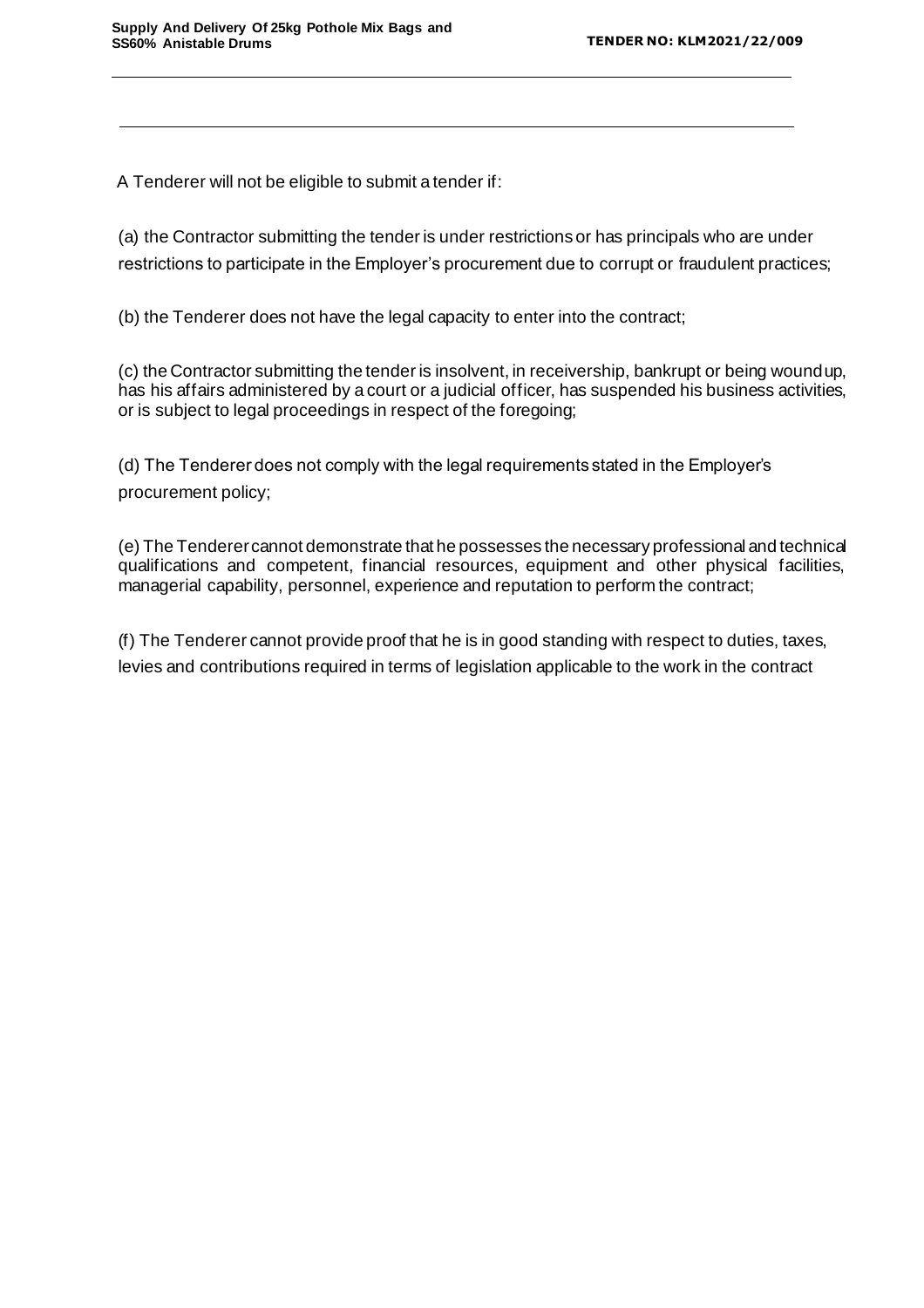A Tenderer will not be eligible to submit a tender if:

(a) the Contractor submitting the tender is under restrictions or has principals who are under restrictions to participate in the Employer's procurement due to corrupt or fraudulent practices;

(b) the Tenderer does not have the legal capacity to enter into the contract;

(c) the Contractor submitting the tender is insolvent, in receivership, bankrupt or being wound up, has his affairs administered by a court or a judicial officer, has suspended his business activities, or is subject to legal proceedings in respect of the foregoing;

(d) The Tenderer does not comply with the legal requirements stated in the Employer's procurement policy;

(e) The Tenderer cannot demonstrate that he possesses the necessary professional and technical qualifications and competent, financial resources, equipment and other physical facilities, managerial capability, personnel, experience and reputation to perform the contract;

(f) The Tenderer cannot provide proof that he is in good standing with respect to duties, taxes, levies and contributions required in terms of legislation applicable to the work in the contract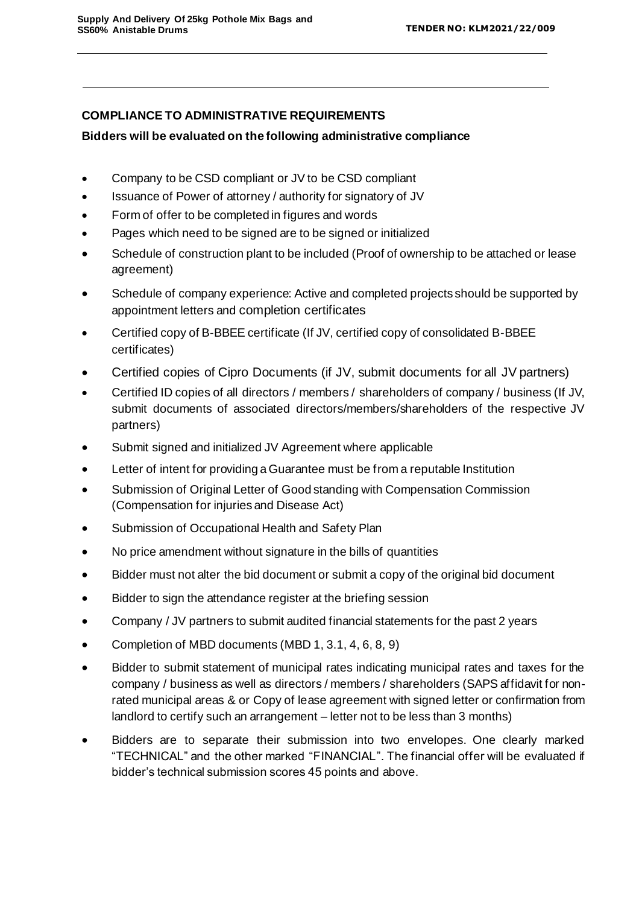## COMPLIANCE TO ADMINISTRATIVE REQUIREMENTS

**Bidders will be evaluated on the following administrative compliance**

- Company to be CSD compliant or JV to be CSD compliant
- Issuance of Power of attorney / authority for signatory of JV
- Form of offer to be completed in figures and words
- Pages which need to be signed are to be signed or initialized
- Schedule of construction plant to be included (Proof of ownership to be attached or lease agreement)
- Schedule of company experience: Active and completed projects should be supported by appointment letters and completion certificates
- Certified copy of B-BBEE certificate (If JV, certified copy of consolidated B-BBEE certificates)
- Certified copies of Cipro Documents (if JV, submit documents for all JV partners)
- Certified ID copies of all directors / members / shareholders of company / business (If JV, submit documents of associated directors/members/shareholders of the respective JV partners)
- Submit signed and initialized JV Agreement where applicable
- Letter of intent for providing a Guarantee must be from a reputable Institution
- Submission of Original Letter of Good standing with Compensation Commission (Compensation for injuries and Disease Act)
- Submission of Occupational Health and Safety Plan
- No price amendment without signature in the bills of quantities
- Bidder must not alter the bid document or submit a copy of the original bid document
- Bidder to sign the attendance register at the briefing session
- Company / JV partners to submit audited financial statements for the past 2 years
- Completion of MBD documents (MBD 1, 3.1, 4, 6, 8, 9)
- Bidder to submit statement of municipal rates indicating municipal rates and taxes for the company / business as well as directors / members / shareholders (SAPS affidavit for non-rated municipal areas & or Copy of lease agreement with signed letter or confirmation from landlord to certify such an arrangement – letter not to be less than 3 months)
- Bidders are to separate their submission into two envelopes. One clearly marked "TECHNICAL" and the other marked "FINANCIAL". The financial offer will be evaluated if bidder's technical submission scores 45 points and above.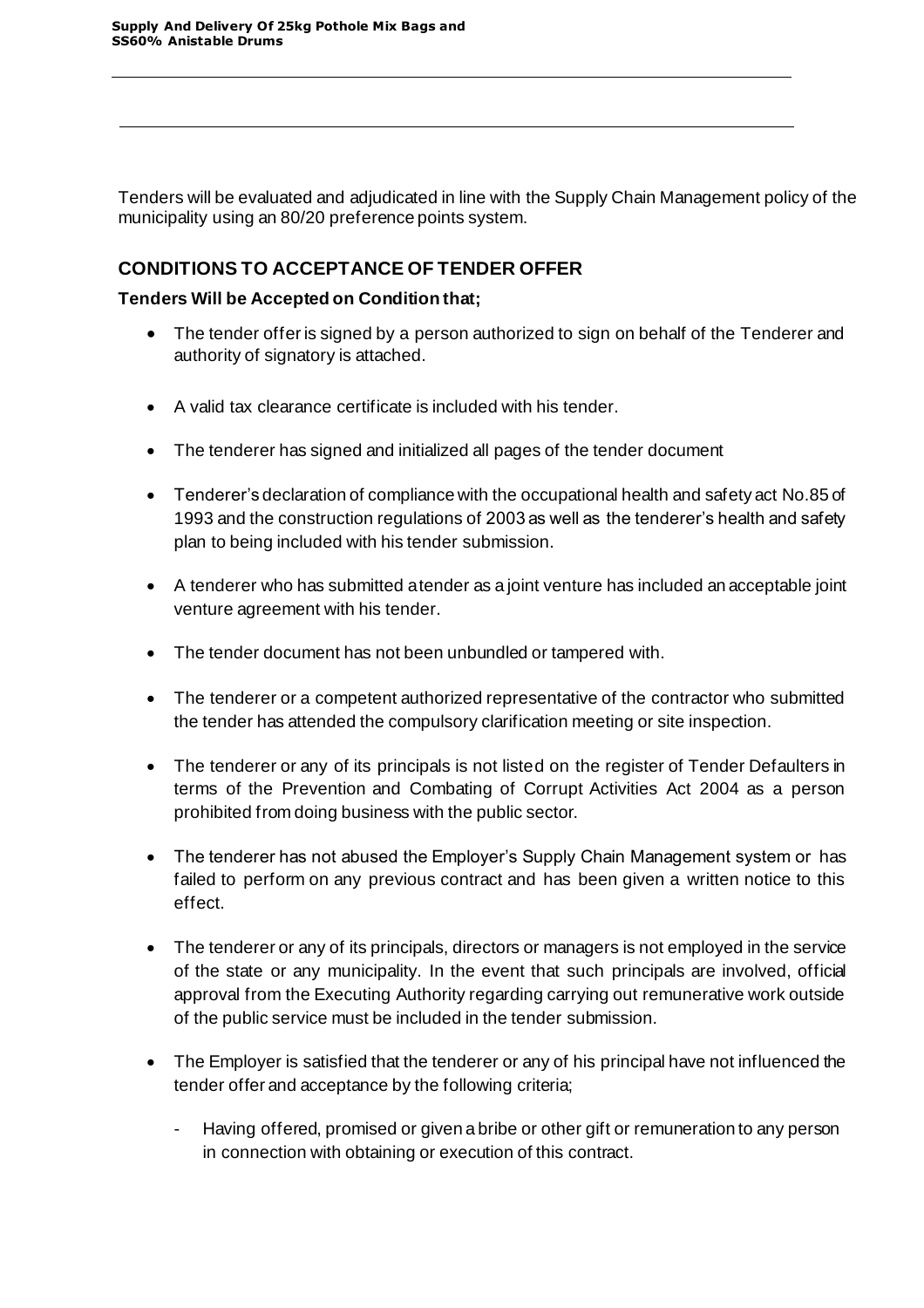Tenders will be evaluated and adjudicated in line with the Supply Chain Management policy of the municipality using an 80/20 preference points system.

## CONDITIONS TO ACCEPTANCE OF TENDER OFFER

**Tenders Will be Accepted on Condition that;**

- The tender offer is signed by a person authorized to sign on behalf of the Tenderer and authority of signatory is attached.
- A valid tax clearance certificate is included with his tender.
- The tenderer has signed and initialized all pages of the tender document
- Tenderer's declaration of compliance with the occupational health and safety act No.85 of 1993 and the construction regulations of 2003 as well as the tenderer's health and safety plan to being included with his tender submission.
- A tenderer who has submitted a tender as a joint venture has included an acceptable joint venture agreement with his tender.
- The tender document has not been unbundled or tampered with.
- The tenderer or a competent authorized representative of the contractor who submitted the tender has attended the compulsory clarification meeting or site inspection.
- The tenderer or any of its principals is not listed on the register of Tender Defaulters in terms of the Prevention and Combating of Corrupt Activities Act 2004 as a person prohibited from doing business with the public sector.
- The tenderer has not abused the Employer's Supply Chain Management system or has failed to perform on any previous contract and has been given a written notice to this effect.
- The tenderer or any of its principals, directors or managers is not employed in the service of the state or any municipality. In the event that such principals are involved, official approval from the Executing Authority regarding carrying out remunerative work outside of the public service must be included in the tender submission.
- The Employer is satisfied that the tenderer or any of his principal have not influenced the tender offer and acceptance by the following criteria;
  - Having offered, promised or given a bribe or other gift or remuneration to any person in connection with obtaining or execution of this contract.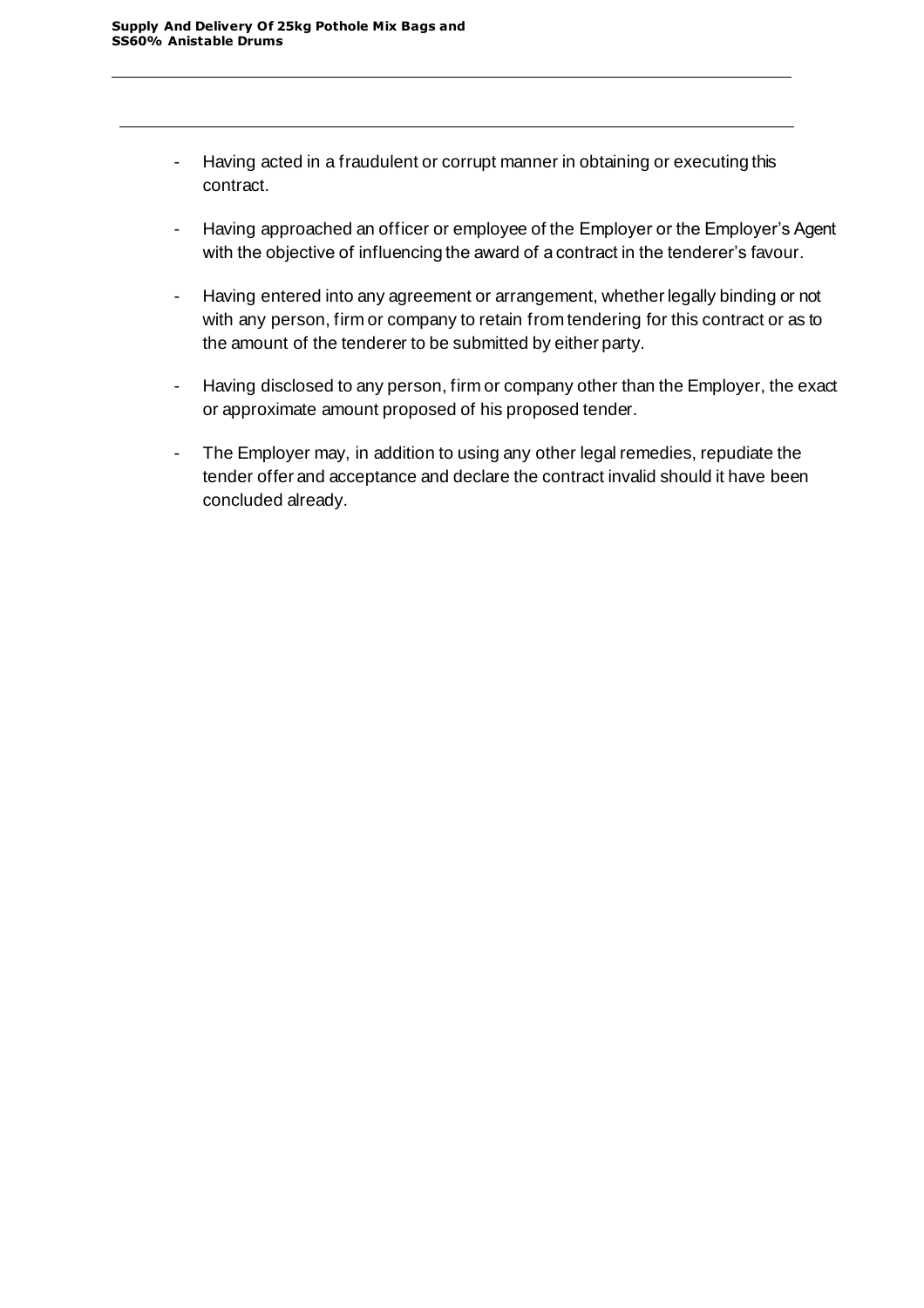- Having acted in a fraudulent or corrupt manner in obtaining or executing this contract.

- Having approached an officer or employee of the Employer or the Employer's Agent with the objective of influencing the award of a contract in the tenderer's favour.

- Having entered into any agreement or arrangement, whether legally binding or not with any person, firm or company to retain from tendering for this contract or as to the amount of the tenderer to be submitted by either party.

- Having disclosed to any person, firm or company other than the Employer, the exact or approximate amount proposed of his proposed tender.

- The Employer may, in addition to using any other legal remedies, repudiate the tender offer and acceptance and declare the contract invalid should it have been concluded already.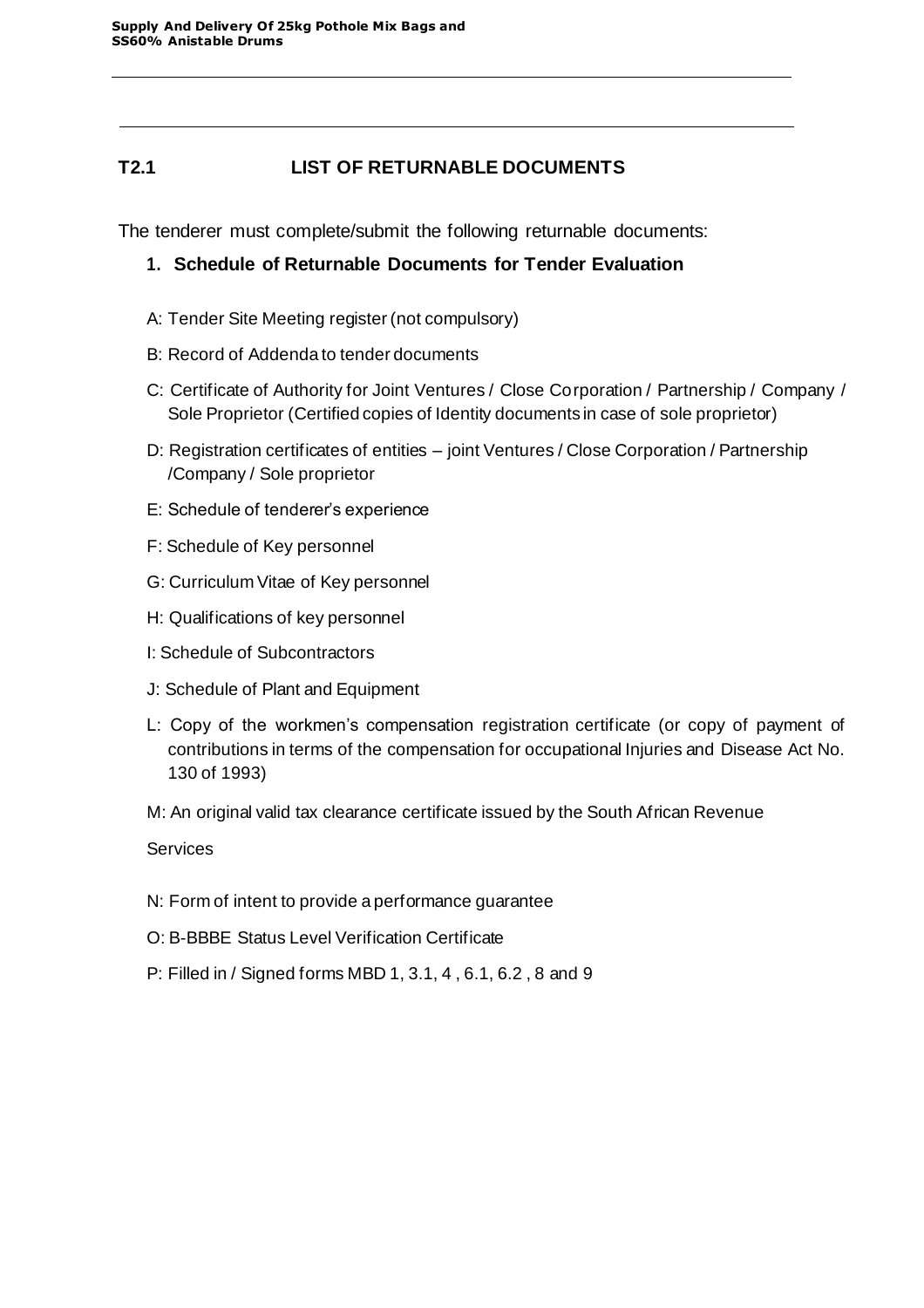## T2.1 LIST OF RETURNABLE DOCUMENTS

The tenderer must complete/submit the following returnable documents:

1. **Schedule of Returnable Documents for Tender Evaluation**

A: Tender Site Meeting register (not compulsory)

B: Record of Addenda to tender documents

C: Certificate of Authority for Joint Ventures / Close Corporation / Partnership / Company / Sole Proprietor (Certified copies of Identity documents in case of sole proprietor)

D: Registration certificates of entities – joint Ventures / Close Corporation / Partnership /Company / Sole proprietor

E: Schedule of tenderer's experience

F: Schedule of Key personnel

G: Curriculum Vitae of Key personnel

H: Qualifications of key personnel

I: Schedule of Subcontractors

J: Schedule of Plant and Equipment

L: Copy of the workmen's compensation registration certificate (or copy of payment of contributions in terms of the compensation for occupational Injuries and Disease Act No. 130 of 1993)

M: An original valid tax clearance certificate issued by the South African Revenue Services

N: Form of intent to provide a performance guarantee

O: B-BBBE Status Level Verification Certificate

P: Filled in / Signed forms MBD 1, 3.1, 4 , 6.1, 6.2 , 8 and 9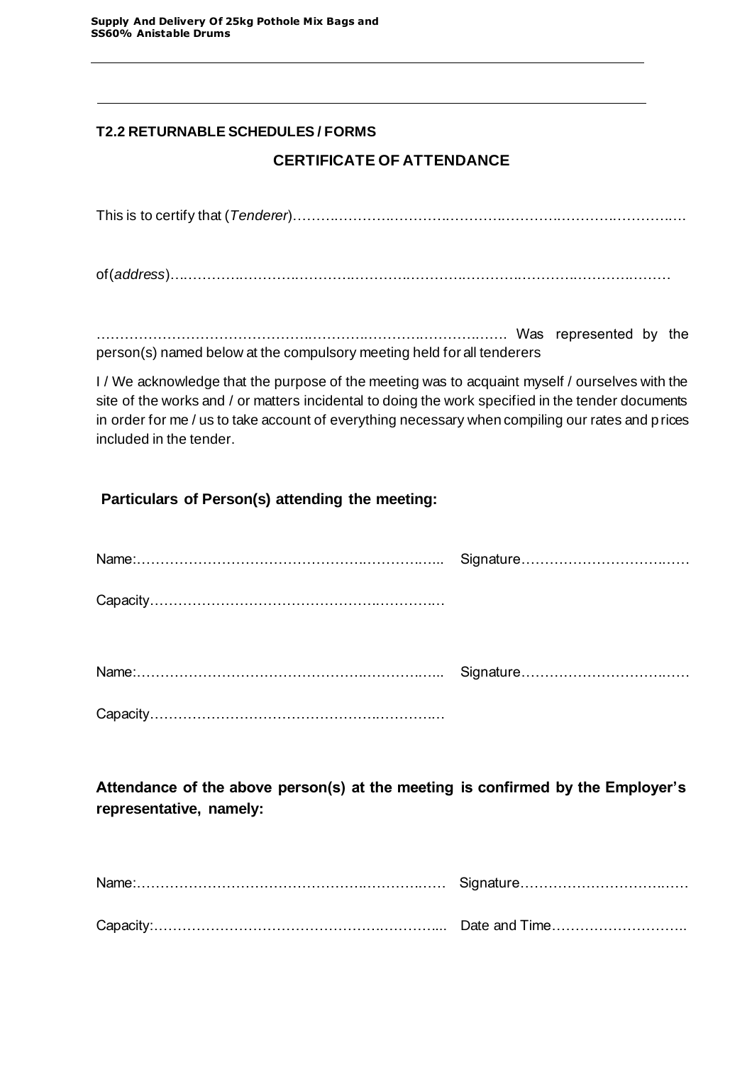## T2.2 RETURNABLE SCHEDULES / FORMS

### CERTIFICATE OF ATTENDANCE

This is to certify that (*Tenderer*)……………………………………………………………………………

of(*address*)……………………………………………………………………………………………

…………………………………………………………………………… Was represented by the person(s) named below at the compulsory meeting held for all tenderers

I / We acknowledge that the purpose of the meeting was to acquaint myself / ourselves with the site of the works and / or matters incidental to doing the work specified in the tender documents in order for me / us to take account of everything necessary when compiling our rates and prices included in the tender.

**Particulars of Person(s) attending the meeting:**

Name:…………………………………………………………… Signature……………………………

Capacity…………………………………………………………

Name:…………………………………………………………… Signature……………………………

Capacity…………………………………………………………

**Attendance of the above person(s) at the meeting is confirmed by the Employer's representative, namely:**

Name:…………………………………………………………… Signature……………………………

Capacity:………………………………………………………… Date and Time………………………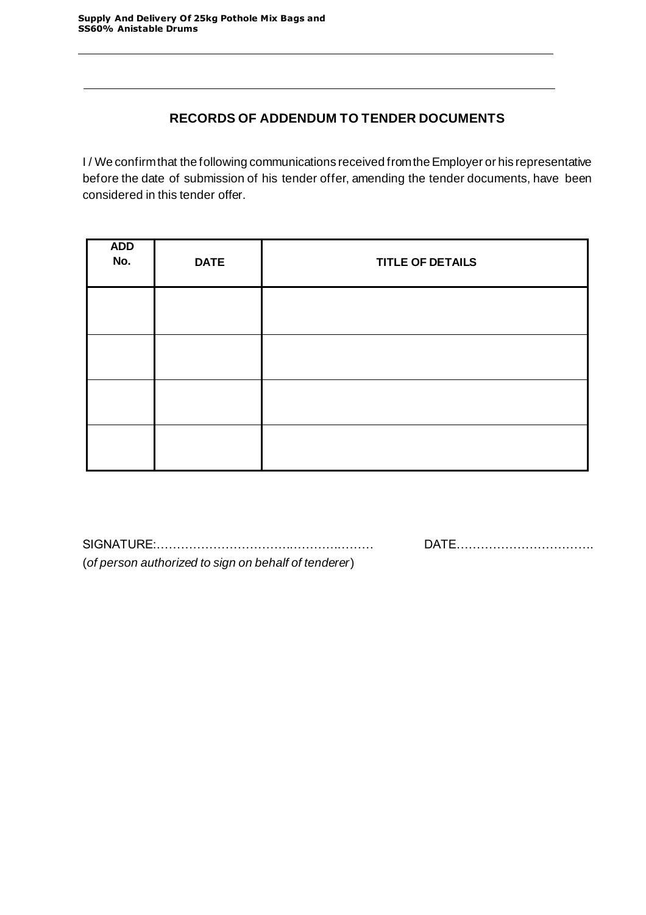## RECORDS OF ADDENDUM TO TENDER DOCUMENTS

I / We confirm that the following communications received from the Employer or his representative before the date of submission of his tender offer, amending the tender documents, have been considered in this tender offer.

| ADD No. | DATE | TITLE OF DETAILS |
|---|---|---|
| | | |
| | | |
| | | |
| | | |

SIGNATURE:……………………………………………… DATE…………………………….

(*of person authorized to sign on behalf of tenderer*)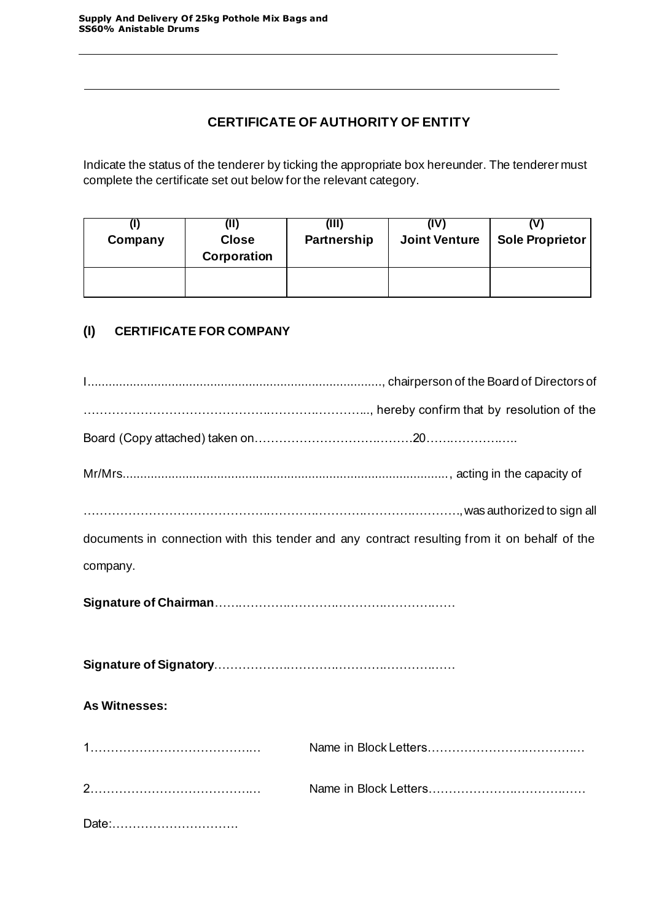## CERTIFICATE OF AUTHORITY OF ENTITY

Indicate the status of the tenderer by ticking the appropriate box hereunder. The tenderer must complete the certificate set out below for the relevant category.

| (I) Company | (II) Close Corporation | (III) Partnership | (IV) Joint Venture | (V) Sole Proprietor |
|---|---|---|---|---|
| | | | | |

### (I) CERTIFICATE FOR COMPANY

I...................................................................................., chairperson of the Board of Directors of ………………………………………….……….………..., hereby confirm that by resolution of the Board (Copy attached) taken on……………………………………20…….…………..….

Mr/Mrs..........................................................................................., acting in the capacity of ………………………………………….……….……….…………….………., was authorized to sign all documents in connection with this tender and any contract resulting from it on behalf of the company.

**Signature of Chairman**…….………….……….………….……….……

**Signature of Signatory**……………….……….……….……….……

**As Witnesses:**

1…………………………………..… Name in Block Letters…………………….………..…

2…………………………………..… Name in Block Letters………………….……………

Date:………………………….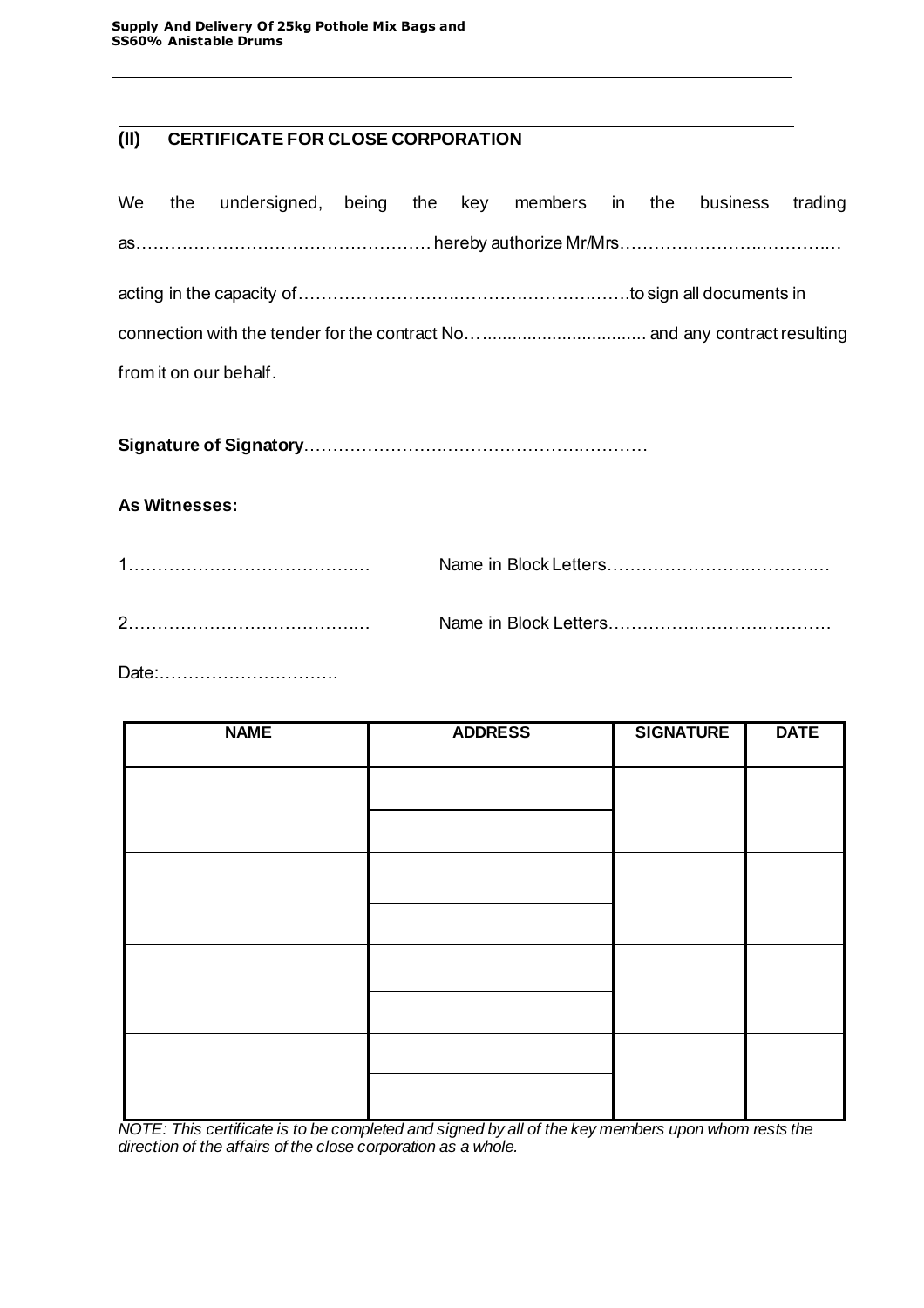## (II) CERTIFICATE FOR CLOSE CORPORATION

We the undersigned, being the key members in the business trading as…………………………………………… hereby authorize Mr/Mrs……………………………………

acting in the capacity of………………………………………………………to sign all documents in connection with the tender for the contract No…................................ and any contract resulting from it on our behalf.

**Signature of Signatory**…………………………………………………

**As Witnesses:**

1……………………………………… Name in Block Letters…………………………………

2……………………………………… Name in Block Letters…………………………………

Date:………………………….

| NAME | ADDRESS | SIGNATURE | DATE |
|---|---|---|---|
| | | | |
| | | | |
| | | | |
| | | | |
| | | | |
| | | | |
| | | | |
| | | | |

*NOTE: This certificate is to be completed and signed by all of the key members upon whom rests the direction of the affairs of the close corporation as a whole.*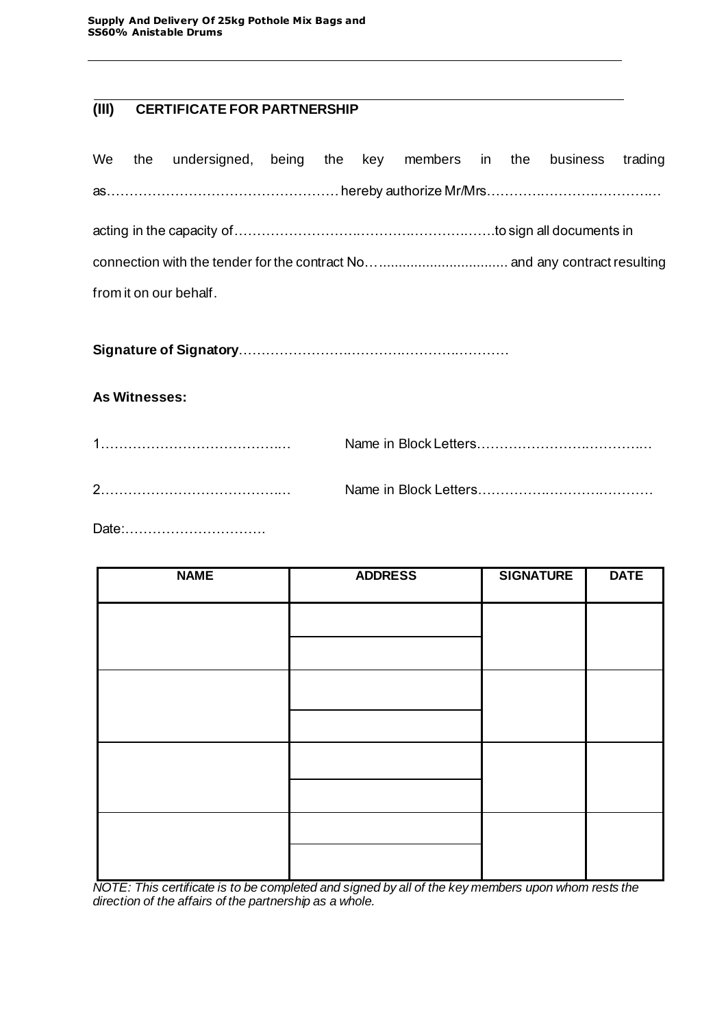## (III) CERTIFICATE FOR PARTNERSHIP

We the undersigned, being the key members in the business trading as…………………………………………… hereby authorize Mr/Mrs………………………………

acting in the capacity of……………………………………………………to sign all documents in connection with the tender for the contract No…................................ and any contract resulting from it on our behalf.

**Signature of Signatory**……………………………………………………

**As Witnesses:**

1……………………………………… Name in Block Letters…………………………………

2……………………………………… Name in Block Letters…………………………………

Date:………………………….

| NAME | ADDRESS | SIGNATURE | DATE |
|---|---|---|---|
| | | | |
| | | | |
| | | | |
| | | | |
| | | | |
| | | | |
| | | | |
| | | | |

*NOTE: This certificate is to be completed and signed by all of the key members upon whom rests the direction of the affairs of the partnership as a whole.*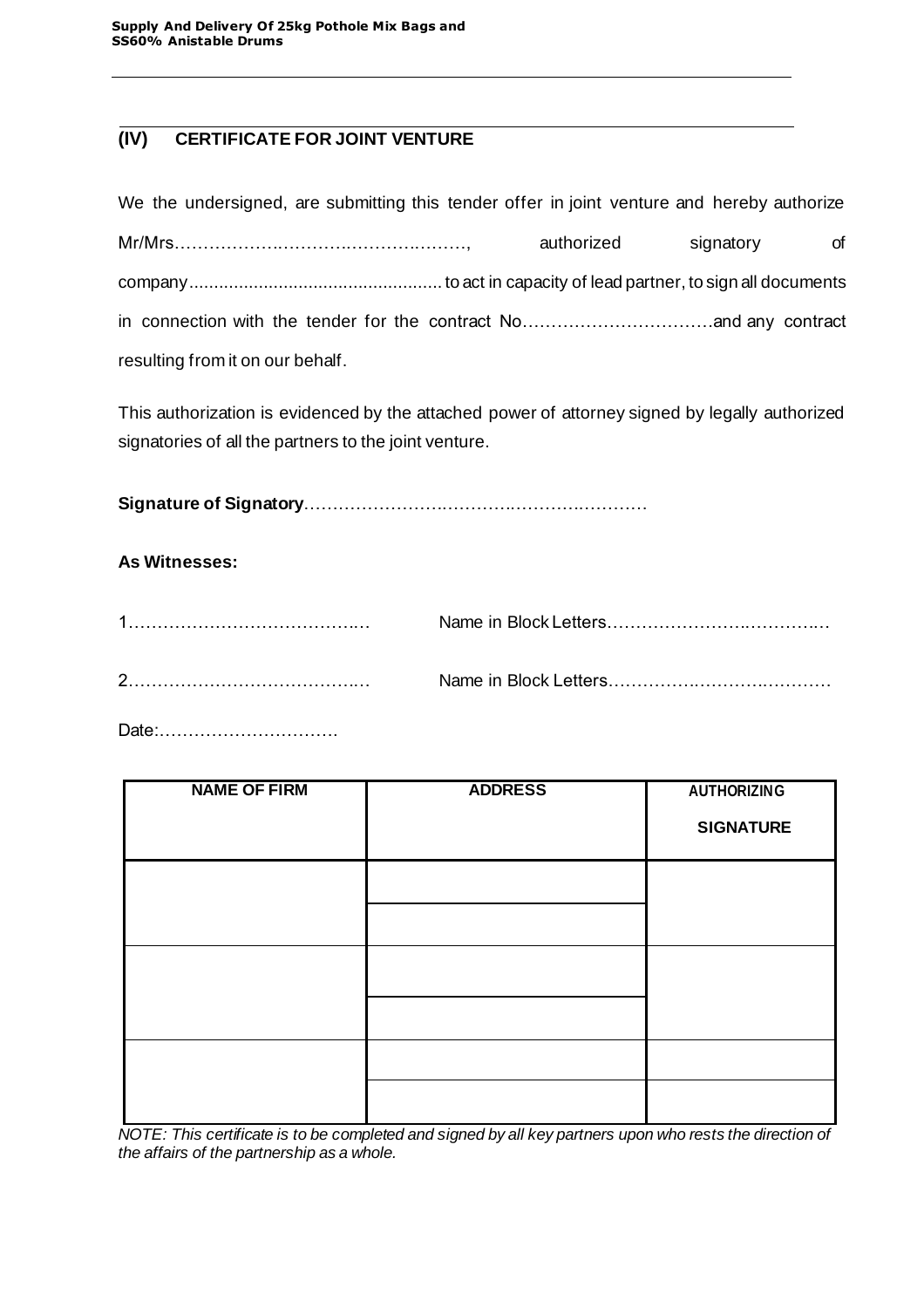## (IV) CERTIFICATE FOR JOINT VENTURE

We the undersigned, are submitting this tender offer in joint venture and hereby authorize Mr/Mrs……………….………….……….………, authorized signatory of company.................................................. to act in capacity of lead partner, to sign all documents in connection with the tender for the contract No……………………………and any contract resulting from it on our behalf.

This authorization is evidenced by the attached power of attorney signed by legally authorized signatories of all the partners to the joint venture.

**Signature of Signatory**…….…………….…………….………….………

**As Witnesses:**

1…………………………………..… Name in Block Letters………………….………….…

2…………………………………..… Name in Block Letters……………….……….…………

Date:………………………….

| NAME OF FIRM | ADDRESS | AUTHORIZING SIGNATURE |
|---|---|---|
| | | |
| | | |
| | | |
| | | |
| | | |
| | | |

*NOTE: This certificate is to be completed and signed by all key partners upon who rests the direction of the affairs of the partnership as a whole.*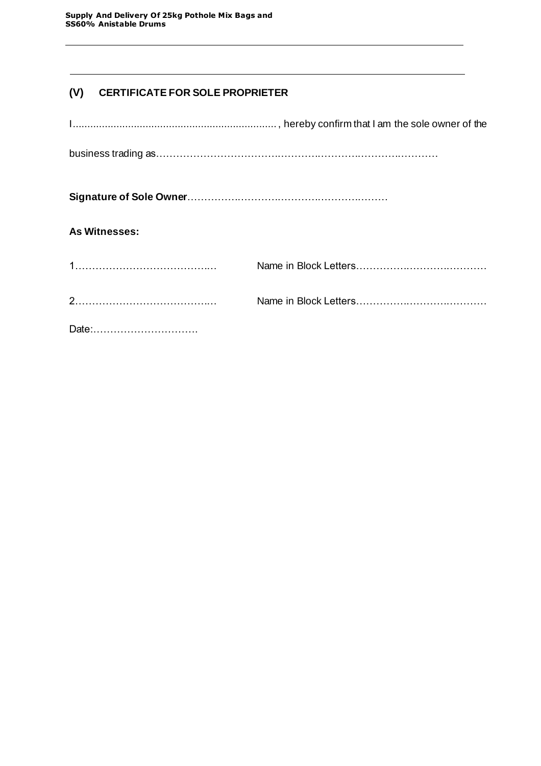## (V) CERTIFICATE FOR SOLE PROPRIETER

I....................................................................., hereby confirm that I am the sole owner of the

business trading as………………………………………………………………………………

**Signature of Sole Owner**…………………………………………………

**As Witnesses:**

1……………………………….… Name in Block Letters………………………………

2……………………………….… Name in Block Letters………………………………

Date:………………………….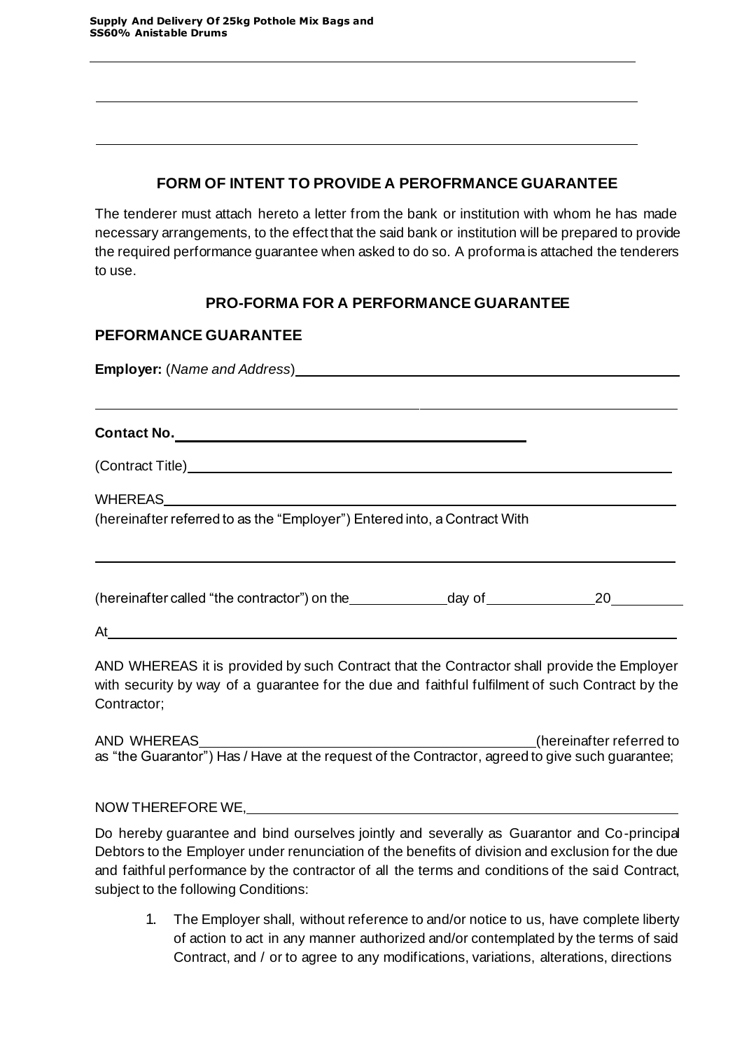## FORM OF INTENT TO PROVIDE A PEROFRMANCE GUARANTEE

The tenderer must attach hereto a letter from the bank or institution with whom he has made necessary arrangements, to the effect that the said bank or institution will be prepared to provide the required performance guarantee when asked to do so. A proforma is attached the tenderers to use.

## PRO-FORMA FOR A PERFORMANCE GUARANTEE

### PEFORMANCE GUARANTEE

**Employer:** (*Name and Address*)\_\_\_\_\_\_\_\_\_\_\_\_\_\_\_\_\_\_\_\_\_\_\_\_\_\_\_\_\_\_\_\_\_\_\_\_\_\_\_\_

\_\_\_\_\_\_\_\_\_\_\_\_\_\_\_\_\_\_\_\_\_\_\_\_\_\_\_\_\_\_\_\_\_\_\_\_\_\_\_\_\_\_\_\_\_\_\_\_\_\_\_\_\_\_\_\_\_\_\_\_\_\_\_\_

**Contact No.** \_\_\_\_\_\_\_\_\_\_\_\_\_\_\_\_\_\_\_\_\_\_\_\_\_\_\_\_\_\_\_\_\_\_\_\_

(Contract Title)\_\_\_\_\_\_\_\_\_\_\_\_\_\_\_\_\_\_\_\_\_\_\_\_\_\_\_\_\_\_\_\_\_\_\_\_\_\_\_\_\_\_\_\_\_\_\_\_\_\_

WHEREAS\_\_\_\_\_\_\_\_\_\_\_\_\_\_\_\_\_\_\_\_\_\_\_\_\_\_\_\_\_\_\_\_\_\_\_\_\_\_\_\_\_\_\_\_\_\_\_\_\_\_\_\_\_\_
(hereinafter referred to as the "Employer") Entered into, a Contract With

\_\_\_\_\_\_\_\_\_\_\_\_\_\_\_\_\_\_\_\_\_\_\_\_\_\_\_\_\_\_\_\_\_\_\_\_\_\_\_\_\_\_\_\_\_\_\_\_\_\_\_\_\_\_\_\_\_\_\_\_\_\_\_\_

(hereinafter called "the contractor") on the\_\_\_\_\_\_\_\_\_\_day of\_\_\_\_\_\_\_\_\_\_\_20\_\_\_\_\_\_\_

At\_\_\_\_\_\_\_\_\_\_\_\_\_\_\_\_\_\_\_\_\_\_\_\_\_\_\_\_\_\_\_\_\_\_\_\_\_\_\_\_\_\_\_\_\_\_\_\_\_\_\_\_\_\_\_\_\_\_\_\_\_\_

AND WHEREAS it is provided by such Contract that the Contractor shall provide the Employer with security by way of a guarantee for the due and faithful fulfilment of such Contract by the Contractor;

AND WHEREAS\_\_\_\_\_\_\_\_\_\_\_\_\_\_\_\_\_\_\_\_\_\_\_\_\_\_\_\_\_\_\_\_\_\_\_\_\_\_(hereinafter referred to as "the Guarantor") Has / Have at the request of the Contractor, agreed to give such guarantee;

NOW THEREFORE WE,\_\_\_\_\_\_\_\_\_\_\_\_\_\_\_\_\_\_\_\_\_\_\_\_\_\_\_\_\_\_\_\_\_\_\_\_\_\_\_\_\_\_\_\_\_\_\_\_

Do hereby guarantee and bind ourselves jointly and severally as Guarantor and Co-principal Debtors to the Employer under renunciation of the benefits of division and exclusion for the due and faithful performance by the contractor of all the terms and conditions of the said Contract, subject to the following Conditions:

1. The Employer shall, without reference to and/or notice to us, have complete liberty of action to act in any manner authorized and/or contemplated by the terms of said Contract, and / or to agree to any modifications, variations, alterations, directions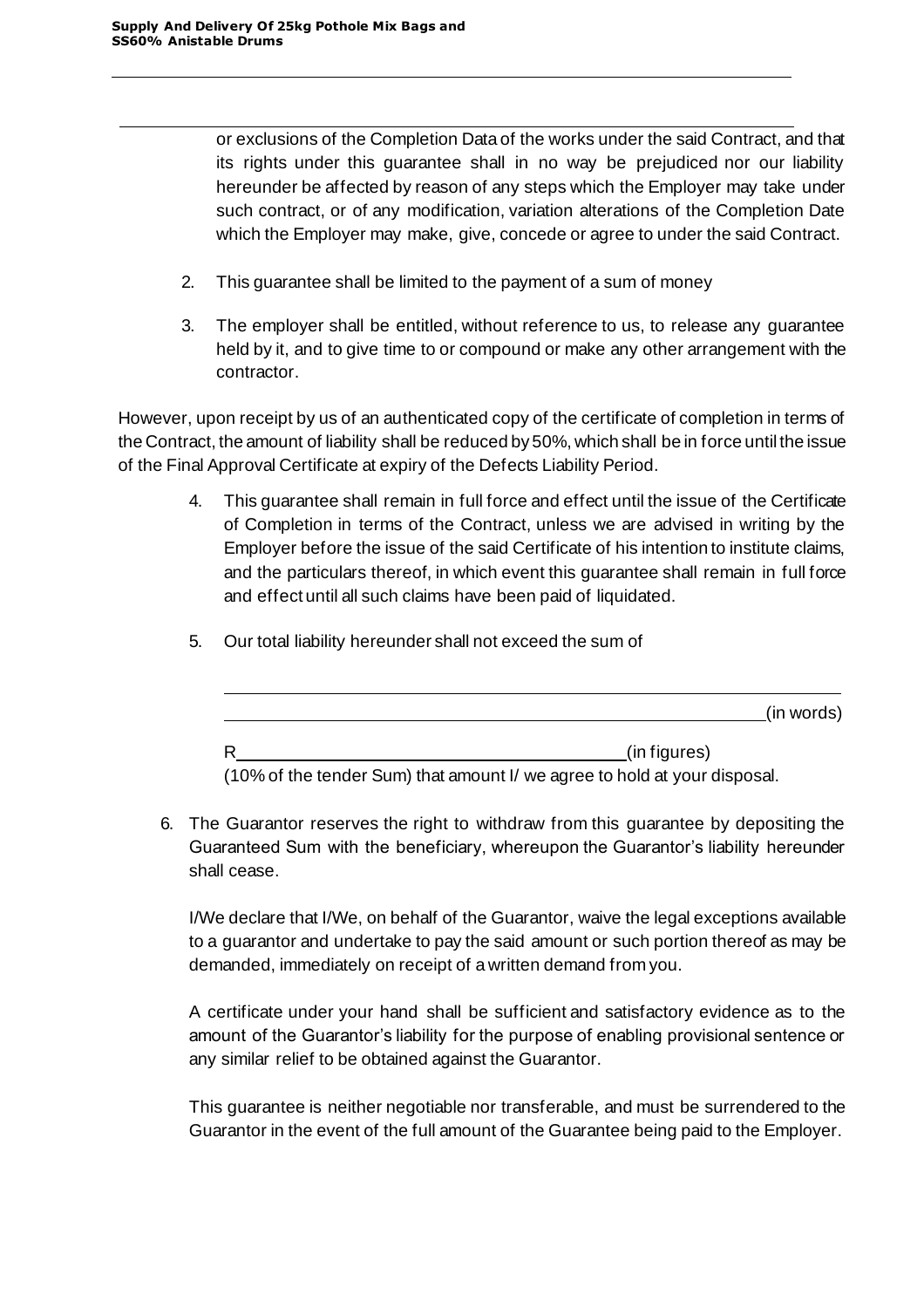or exclusions of the Completion Data of the works under the said Contract, and that its rights under this guarantee shall in no way be prejudiced nor our liability hereunder be affected by reason of any steps which the Employer may take under such contract, or of any modification, variation alterations of the Completion Date which the Employer may make, give, concede or agree to under the said Contract.

2. This guarantee shall be limited to the payment of a sum of money

3. The employer shall be entitled, without reference to us, to release any guarantee held by it, and to give time to or compound or make any other arrangement with the contractor.

However, upon receipt by us of an authenticated copy of the certificate of completion in terms of the Contract, the amount of liability shall be reduced by 50%, which shall be in force until the issue of the Final Approval Certificate at expiry of the Defects Liability Period.

4. This guarantee shall remain in full force and effect until the issue of the Certificate of Completion in terms of the Contract, unless we are advised in writing by the Employer before the issue of the said Certificate of his intention to institute claims, and the particulars thereof, in which event this guarantee shall remain in full force and effect until all such claims have been paid of liquidated.

5. Our total liability hereunder shall not exceed the sum of

   \_\_\_\_\_\_\_\_\_\_\_\_\_\_\_\_\_\_\_\_\_\_\_\_\_\_\_\_\_\_\_\_\_\_\_\_\_\_\_\_\_\_\_\_\_\_\_\_\_\_\_\_\_\_\_\_\_\_\_\_

   \_\_\_\_\_\_\_\_\_\_\_\_\_\_\_\_\_\_\_\_\_\_\_\_\_\_\_\_\_\_\_\_\_\_\_\_\_\_\_\_\_\_\_\_\_\_\_\_\_\_\_\_\_\_(in words)

   R\_\_\_\_\_\_\_\_\_\_\_\_\_\_\_\_\_\_\_\_\_\_\_\_\_\_\_\_\_\_\_\_\_\_\_\_\_\_\_(in figures)
   (10% of the tender Sum) that amount I/ we agree to hold at your disposal.

6. The Guarantor reserves the right to withdraw from this guarantee by depositing the Guaranteed Sum with the beneficiary, whereupon the Guarantor's liability hereunder shall cease.

   I/We declare that I/We, on behalf of the Guarantor, waive the legal exceptions available to a guarantor and undertake to pay the said amount or such portion thereof as may be demanded, immediately on receipt of a written demand from you.

   A certificate under your hand shall be sufficient and satisfactory evidence as to the amount of the Guarantor's liability for the purpose of enabling provisional sentence or any similar relief to be obtained against the Guarantor.

   This guarantee is neither negotiable nor transferable, and must be surrendered to the Guarantor in the event of the full amount of the Guarantee being paid to the Employer.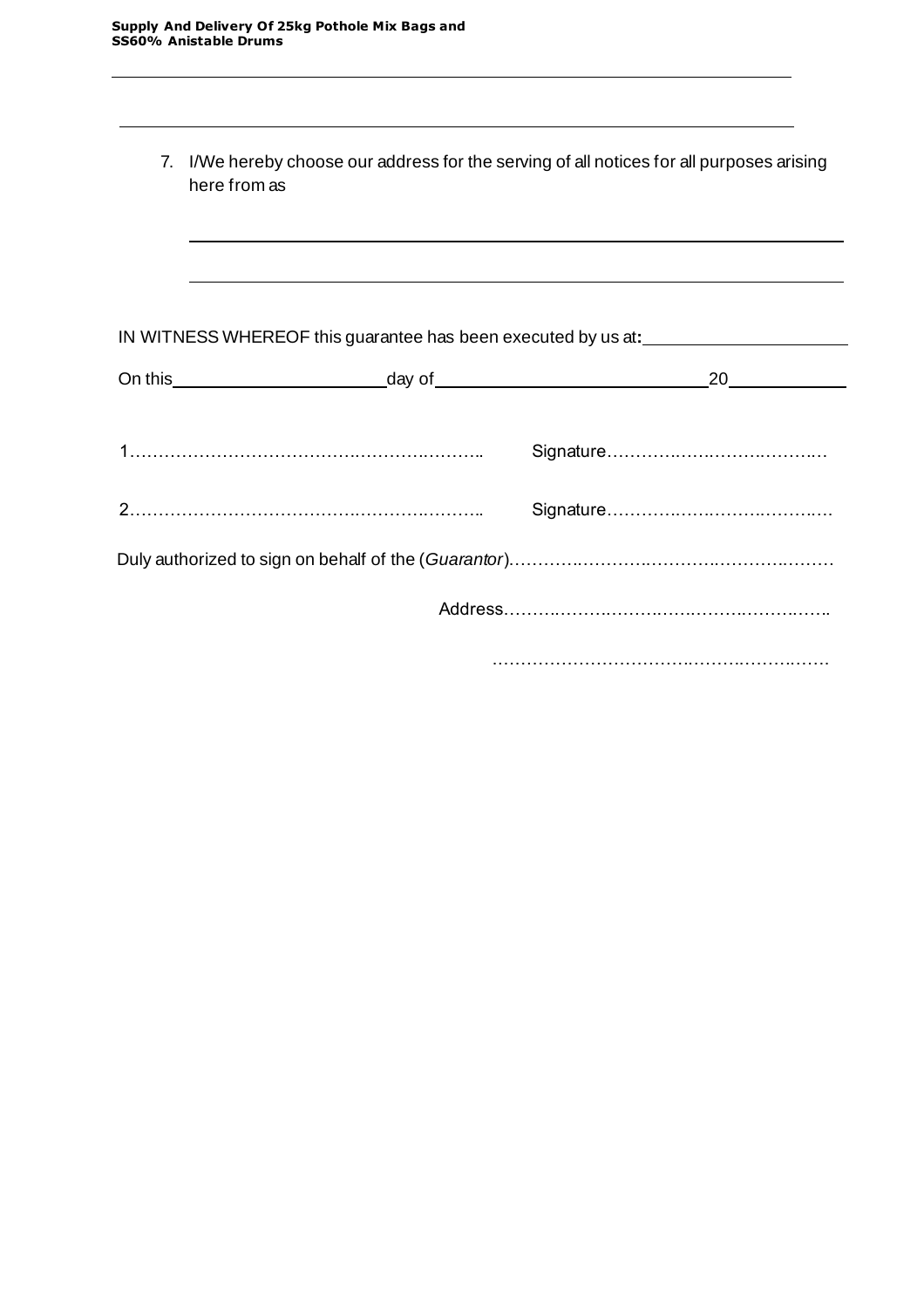7. I/We hereby choose our address for the serving of all notices for all purposes arising here from as

______________________________________________________________________

______________________________________________________________________

IN WITNESS WHEREOF this guarantee has been executed by us at: ______________________

On this ______________________ day of ____________________________ 20 ____________

1…………………………………………………………….. Signature……………………………………

2…………………………………………………………….. Signature……………………………………

Duly authorized to sign on behalf of the (*Guarantor*)…………………………………………………

Address……………………………………………………

……………………………………………………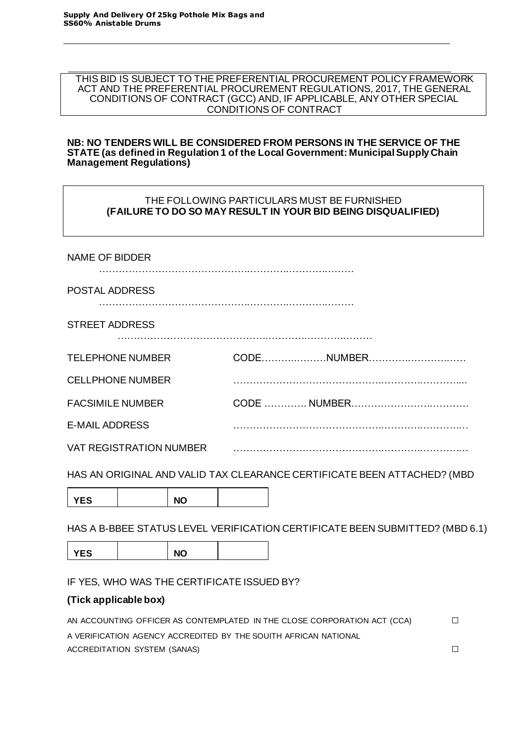THIS BID IS SUBJECT TO THE PREFERENTIAL PROCUREMENT POLICY FRAMEWORK ACT AND THE PREFERENTIAL PROCUREMENT REGULATIONS, 2017, THE GENERAL CONDITIONS OF CONTRACT (GCC) AND, IF APPLICABLE, ANY OTHER SPECIAL CONDITIONS OF CONTRACT

**NB: NO TENDERS WILL BE CONSIDERED FROM PERSONS IN THE SERVICE OF THE STATE (as defined in Regulation 1 of the Local Government: Municipal Supply Chain Management Regulations)**

THE FOLLOWING PARTICULARS MUST BE FURNISHED
**(FAILURE TO DO SO MAY RESULT IN YOUR BID BEING DISQUALIFIED)**

NAME OF BIDDER
……………………………………………………………………………

POSTAL ADDRESS
……………………………………………………………………………

STREET ADDRESS
……………………………………………………………………………

TELEPHONE NUMBER CODE………………NUMBER……………………….

CELLPHONE NUMBER ……………………………………………………………….

FACSIMILE NUMBER CODE …………. NUMBER………………………………

E-MAIL ADDRESS ………………………………………………………………

VAT REGISTRATION NUMBER ………………………………………………………………

HAS AN ORIGINAL AND VALID TAX CLEARANCE CERTIFICATE BEEN ATTACHED? (MBD

| YES | | NO | |
|---|---|---|---|

HAS A B-BBEE STATUS LEVEL VERIFICATION CERTIFICATE BEEN SUBMITTED? (MBD 6.1)

| YES | | NO | |
|---|---|---|---|

IF YES, WHO WAS THE CERTIFICATE ISSUED BY?

**(Tick applicable box)**

AN ACCOUNTING OFFICER AS CONTEMPLATED IN THE CLOSE CORPORATION ACT (CCA) ☐

A VERIFICATION AGENCY ACCREDITED BY THE SOUITH AFRICAN NATIONAL ACCREDITATION SYSTEM (SANAS) ☐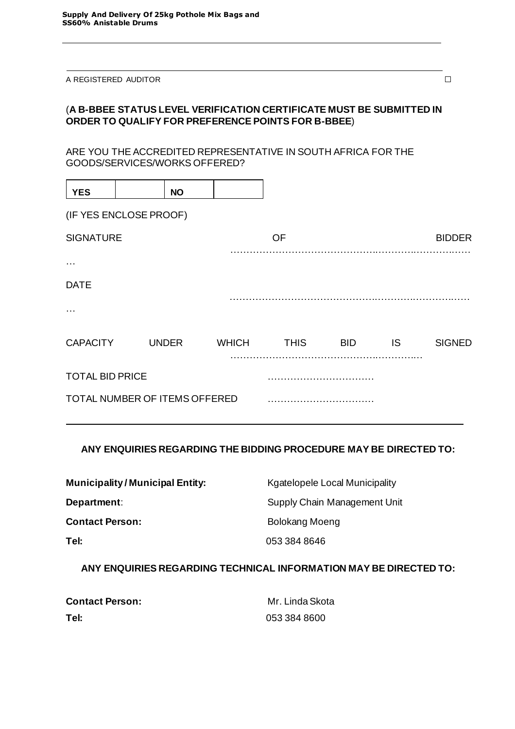A REGISTERED AUDITOR ☐

(**A B-BBEE STATUS LEVEL VERIFICATION CERTIFICATE MUST BE SUBMITTED IN ORDER TO QUALIFY FOR PREFERENCE POINTS FOR B-BBEE**)

ARE YOU THE ACCREDITED REPRESENTATIVE IN SOUTH AFRICA FOR THE GOODS/SERVICES/WORKS OFFERED?

| YES | | NO | |
|---|---|---|---|

(IF YES ENCLOSE PROOF)

SIGNATURE OF BIDDER ……………………………………………………………………………

DATE ……………………………………………………………………………

CAPACITY UNDER WHICH THIS BID IS SIGNED ……………………………………………………………

TOTAL BID PRICE ……………………………

TOTAL NUMBER OF ITEMS OFFERED ……………………………

---

**ANY ENQUIRIES REGARDING THE BIDDING PROCEDURE MAY BE DIRECTED TO:**

**Municipality / Municipal Entity:** Kgatelopele Local Municipality

**Department**: Supply Chain Management Unit

**Contact Person:** Bolokang Moeng

**Tel:** 053 384 8646

**ANY ENQUIRIES REGARDING TECHNICAL INFORMATION MAY BE DIRECTED TO:**

**Contact Person:** Mr. Linda Skota

**Tel:** 053 384 8600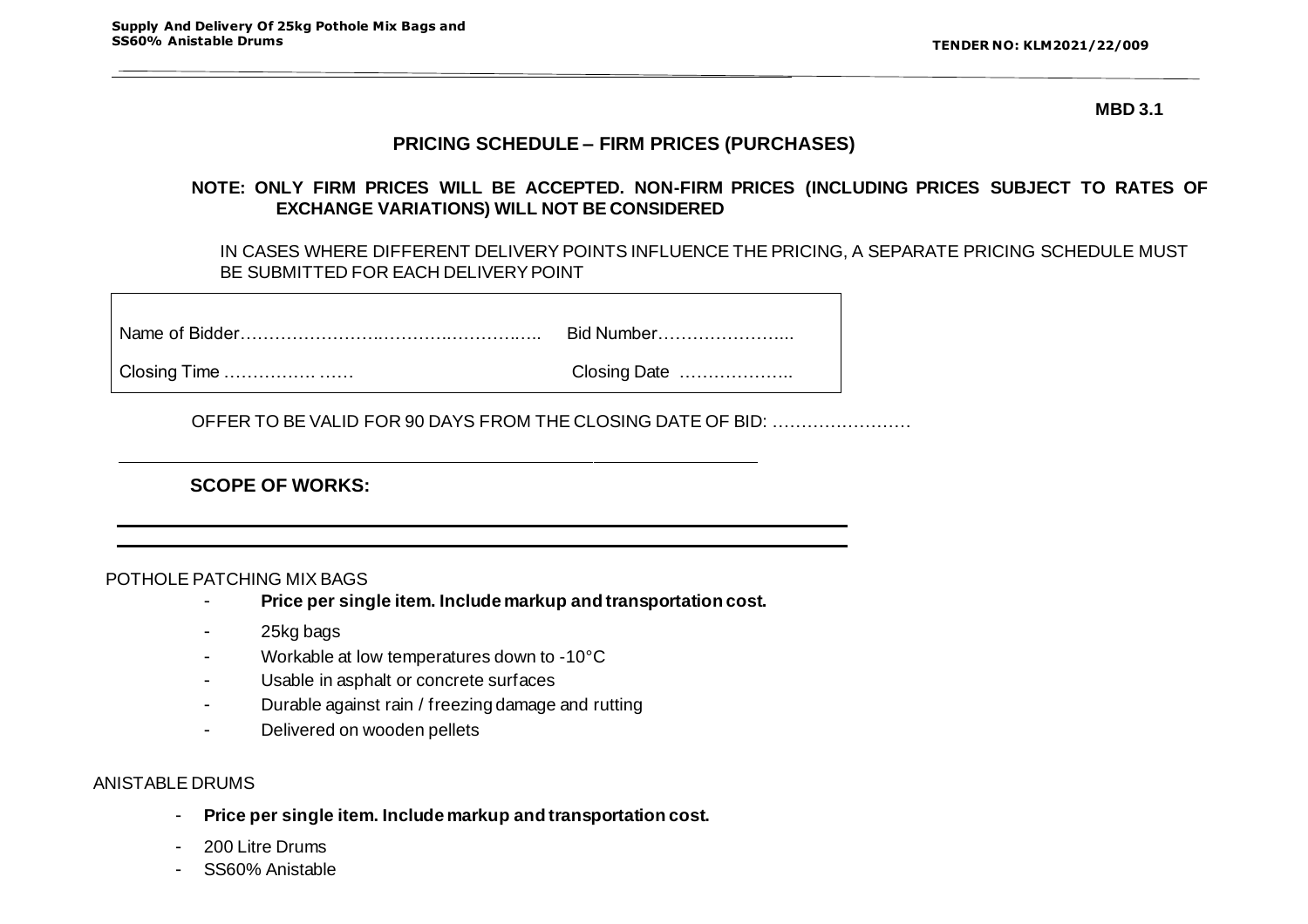**MBD 3.1**

## PRICING SCHEDULE – FIRM PRICES (PURCHASES)

**NOTE: ONLY FIRM PRICES WILL BE ACCEPTED. NON-FIRM PRICES (INCLUDING PRICES SUBJECT TO RATES OF EXCHANGE VARIATIONS) WILL NOT BE CONSIDERED**

IN CASES WHERE DIFFERENT DELIVERY POINTS INFLUENCE THE PRICING, A SEPARATE PRICING SCHEDULE MUST BE SUBMITTED FOR EACH DELIVERY POINT

| | |
|---|---|
| Name of Bidder………………………………………………. | Bid Number………………….... |
| Closing Time ……………. …… | Closing Date ……………….. |

OFFER TO BE VALID FOR 90 DAYS FROM THE CLOSING DATE OF BID: ……………………

**SCOPE OF WORKS:**

POTHOLE PATCHING MIX BAGS

- **Price per single item. Include markup and transportation cost.**
- 25kg bags
- Workable at low temperatures down to -10°C
- Usable in asphalt or concrete surfaces
- Durable against rain / freezing damage and rutting
- Delivered on wooden pellets

ANISTABLE DRUMS

- **Price per single item. Include markup and transportation cost.**
- 200 Litre Drums
- SS60% Anistable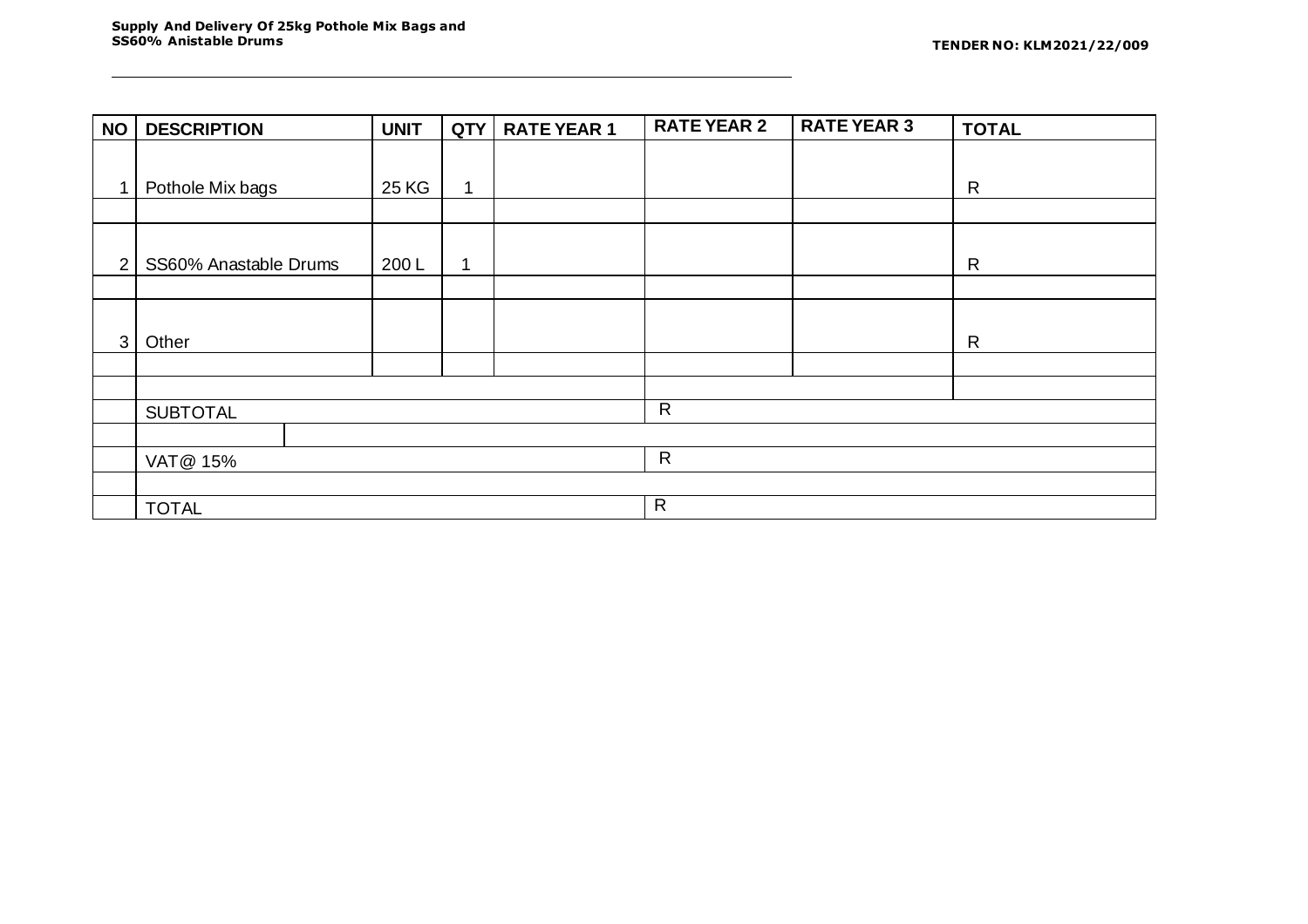**Supply And Delivery Of 25kg Pothole Mix Bags and SS60% Anistable Drums**

**TENDER NO: KLM2021/22/009**

| NO | DESCRIPTION | UNIT | QTY | RATE YEAR 1 | RATE YEAR 2 | RATE YEAR 3 | TOTAL |
|---|---|---|---|---|---|---|---|
| 1 | Pothole Mix bags | 25 KG | 1 | | | | R |
| | | | | | | | |
| 2 | SS60% Anastable Drums | 200 L | 1 | | | | R |
| | | | | | | | |
| 3 | Other | | | | | | R |
| | | | | | | | |
| | | | | | | | |
| | SUBTOTAL | | | | R | | |
| | | | | | | | |
| | VAT@ 15% | | | | R | | |
| | | | | | | | |
| | TOTAL | | | | R | | |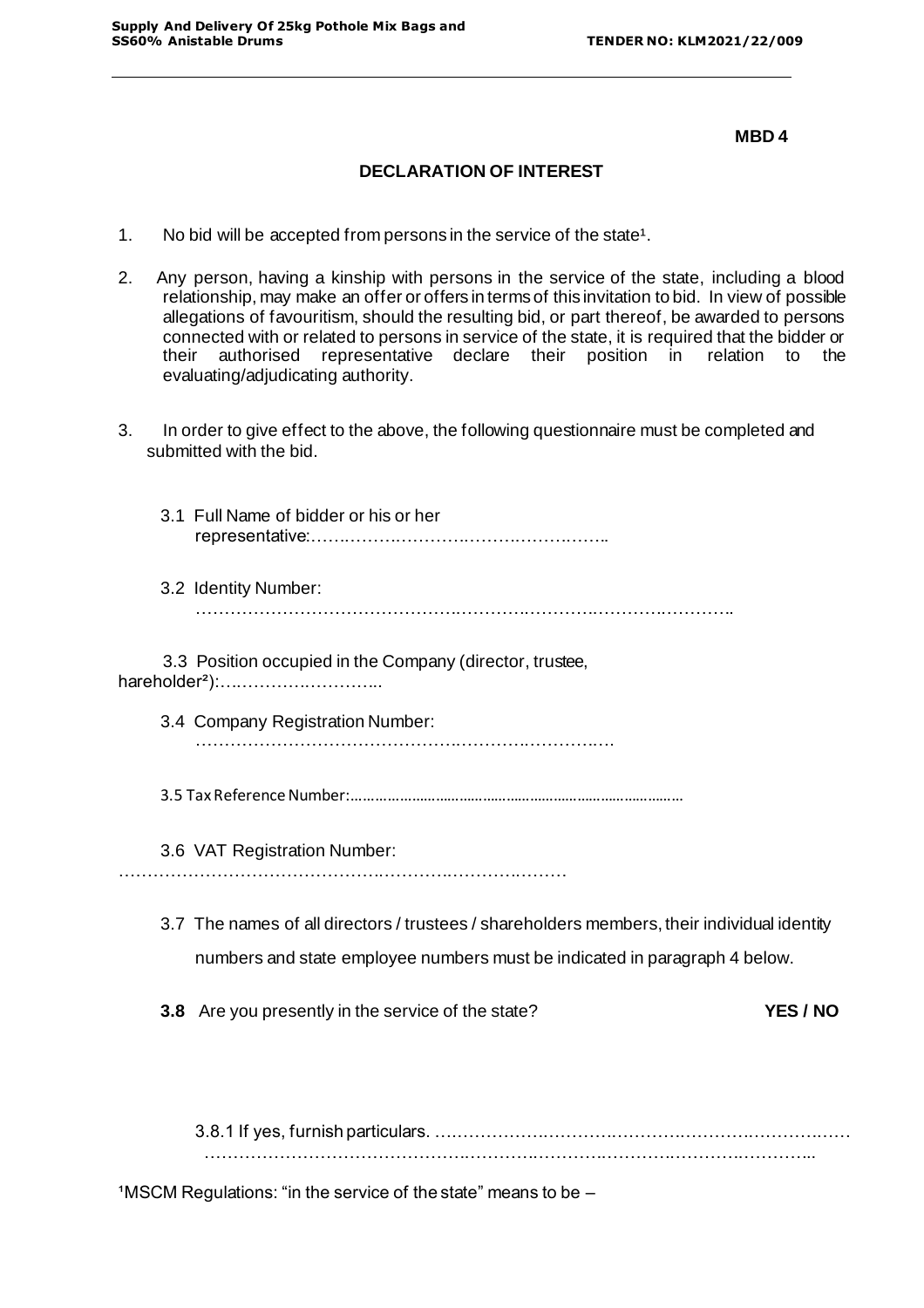**MBD 4**

## DECLARATION OF INTEREST

1. No bid will be accepted from persons in the service of the state[1].

2. Any person, having a kinship with persons in the service of the state, including a blood relationship, may make an offer or offers in terms of this invitation to bid. In view of possible allegations of favouritism, should the resulting bid, or part thereof, be awarded to persons connected with or related to persons in service of the state, it is required that the bidder or their authorised representative declare their position in relation to the evaluating/adjudicating authority.

3. In order to give effect to the above, the following questionnaire must be completed and submitted with the bid.

3.1 Full Name of bidder or his or her representative:……………………………………………..

3.2 Identity Number: ………………………………………………………………………………..

3.3 Position occupied in the Company (director, trustee, hareholder[2]):………………………..

3.4 Company Registration Number: ……………………………………………………………

3.5 Tax Reference Number:………………………………………………………………………

3.6 VAT Registration Number: ……………………………………………………………………

3.7 The names of all directors / trustees / shareholders members, their individual identity numbers and state employee numbers must be indicated in paragraph 4 below.

**3.8** Are you presently in the service of the state? **YES / NO**

3.8.1 If yes, furnish particulars. ………………………………………………………………… ………………………………………………………………………………………………

[1]MSCM Regulations: "in the service of the state" means to be –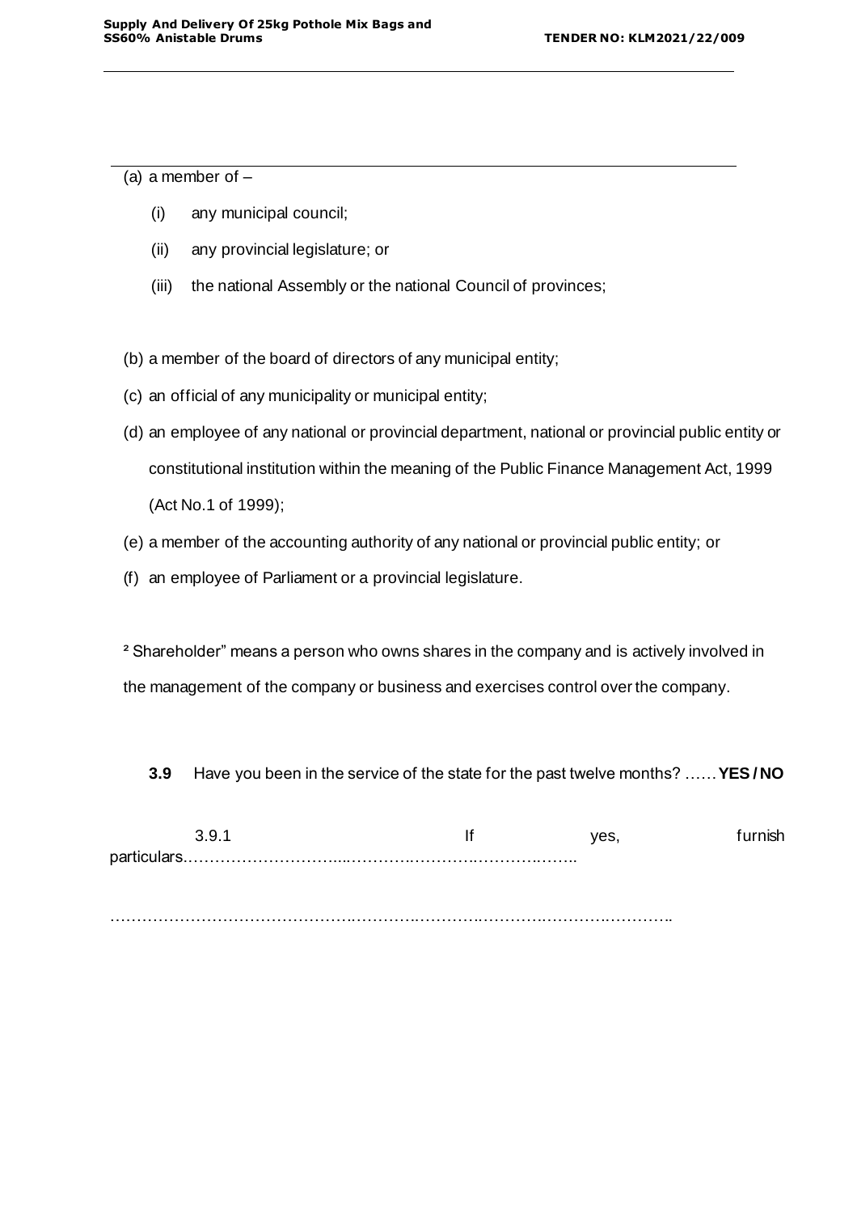(a) a member of –

   (i) any municipal council;

   (ii) any provincial legislature; or

   (iii) the national Assembly or the national Council of provinces;

(b) a member of the board of directors of any municipal entity;

(c) an official of any municipality or municipal entity;

(d) an employee of any national or provincial department, national or provincial public entity or constitutional institution within the meaning of the Public Finance Management Act, 1999 (Act No.1 of 1999);

(e) a member of the accounting authority of any national or provincial public entity; or

(f) an employee of Parliament or a provincial legislature.

[2] Shareholder" means a person who owns shares in the company and is actively involved in the management of the company or business and exercises control over the company.

**3.9** Have you been in the service of the state for the past twelve months? ……**YES / NO**

3.9.1 If yes, furnish particulars.………………………...……….……….……….……….……..

…………………………………….……….……….……….……….……….……….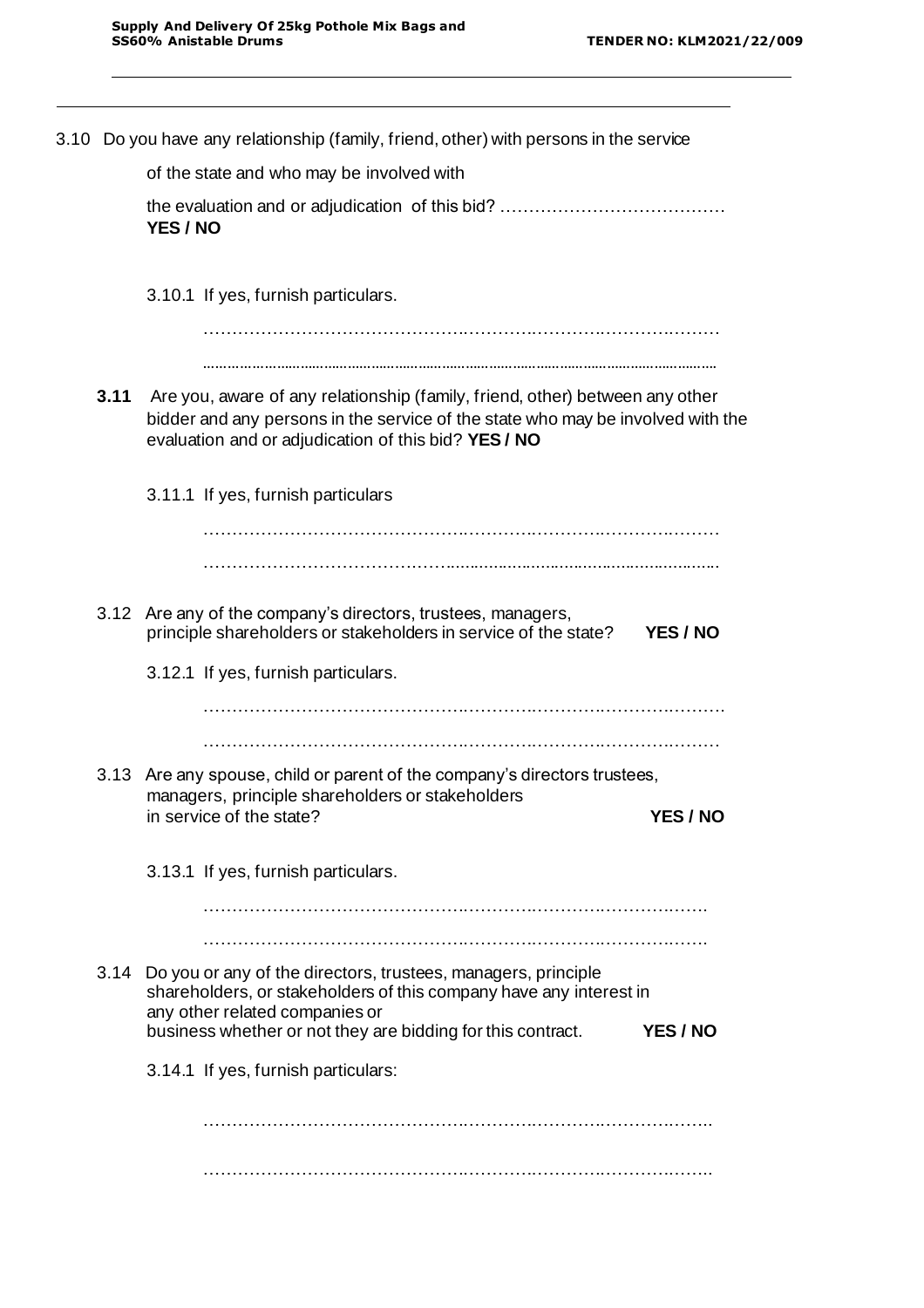3.10 Do you have any relationship (family, friend, other) with persons in the service of the state and who may be involved with the evaluation and or adjudication of this bid? ………………………………… **YES / NO**

3.10.1 If yes, furnish particulars.

…………………………………………………………………………………………

…………………………………………………………………………………………

**3.11** Are you, aware of any relationship (family, friend, other) between any other bidder and any persons in the service of the state who may be involved with the evaluation and or adjudication of this bid? **YES / NO**

3.11.1 If yes, furnish particulars

…………………………………………………………………………………………

…………………………………………………………………………………………

3.12 Are any of the company's directors, trustees, managers, principle shareholders or stakeholders in service of the state? **YES / NO**

3.12.1 If yes, furnish particulars.

…………………………………………………………………………………………

…………………………………………………………………………………………

3.13 Are any spouse, child or parent of the company's directors trustees, managers, principle shareholders or stakeholders in service of the state? **YES / NO**

3.13.1 If yes, furnish particulars.

…………………………………………………………………………………………

…………………………………………………………………………………………

3.14 Do you or any of the directors, trustees, managers, principle shareholders, or stakeholders of this company have any interest in any other related companies or business whether or not they are bidding for this contract. **YES / NO**

3.14.1 If yes, furnish particulars:

…………………………………………………………………………………………

…………………………………………………………………………………………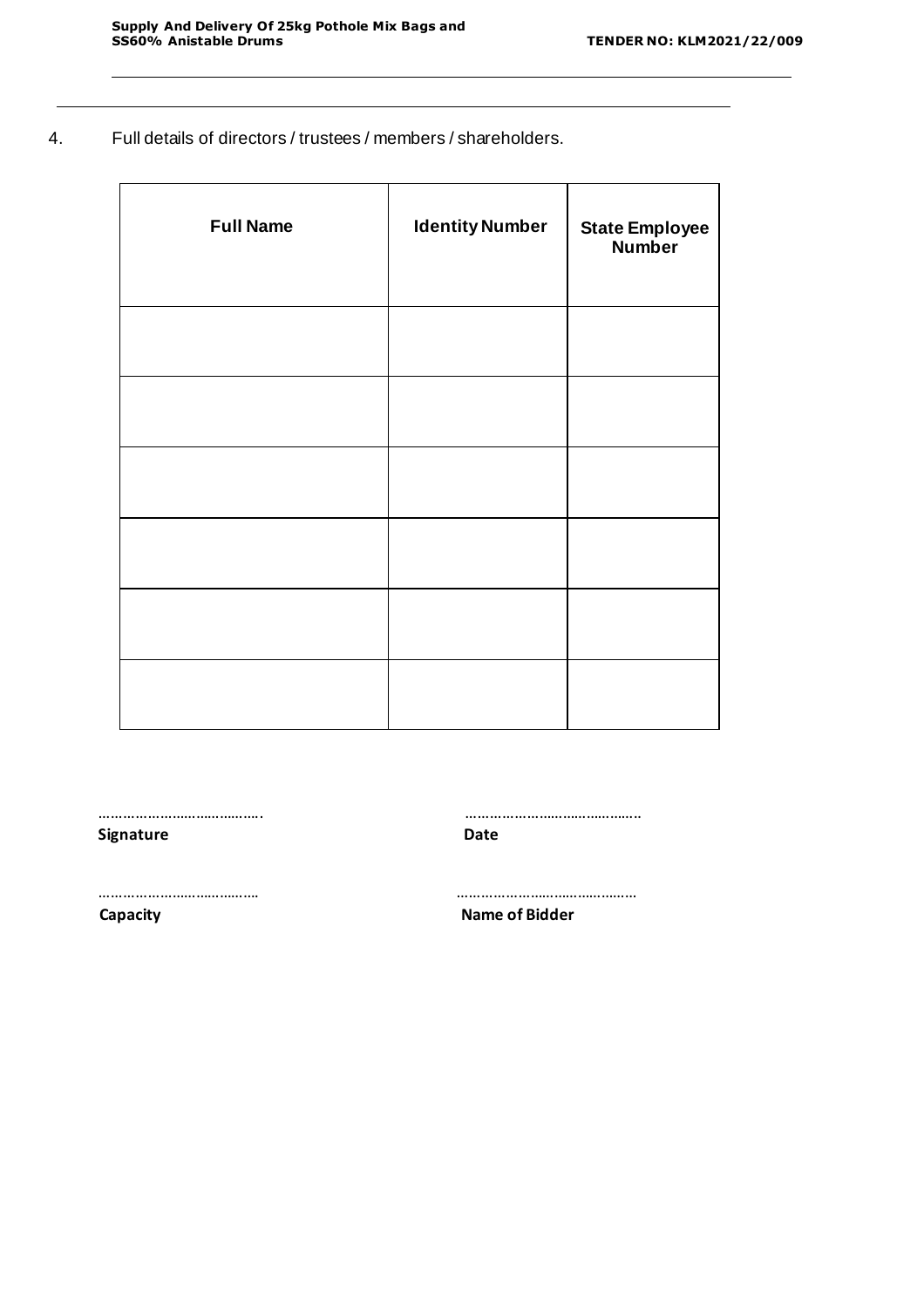4. Full details of directors / trustees / members / shareholders.

| Full Name | Identity Number | State Employee Number |
|---|---|---|
| | | |
| | | |
| | | |
| | | |
| | | |
| | | |

………………………………….  ……………………………………

**Signature** **Date**

…………………………………  ……………………………………

**Capacity** **Name of Bidder**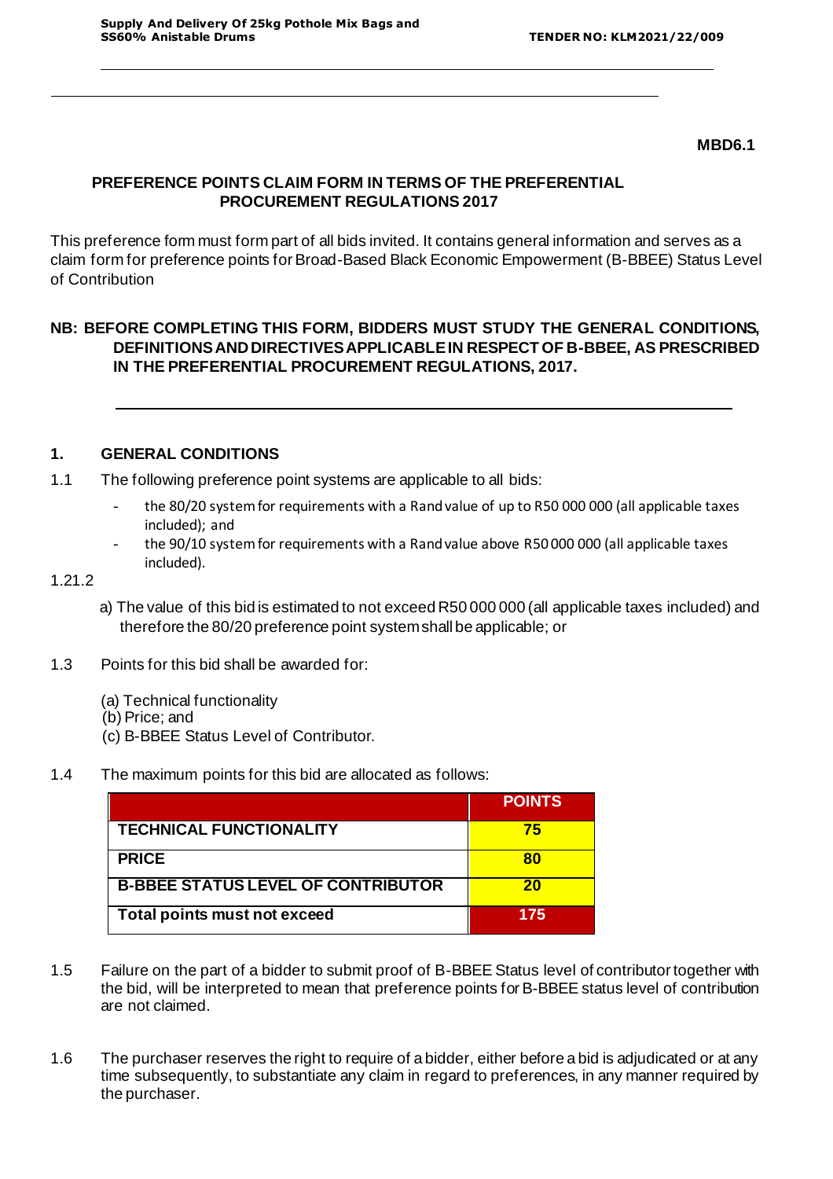**MBD6.1**

**PREFERENCE POINTS CLAIM FORM IN TERMS OF THE PREFERENTIAL PROCUREMENT REGULATIONS 2017**

This preference form must form part of all bids invited. It contains general information and serves as a claim form for preference points for Broad-Based Black Economic Empowerment (B-BBEE) Status Level of Contribution

**NB: BEFORE COMPLETING THIS FORM, BIDDERS MUST STUDY THE GENERAL CONDITIONS, DEFINITIONS AND DIRECTIVES APPLICABLE IN RESPECT OF B-BBEE, AS PRESCRIBED IN THE PREFERENTIAL PROCUREMENT REGULATIONS, 2017.**

## 1. GENERAL CONDITIONS

1.1 The following preference point systems are applicable to all bids:

- the 80/20 system for requirements with a Rand value of up to R50 000 000 (all applicable taxes included); and
- the 90/10 system for requirements with a Rand value above R50 000 000 (all applicable taxes included).

1.21.2

a) The value of this bid is estimated to not exceed R50 000 000 (all applicable taxes included) and therefore the 80/20 preference point system shall be applicable; or

1.3 Points for this bid shall be awarded for:

(a) Technical functionality
(b) Price; and
(c) B-BBEE Status Level of Contributor.

1.4 The maximum points for this bid are allocated as follows:

| | POINTS |
|---|---|
| TECHNICAL FUNCTIONALITY | 75 |
| PRICE | 80 |
| B-BBEE STATUS LEVEL OF CONTRIBUTOR | 20 |
| Total points must not exceed | 175 |

1.5 Failure on the part of a bidder to submit proof of B-BBEE Status level of contributor together with the bid, will be interpreted to mean that preference points for B-BBEE status level of contribution are not claimed.

1.6 The purchaser reserves the right to require of a bidder, either before a bid is adjudicated or at any time subsequently, to substantiate any claim in regard to preferences, in any manner required by the purchaser.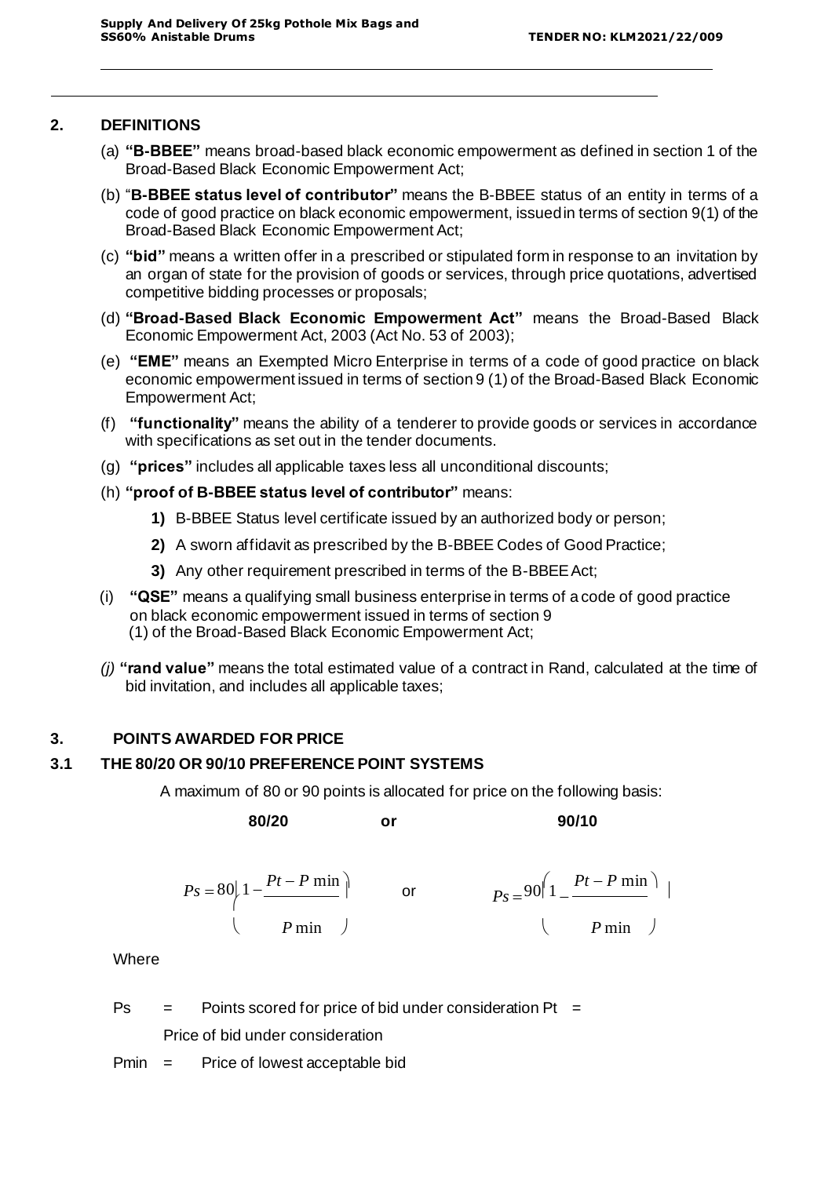## 2. DEFINITIONS

(a) **"B-BBEE"** means broad-based black economic empowerment as defined in section 1 of the Broad-Based Black Economic Empowerment Act;

(b) "**B-BBEE status level of contributor"** means the B-BBEE status of an entity in terms of a code of good practice on black economic empowerment, issued in terms of section 9(1) of the Broad-Based Black Economic Empowerment Act;

(c) **"bid"** means a written offer in a prescribed or stipulated form in response to an invitation by an organ of state for the provision of goods or services, through price quotations, advertised competitive bidding processes or proposals;

(d) **"Broad-Based Black Economic Empowerment Act"** means the Broad-Based Black Economic Empowerment Act, 2003 (Act No. 53 of 2003);

(e) **"EME"** means an Exempted Micro Enterprise in terms of a code of good practice on black economic empowerment issued in terms of section 9 (1) of the Broad-Based Black Economic Empowerment Act;

(f) **"functionality"** means the ability of a tenderer to provide goods or services in accordance with specifications as set out in the tender documents.

(g) **"prices"** includes all applicable taxes less all unconditional discounts;

(h) **"proof of B-BBEE status level of contributor"** means:

1. B-BBEE Status level certificate issued by an authorized body or person;
2. A sworn affidavit as prescribed by the B-BBEE Codes of Good Practice;
3. Any other requirement prescribed in terms of the B-BBEE Act;

(i) **"QSE"** means a qualifying small business enterprise in terms of a code of good practice on black economic empowerment issued in terms of section 9 (1) of the Broad-Based Black Economic Empowerment Act;

*(j)* **"rand value"** means the total estimated value of a contract in Rand, calculated at the time of bid invitation, and includes all applicable taxes;

## 3. POINTS AWARDED FOR PRICE

### 3.1 THE 80/20 OR 90/10 PREFERENCE POINT SYSTEMS

A maximum of 80 or 90 points is allocated for price on the following basis:

**80/20** or **90/10**

$$Ps = 80\left(1 - \frac{Pt - P\min}{P\min}\right) \quad \text{or} \quad Ps = 90\left(1 - \frac{Pt - P\min}{P\min}\right)$$

Where

Ps = Points scored for price of bid under consideration

Pt = Price of bid under consideration

Pmin = Price of lowest acceptable bid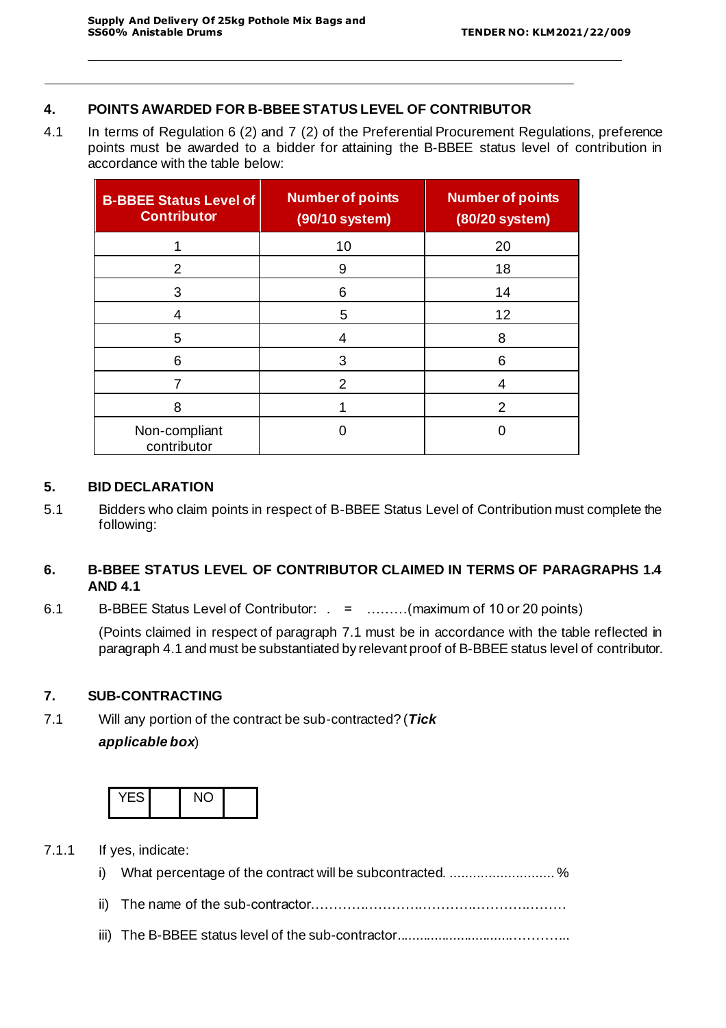## 4. POINTS AWARDED FOR B-BBEE STATUS LEVEL OF CONTRIBUTOR

4.1 In terms of Regulation 6 (2) and 7 (2) of the Preferential Procurement Regulations, preference points must be awarded to a bidder for attaining the B-BBEE status level of contribution in accordance with the table below:

| B-BBEE Status Level of Contributor | Number of points (90/10 system) | Number of points (80/20 system) |
|---|---|---|
| 1 | 10 | 20 |
| 2 | 9 | 18 |
| 3 | 6 | 14 |
| 4 | 5 | 12 |
| 5 | 4 | 8 |
| 6 | 3 | 6 |
| 7 | 2 | 4 |
| 8 | 1 | 2 |
| Non-compliant contributor | 0 | 0 |

## 5. BID DECLARATION

5.1 Bidders who claim points in respect of B-BBEE Status Level of Contribution must complete the following:

## 6. B-BBEE STATUS LEVEL OF CONTRIBUTOR CLAIMED IN TERMS OF PARAGRAPHS 1.4 AND 4.1

6.1 B-BBEE Status Level of Contributor: . = ………(maximum of 10 or 20 points)

(Points claimed in respect of paragraph 7.1 must be in accordance with the table reflected in paragraph 4.1 and must be substantiated by relevant proof of B-BBEE status level of contributor.

## 7. SUB-CONTRACTING

7.1 Will any portion of the contract be sub-contracted? (***Tick applicable box***)

| YES | | NO | |
|---|---|---|---|

7.1.1 If yes, indicate:

i) What percentage of the contract will be subcontracted. ............................%

ii) The name of the sub-contractor…………………………………………………

iii) The B-BBEE status level of the sub-contractor.........................................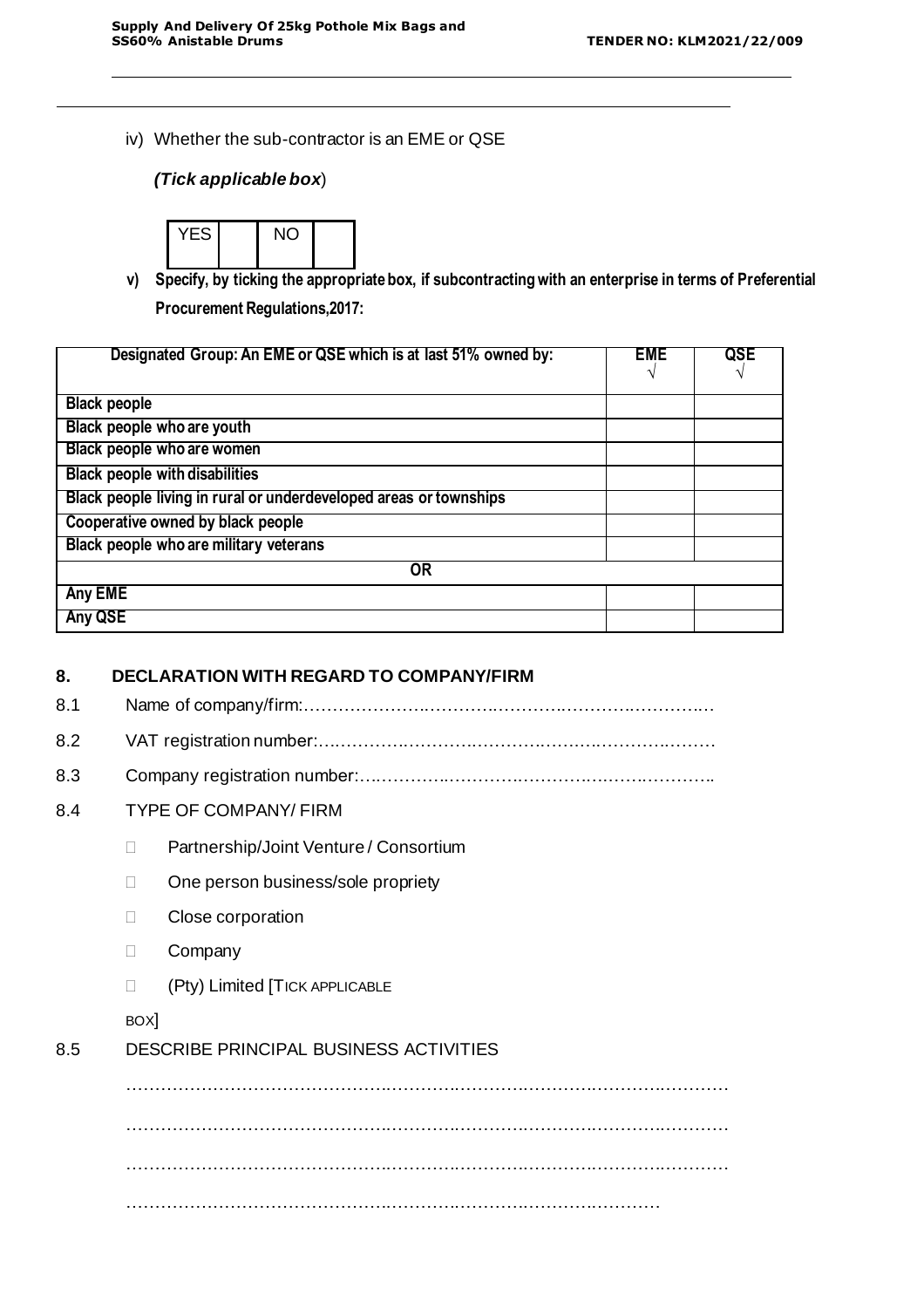iv) Whether the sub-contractor is an EME or QSE

*(Tick applicable box*)

| YES | | NO | |
|---|---|---|---|

**v) Specify, by ticking the appropriate box, if subcontracting with an enterprise in terms of Preferential Procurement Regulations,2017:**

| Designated Group: An EME or QSE which is at last 51% owned by: | EME √ | QSE √ |
|---|---|---|
| Black people | | |
| Black people who are youth | | |
| Black people who are women | | |
| Black people with disabilities | | |
| Black people living in rural or underdeveloped areas or townships | | |
| Cooperative owned by black people | | |
| Black people who are military veterans | | |
| OR | | |
| Any EME | | |
| Any QSE | | |

## 8. DECLARATION WITH REGARD TO COMPANY/FIRM

8.1 Name of company/firm:…………………………………………………………………….

8.2 VAT registration number:……………………………………………………………………

8.3 Company registration number:……………………………………………………………..

8.4 TYPE OF COMPANY/ FIRM

- ☐ Partnership/Joint Venture / Consortium
- ☐ One person business/sole propriety
- ☐ Close corporation
- ☐ Company
- ☐ (Pty) Limited [TICK APPLICABLE BOX]

8.5 DESCRIBE PRINCIPAL BUSINESS ACTIVITIES

………………………………………………………………………………………………

………………………………………………………………………………………………

………………………………………………………………………………………………

……………………………………………………………………………………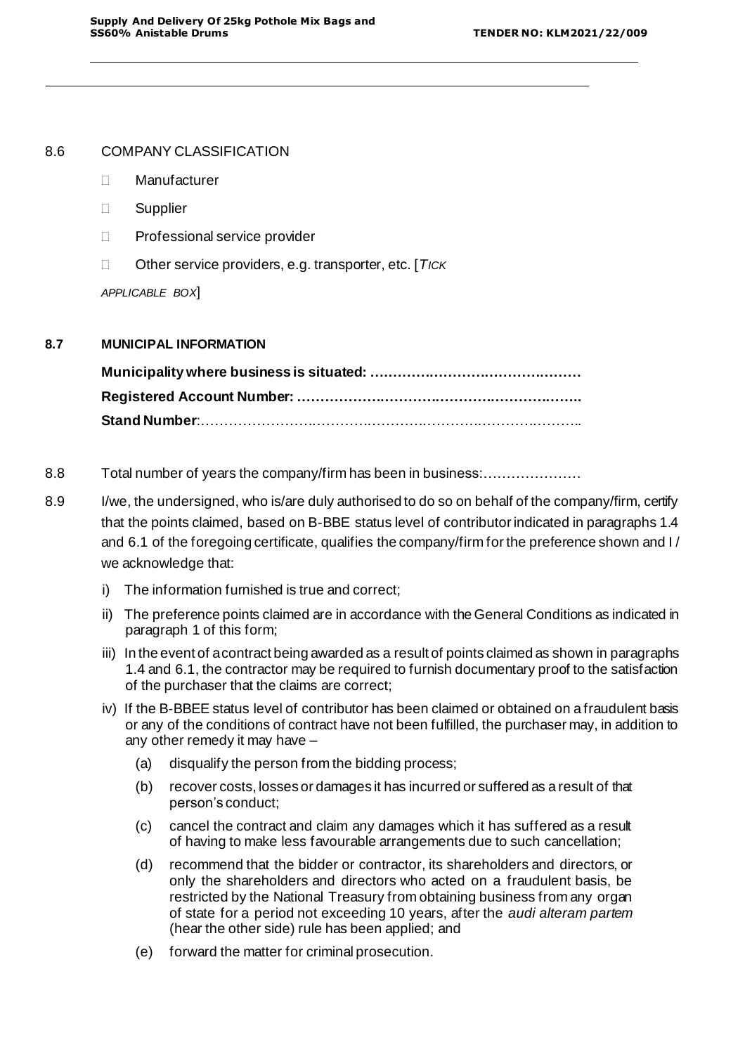8.6 COMPANY CLASSIFICATION

- ☐ Manufacturer
- ☐ Supplier
- ☐ Professional service provider
- ☐ Other service providers, e.g. transporter, etc. [*TICK APPLICABLE BOX*]

**8.7 MUNICIPAL INFORMATION**

**Municipality where business is situated: ………………………………………**

**Registered Account Number: …………………………………………………..**

**Stand Number**:………………………………………………………………………..

8.8 Total number of years the company/firm has been in business:…………………

8.9 I/we, the undersigned, who is/are duly authorised to do so on behalf of the company/firm, certify that the points claimed, based on B-BBE status level of contributor indicated in paragraphs 1.4 and 6.1 of the foregoing certificate, qualifies the company/firm for the preference shown and I / we acknowledge that:

i) The information furnished is true and correct;

ii) The preference points claimed are in accordance with the General Conditions as indicated in paragraph 1 of this form;

iii) In the event of a contract being awarded as a result of points claimed as shown in paragraphs 1.4 and 6.1, the contractor may be required to furnish documentary proof to the satisfaction of the purchaser that the claims are correct;

iv) If the B-BBEE status level of contributor has been claimed or obtained on a fraudulent basis or any of the conditions of contract have not been fulfilled, the purchaser may, in addition to any other remedy it may have –

(a) disqualify the person from the bidding process;

(b) recover costs, losses or damages it has incurred or suffered as a result of that person's conduct;

(c) cancel the contract and claim any damages which it has suffered as a result of having to make less favourable arrangements due to such cancellation;

(d) recommend that the bidder or contractor, its shareholders and directors, or only the shareholders and directors who acted on a fraudulent basis, be restricted by the National Treasury from obtaining business from any organ of state for a period not exceeding 10 years, after the *audi alteram partem* (hear the other side) rule has been applied; and

(e) forward the matter for criminal prosecution.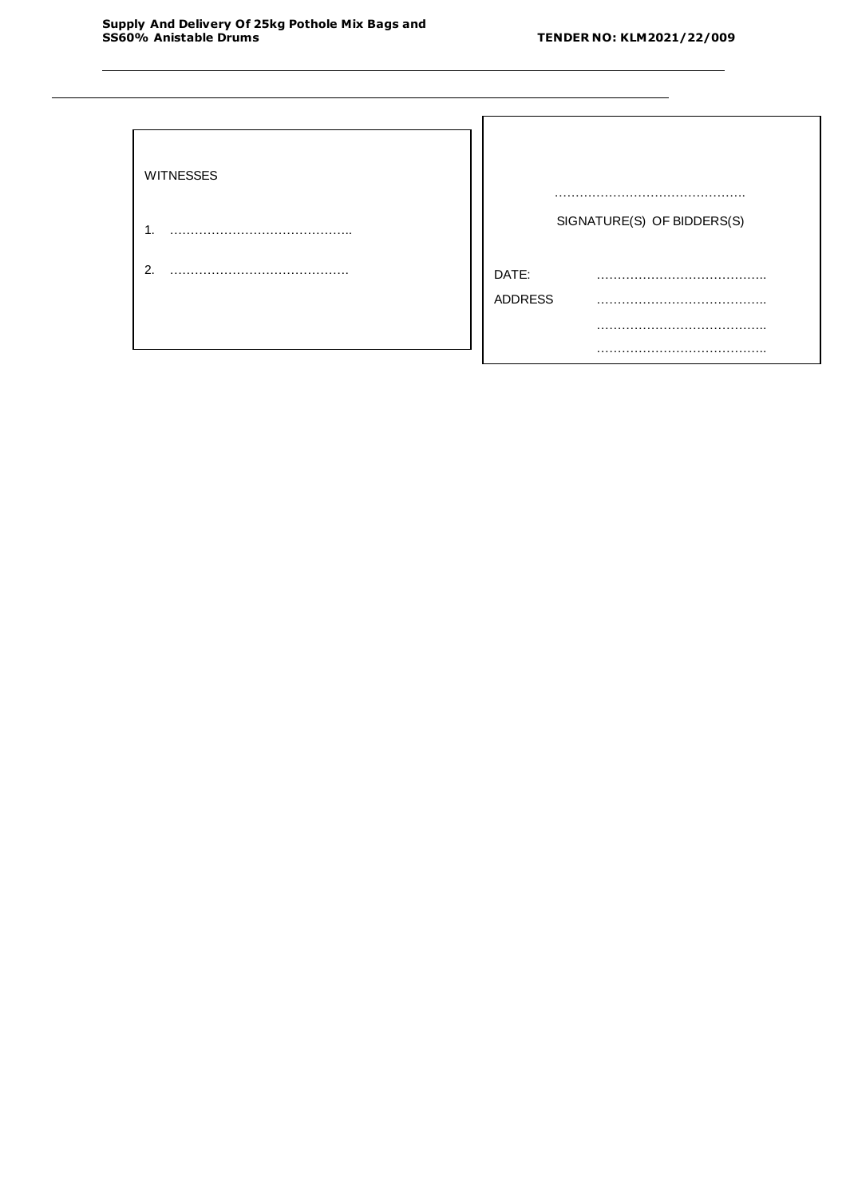WITNESSES

1. ……………………………………..

2. …………………………………….

……………………………………….

SIGNATURE(S) OF BIDDERS(S)

DATE: …………………………………..

ADDRESS …………………………………..

…………………………………..

…………………………………..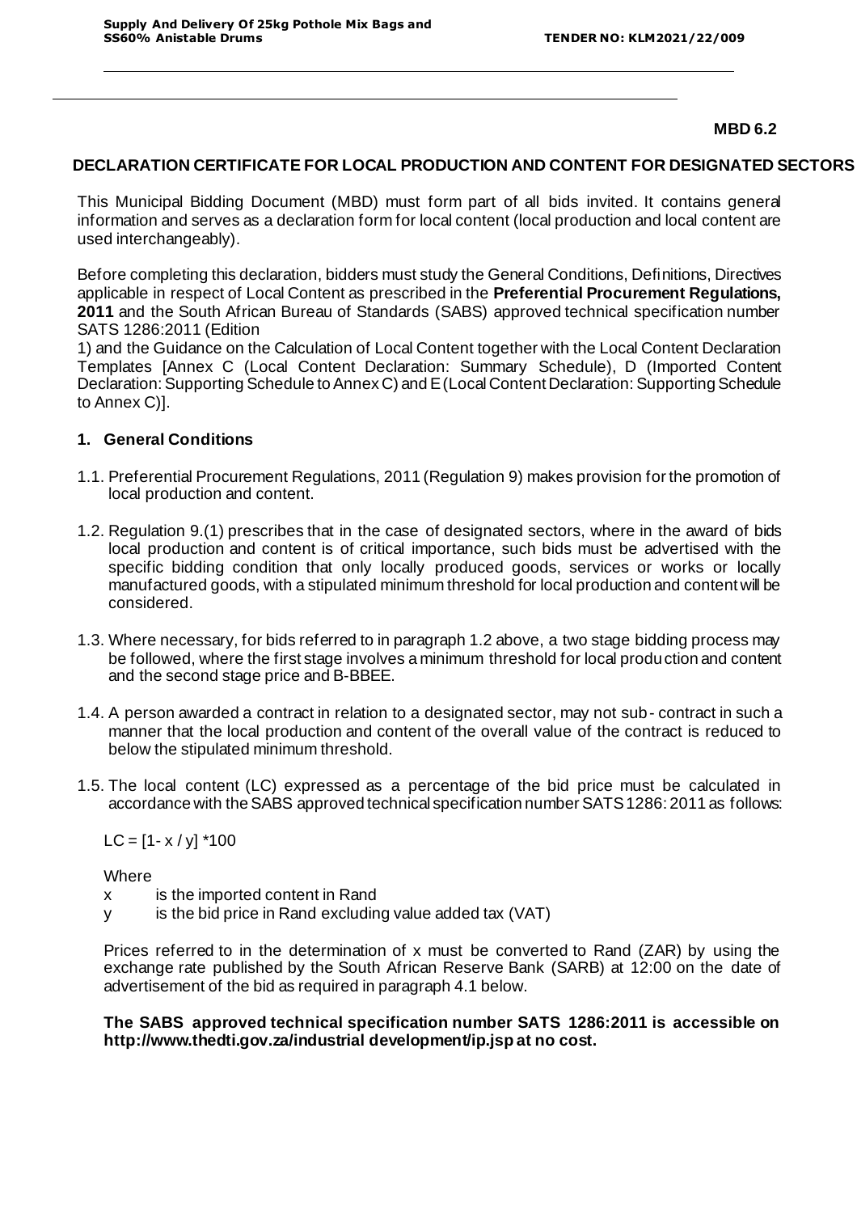**MBD 6.2**

## DECLARATION CERTIFICATE FOR LOCAL PRODUCTION AND CONTENT FOR DESIGNATED SECTORS

This Municipal Bidding Document (MBD) must form part of all bids invited. It contains general information and serves as a declaration form for local content (local production and local content are used interchangeably).

Before completing this declaration, bidders must study the General Conditions, Definitions, Directives applicable in respect of Local Content as prescribed in the **Preferential Procurement Regulations, 2011** and the South African Bureau of Standards (SABS) approved technical specification number SATS 1286:2011 (Edition 1) and the Guidance on the Calculation of Local Content together with the Local Content Declaration Templates [Annex C (Local Content Declaration: Summary Schedule), D (Imported Content Declaration: Supporting Schedule to Annex C) and E (Local Content Declaration: Supporting Schedule to Annex C)].

### 1. General Conditions

1.1. Preferential Procurement Regulations, 2011 (Regulation 9) makes provision for the promotion of local production and content.

1.2. Regulation 9.(1) prescribes that in the case of designated sectors, where in the award of bids local production and content is of critical importance, such bids must be advertised with the specific bidding condition that only locally produced goods, services or works or locally manufactured goods, with a stipulated minimum threshold for local production and content will be considered.

1.3. Where necessary, for bids referred to in paragraph 1.2 above, a two stage bidding process may be followed, where the first stage involves a minimum threshold for local production and content and the second stage price and B-BBEE.

1.4. A person awarded a contract in relation to a designated sector, may not sub- contract in such a manner that the local production and content of the overall value of the contract is reduced to below the stipulated minimum threshold.

1.5. The local content (LC) expressed as a percentage of the bid price must be calculated in accordance with the SABS approved technical specification number SATS 1286: 2011 as follows:

$$LC = [1 - x / y] * 100$$

Where

x is the imported content in Rand

y is the bid price in Rand excluding value added tax (VAT)

Prices referred to in the determination of x must be converted to Rand (ZAR) by using the exchange rate published by the South African Reserve Bank (SARB) at 12:00 on the date of advertisement of the bid as required in paragraph 4.1 below.

**The SABS approved technical specification number SATS 1286:2011 is accessible on http://www.thedti.gov.za/industrial development/ip.jsp at no cost.**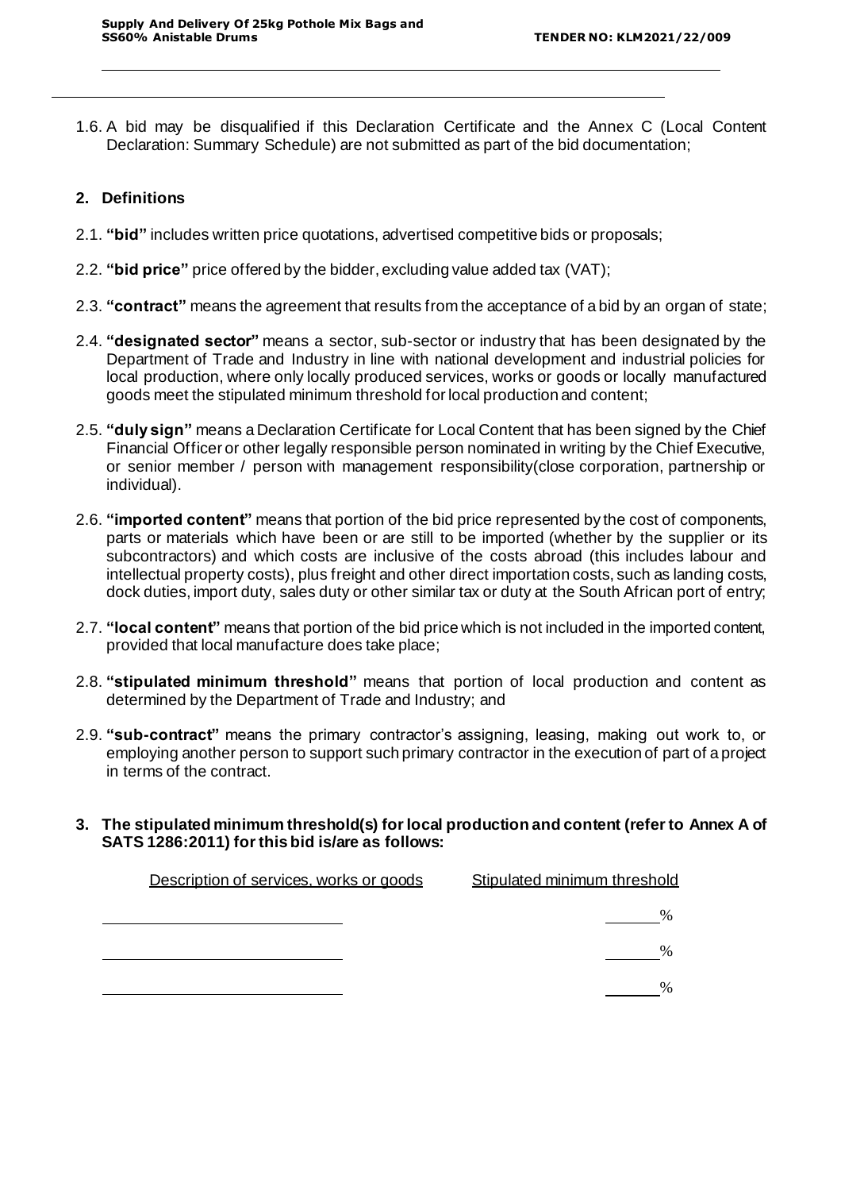1.6. A bid may be disqualified if this Declaration Certificate and the Annex C (Local Content Declaration: Summary Schedule) are not submitted as part of the bid documentation;

## 2. Definitions

2.1. **"bid"** includes written price quotations, advertised competitive bids or proposals;

2.2. **"bid price"** price offered by the bidder, excluding value added tax (VAT);

2.3. **"contract"** means the agreement that results from the acceptance of a bid by an organ of state;

2.4. **"designated sector"** means a sector, sub-sector or industry that has been designated by the Department of Trade and Industry in line with national development and industrial policies for local production, where only locally produced services, works or goods or locally manufactured goods meet the stipulated minimum threshold for local production and content;

2.5. **"duly sign"** means a Declaration Certificate for Local Content that has been signed by the Chief Financial Officer or other legally responsible person nominated in writing by the Chief Executive, or senior member / person with management responsibility(close corporation, partnership or individual).

2.6. **"imported content"** means that portion of the bid price represented by the cost of components, parts or materials which have been or are still to be imported (whether by the supplier or its subcontractors) and which costs are inclusive of the costs abroad (this includes labour and intellectual property costs), plus freight and other direct importation costs, such as landing costs, dock duties, import duty, sales duty or other similar tax or duty at the South African port of entry;

2.7. **"local content"** means that portion of the bid price which is not included in the imported content, provided that local manufacture does take place;

2.8. **"stipulated minimum threshold"** means that portion of local production and content as determined by the Department of Trade and Industry; and

2.9. **"sub-contract"** means the primary contractor's assigning, leasing, making out work to, or employing another person to support such primary contractor in the execution of part of a project in terms of the contract.

## 3. The stipulated minimum threshold(s) for local production and content (refer to Annex A of SATS 1286:2011) for this bid is/are as follows:

| Description of services, works or goods | Stipulated minimum threshold |
|---|---|
| ____________________________ | _____% |
| ____________________________ | _____% |
| ____________________________ | _____% |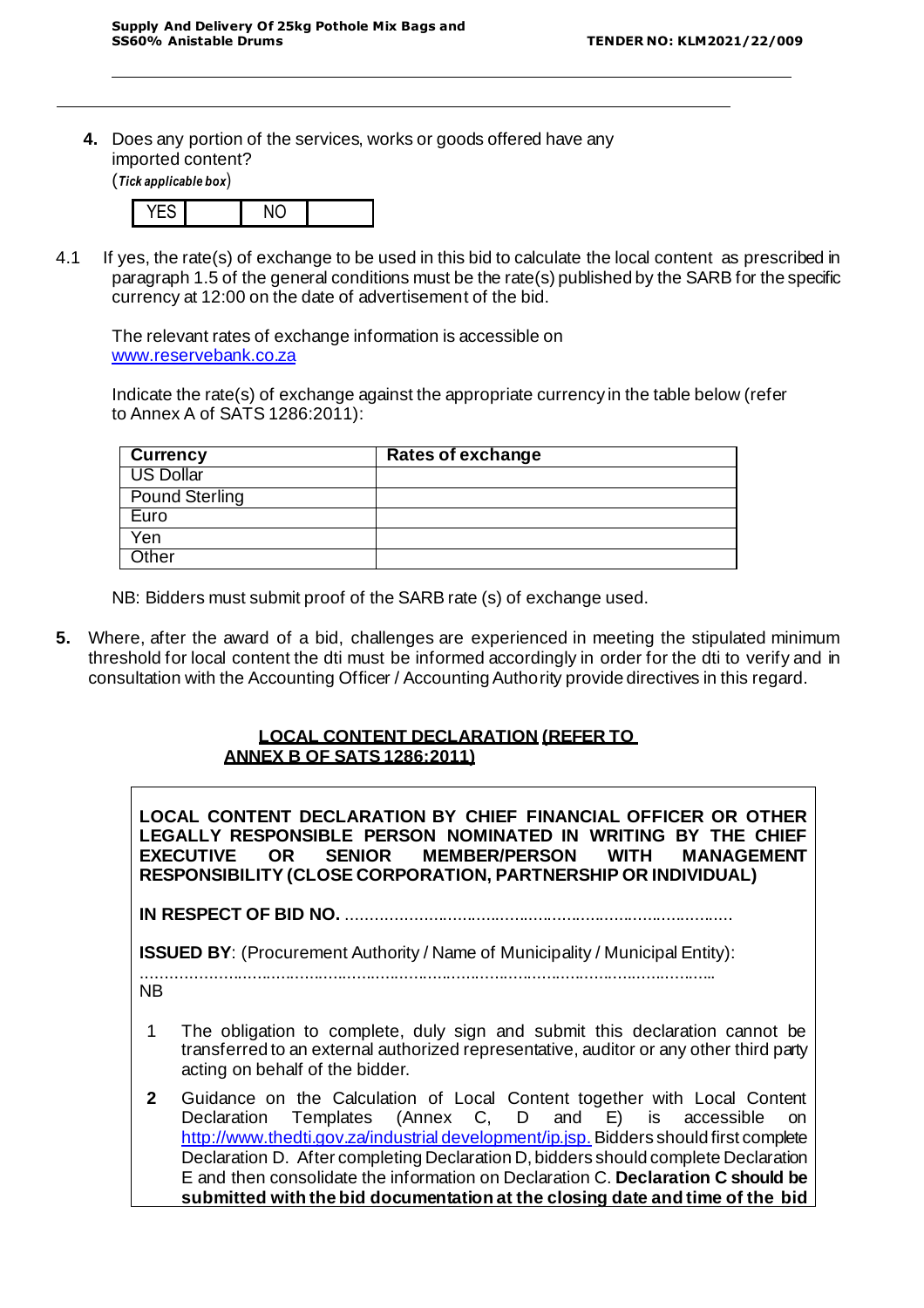**4.** Does any portion of the services, works or goods offered have any imported content?
(*Tick applicable box*)

| YES | | NO | |
|---|---|---|---|

4.1 If yes, the rate(s) of exchange to be used in this bid to calculate the local content as prescribed in paragraph 1.5 of the general conditions must be the rate(s) published by the SARB for the specific currency at 12:00 on the date of advertisement of the bid.

The relevant rates of exchange information is accessible on www.reservebank.co.za

Indicate the rate(s) of exchange against the appropriate currency in the table below (refer to Annex A of SATS 1286:2011):

| Currency | Rates of exchange |
|---|---|
| US Dollar | |
| Pound Sterling | |
| Euro | |
| Yen | |
| Other | |

NB: Bidders must submit proof of the SARB rate (s) of exchange used.

**5.** Where, after the award of a bid, challenges are experienced in meeting the stipulated minimum threshold for local content the dti must be informed accordingly in order for the dti to verify and in consultation with the Accounting Officer / Accounting Authority provide directives in this regard.

**LOCAL CONTENT DECLARATION (REFER TO ANNEX B OF SATS 1286:2011)**

**LOCAL CONTENT DECLARATION BY CHIEF FINANCIAL OFFICER OR OTHER LEGALLY RESPONSIBLE PERSON NOMINATED IN WRITING BY THE CHIEF EXECUTIVE OR SENIOR MEMBER/PERSON WITH MANAGEMENT RESPONSIBILITY (CLOSE CORPORATION, PARTNERSHIP OR INDIVIDUAL)**

**IN RESPECT OF BID NO.** .......................................................................................

**ISSUED BY**: (Procurement Authority / Name of Municipality / Municipal Entity):
.......................................................................................................................

NB

1. The obligation to complete, duly sign and submit this declaration cannot be transferred to an external authorized representative, auditor or any other third party acting on behalf of the bidder.
2. Guidance on the Calculation of Local Content together with Local Content Declaration Templates (Annex C, D and E) is accessible on http://www.thedti.gov.za/industrial development/ip.jsp. Bidders should first complete Declaration D. After completing Declaration D, bidders should complete Declaration E and then consolidate the information on Declaration C. **Declaration C should be submitted with the bid documentation at the closing date and time of the bid**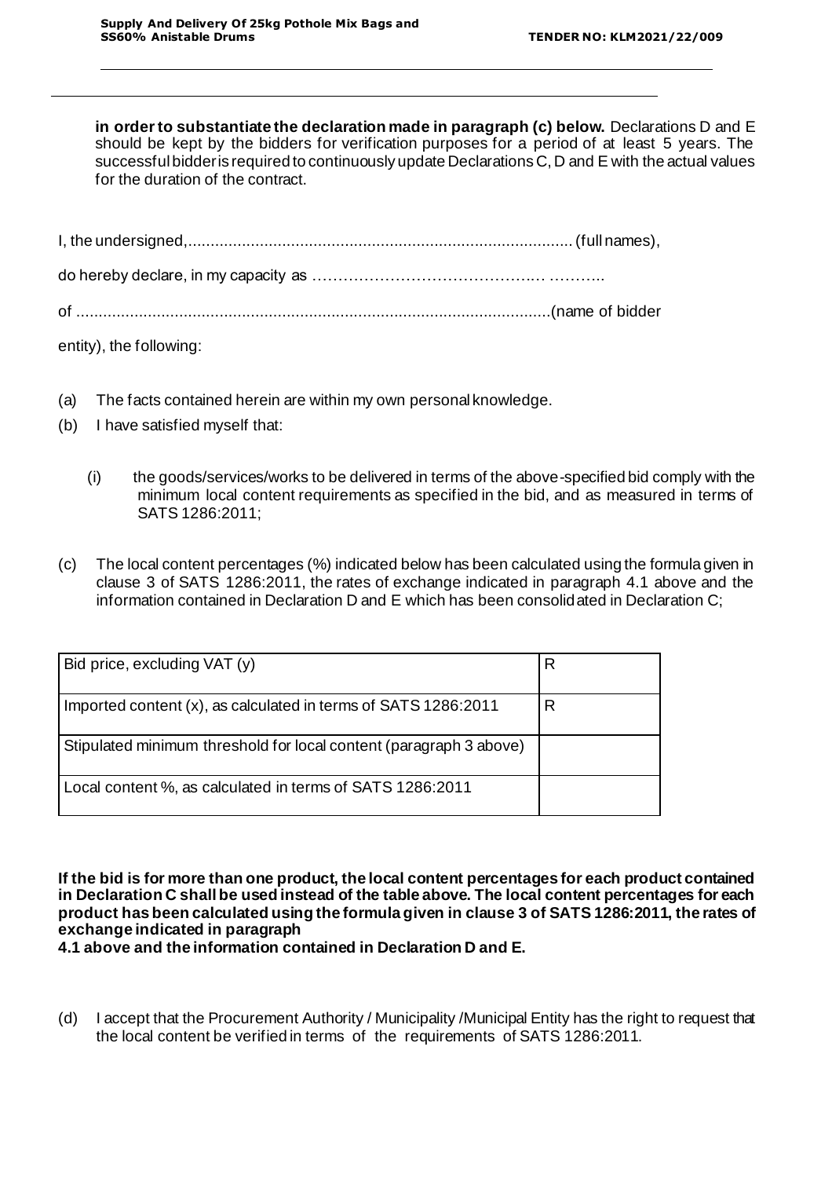**in order to substantiate the declaration made in paragraph (c) below.** Declarations D and E should be kept by the bidders for verification purposes for a period of at least 5 years. The successful bidder is required to continuously update Declarations C, D and E with the actual values for the duration of the contract.

I, the undersigned,...................................................................................... (full names),

do hereby declare, in my capacity as ……………………………………. ………..

of ..........................................................................................................(name of bidder entity), the following:

(a) The facts contained herein are within my own personal knowledge.

(b) I have satisfied myself that:

  (i) the goods/services/works to be delivered in terms of the above-specified bid comply with the minimum local content requirements as specified in the bid, and as measured in terms of SATS 1286:2011;

(c) The local content percentages (%) indicated below has been calculated using the formula given in clause 3 of SATS 1286:2011, the rates of exchange indicated in paragraph 4.1 above and the information contained in Declaration D and E which has been consolidated in Declaration C;

| | |
|---|---|
| Bid price, excluding VAT (y) | R |
| Imported content (x), as calculated in terms of SATS 1286:2011 | R |
| Stipulated minimum threshold for local content (paragraph 3 above) | |
| Local content %, as calculated in terms of SATS 1286:2011 | |

**If the bid is for more than one product, the local content percentages for each product contained in Declaration C shall be used instead of the table above. The local content percentages for each product has been calculated using the formula given in clause 3 of SATS 1286:2011, the rates of exchange indicated in paragraph 4.1 above and the information contained in Declaration D and E.**

(d) I accept that the Procurement Authority / Municipality /Municipal Entity has the right to request that the local content be verified in terms of the requirements of SATS 1286:2011.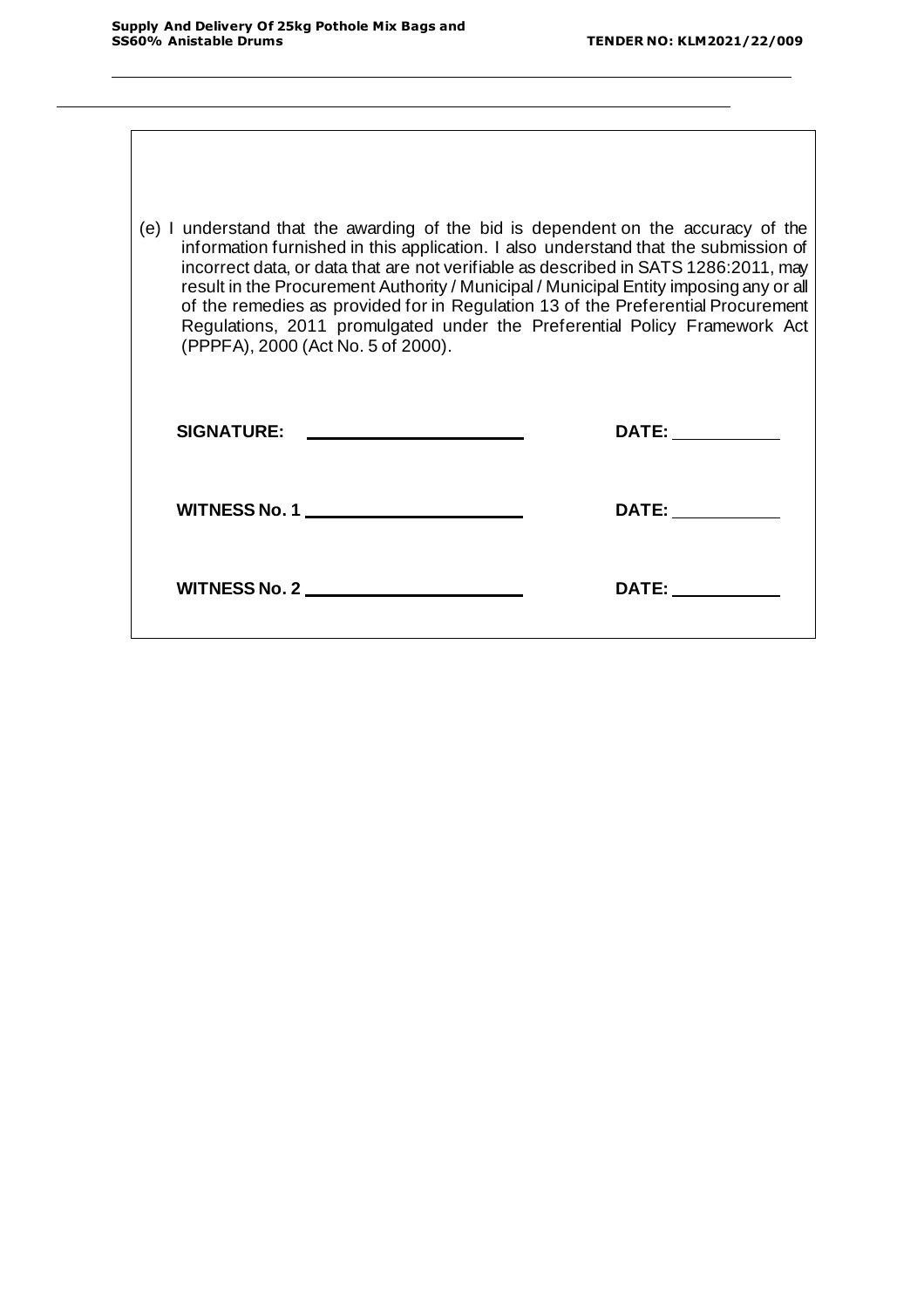(e) I understand that the awarding of the bid is dependent on the accuracy of the information furnished in this application. I also understand that the submission of incorrect data, or data that are not verifiable as described in SATS 1286:2011, may result in the Procurement Authority / Municipal / Municipal Entity imposing any or all of the remedies as provided for in Regulation 13 of the Preferential Procurement Regulations, 2011 promulgated under the Preferential Policy Framework Act (PPPFA), 2000 (Act No. 5 of 2000).

**SIGNATURE:** ______________________ **DATE:** ___________

**WITNESS No. 1** ______________________ **DATE:** ___________

**WITNESS No. 2** ______________________ **DATE:** ___________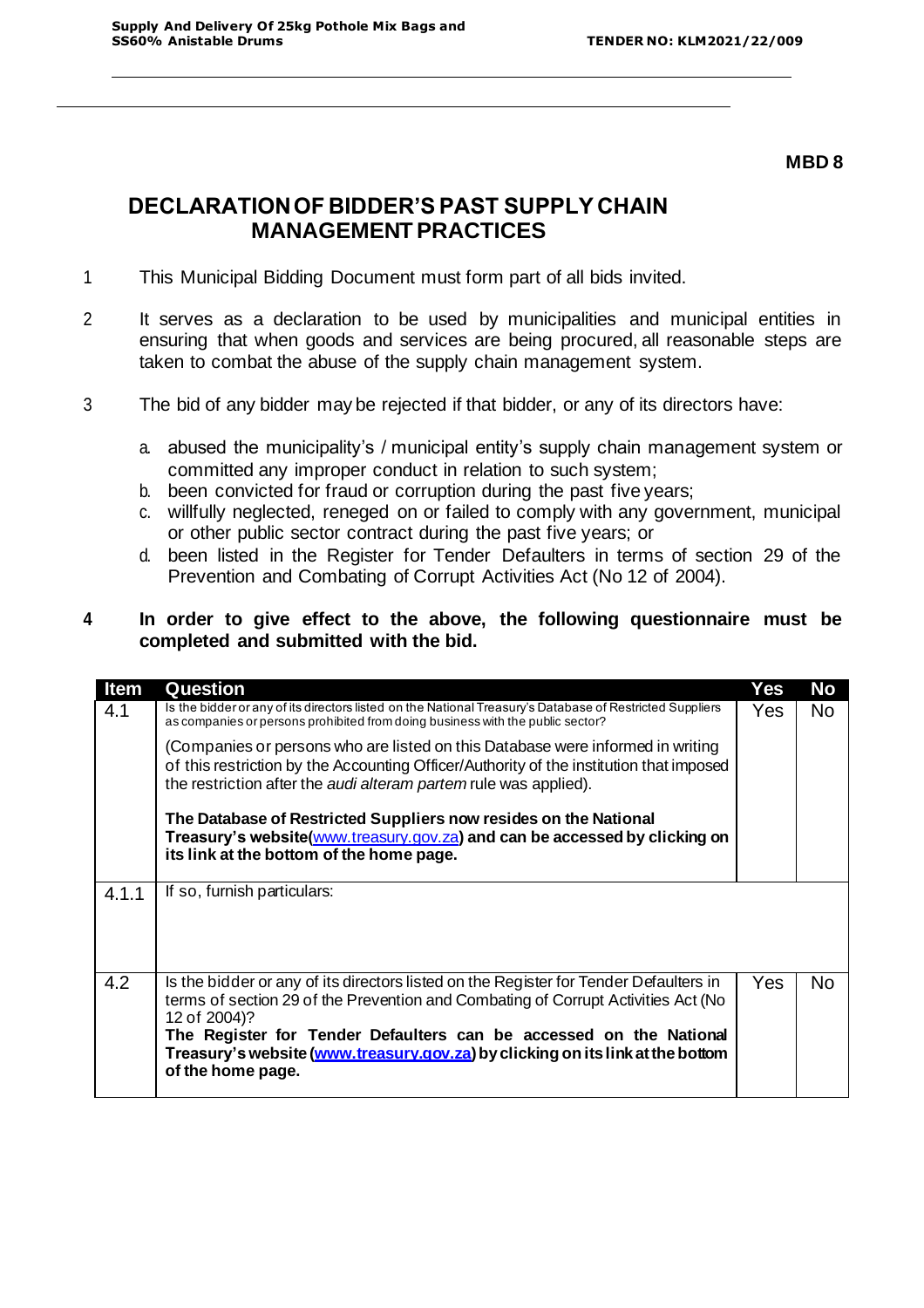**MBD 8**

# DECLARATION OF BIDDER'S PAST SUPPLY CHAIN MANAGEMENT PRACTICES

1 This Municipal Bidding Document must form part of all bids invited.

2 It serves as a declaration to be used by municipalities and municipal entities in ensuring that when goods and services are being procured, all reasonable steps are taken to combat the abuse of the supply chain management system.

3 The bid of any bidder may be rejected if that bidder, or any of its directors have:

a. abused the municipality's / municipal entity's supply chain management system or committed any improper conduct in relation to such system;
b. been convicted for fraud or corruption during the past five years;
c. willfully neglected, reneged on or failed to comply with any government, municipal or other public sector contract during the past five years; or
d. been listed in the Register for Tender Defaulters in terms of section 29 of the Prevention and Combating of Corrupt Activities Act (No 12 of 2004).

**4 In order to give effect to the above, the following questionnaire must be completed and submitted with the bid.**

| Item | Question | Yes | No |
|---|---|---|---|
| 4.1 | Is the bidder or any of its directors listed on the National Treasury's Database of Restricted Suppliers as companies or persons prohibited from doing business with the public sector?<br><br>(Companies or persons who are listed on this Database were informed in writing of this restriction by the Accounting Officer/Authority of the institution that imposed the restriction after the *audi alteram partem* rule was applied).<br><br>**The Database of Restricted Suppliers now resides on the National Treasury's website(www.treasury.gov.za) and can be accessed by clicking on its link at the bottom of the home page.** | Yes | No |
| 4.1.1 | If so, furnish particulars: | | |
| 4.2 | Is the bidder or any of its directors listed on the Register for Tender Defaulters in terms of section 29 of the Prevention and Combating of Corrupt Activities Act (No 12 of 2004)?<br>**The Register for Tender Defaulters can be accessed on the National Treasury's website (www.treasury.gov.za) by clicking on its link at the bottom of the home page.** | Yes | No |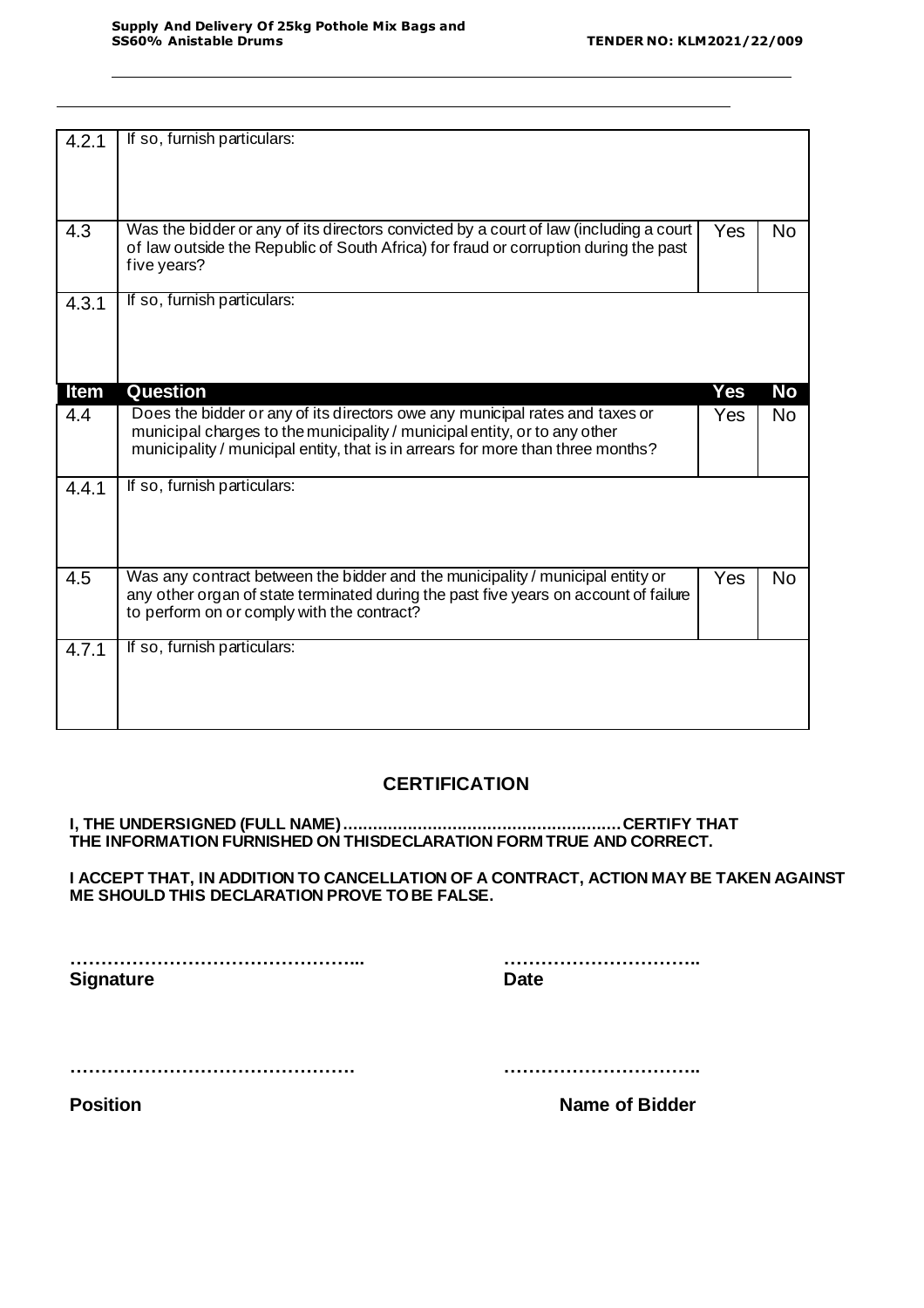| | | | |
|---|---|---|---|
| 4.2.1 | If so, furnish particulars: | | |
| 4.3 | Was the bidder or any of its directors convicted by a court of law (including a court of law outside the Republic of South Africa) for fraud or corruption during the past five years? | Yes | No |
| 4.3.1 | If so, furnish particulars: | | |
| **Item** | **Question** | **Yes** | **No** |
| 4.4 | Does the bidder or any of its directors owe any municipal rates and taxes or municipal charges to the municipality / municipal entity, or to any other municipality / municipal entity, that is in arrears for more than three months? | Yes | No |
| 4.4.1 | If so, furnish particulars: | | |
| 4.5 | Was any contract between the bidder and the municipality / municipal entity or any other organ of state terminated during the past five years on account of failure to perform on or comply with the contract? | Yes | No |
| 4.7.1 | If so, furnish particulars: | | |

## CERTIFICATION

**I, THE UNDERSIGNED (FULL NAME)………………………………………………CERTIFY THAT THE INFORMATION FURNISHED ON THISDECLARATION FORM TRUE AND CORRECT.**

**I ACCEPT THAT, IN ADDITION TO CANCELLATION OF A CONTRACT, ACTION MAY BE TAKEN AGAINST ME SHOULD THIS DECLARATION PROVE TO BE FALSE.**

………………………………………...  ……………………………..
**Signature**  **Date**

……………………………………….  ……………………………..
**Position**  **Name of Bidder**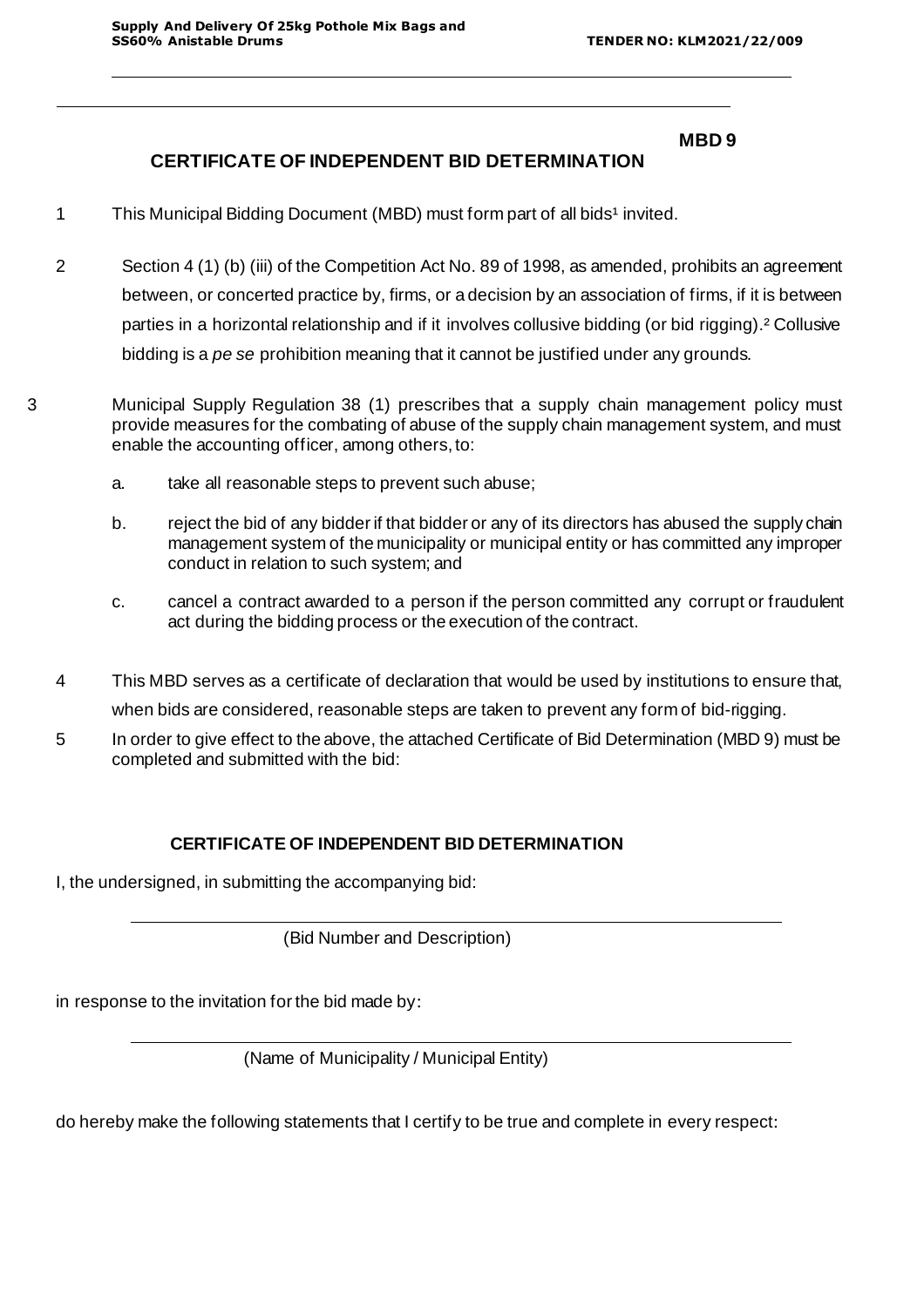**MBD 9**

## CERTIFICATE OF INDEPENDENT BID DETERMINATION

1. This Municipal Bidding Document (MBD) must form part of all bids[1] invited.

2. Section 4 (1) (b) (iii) of the Competition Act No. 89 of 1998, as amended, prohibits an agreement between, or concerted practice by, firms, or a decision by an association of firms, if it is between parties in a horizontal relationship and if it involves collusive bidding (or bid rigging).[2] Collusive bidding is a *pe se* prohibition meaning that it cannot be justified under any grounds.

3. Municipal Supply Regulation 38 (1) prescribes that a supply chain management policy must provide measures for the combating of abuse of the supply chain management system, and must enable the accounting officer, among others, to:

   a. take all reasonable steps to prevent such abuse;

   b. reject the bid of any bidder if that bidder or any of its directors has abused the supply chain management system of the municipality or municipal entity or has committed any improper conduct in relation to such system; and

   c. cancel a contract awarded to a person if the person committed any corrupt or fraudulent act during the bidding process or the execution of the contract.

4. This MBD serves as a certificate of declaration that would be used by institutions to ensure that, when bids are considered, reasonable steps are taken to prevent any form of bid-rigging.

5. In order to give effect to the above, the attached Certificate of Bid Determination (MBD 9) must be completed and submitted with the bid:

### CERTIFICATE OF INDEPENDENT BID DETERMINATION

I, the undersigned, in submitting the accompanying bid:

______________________________________________________________

(Bid Number and Description)

in response to the invitation for the bid made by:

______________________________________________________________

(Name of Municipality / Municipal Entity)

do hereby make the following statements that I certify to be true and complete in every respect: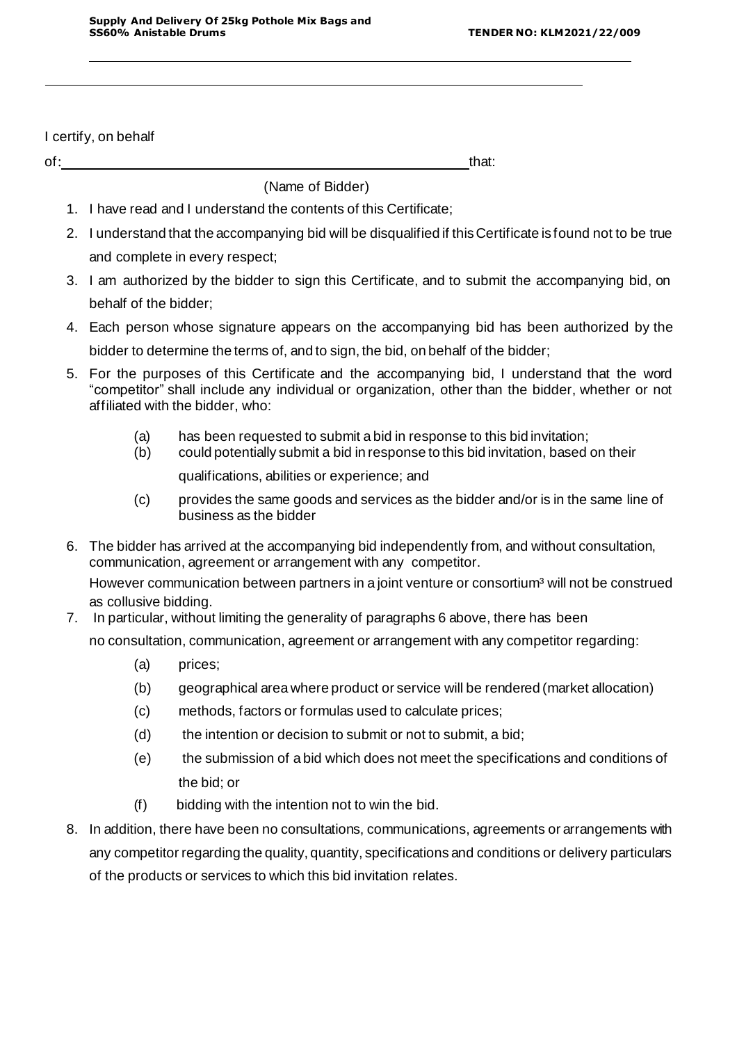I certify, on behalf

of: _______________________________________________ that:

(Name of Bidder)

1. I have read and I understand the contents of this Certificate;
2. I understand that the accompanying bid will be disqualified if this Certificate is found not to be true and complete in every respect;
3. I am authorized by the bidder to sign this Certificate, and to submit the accompanying bid, on behalf of the bidder;
4. Each person whose signature appears on the accompanying bid has been authorized by the bidder to determine the terms of, and to sign, the bid, on behalf of the bidder;
5. For the purposes of this Certificate and the accompanying bid, I understand that the word "competitor" shall include any individual or organization, other than the bidder, whether or not affiliated with the bidder, who:
   - (a) has been requested to submit a bid in response to this bid invitation;
   - (b) could potentially submit a bid in response to this bid invitation, based on their qualifications, abilities or experience; and
   - (c) provides the same goods and services as the bidder and/or is in the same line of business as the bidder
6. The bidder has arrived at the accompanying bid independently from, and without consultation, communication, agreement or arrangement with any competitor.

   However communication between partners in a joint venture or consortium[3] will not be construed as collusive bidding.
7. In particular, without limiting the generality of paragraphs 6 above, there has been no consultation, communication, agreement or arrangement with any competitor regarding:
   - (a) prices;
   - (b) geographical area where product or service will be rendered (market allocation)
   - (c) methods, factors or formulas used to calculate prices;
   - (d) the intention or decision to submit or not to submit, a bid;
   - (e) the submission of a bid which does not meet the specifications and conditions of the bid; or
   - (f) bidding with the intention not to win the bid.
8. In addition, there have been no consultations, communications, agreements or arrangements with any competitor regarding the quality, quantity, specifications and conditions or delivery particulars of the products or services to which this bid invitation relates.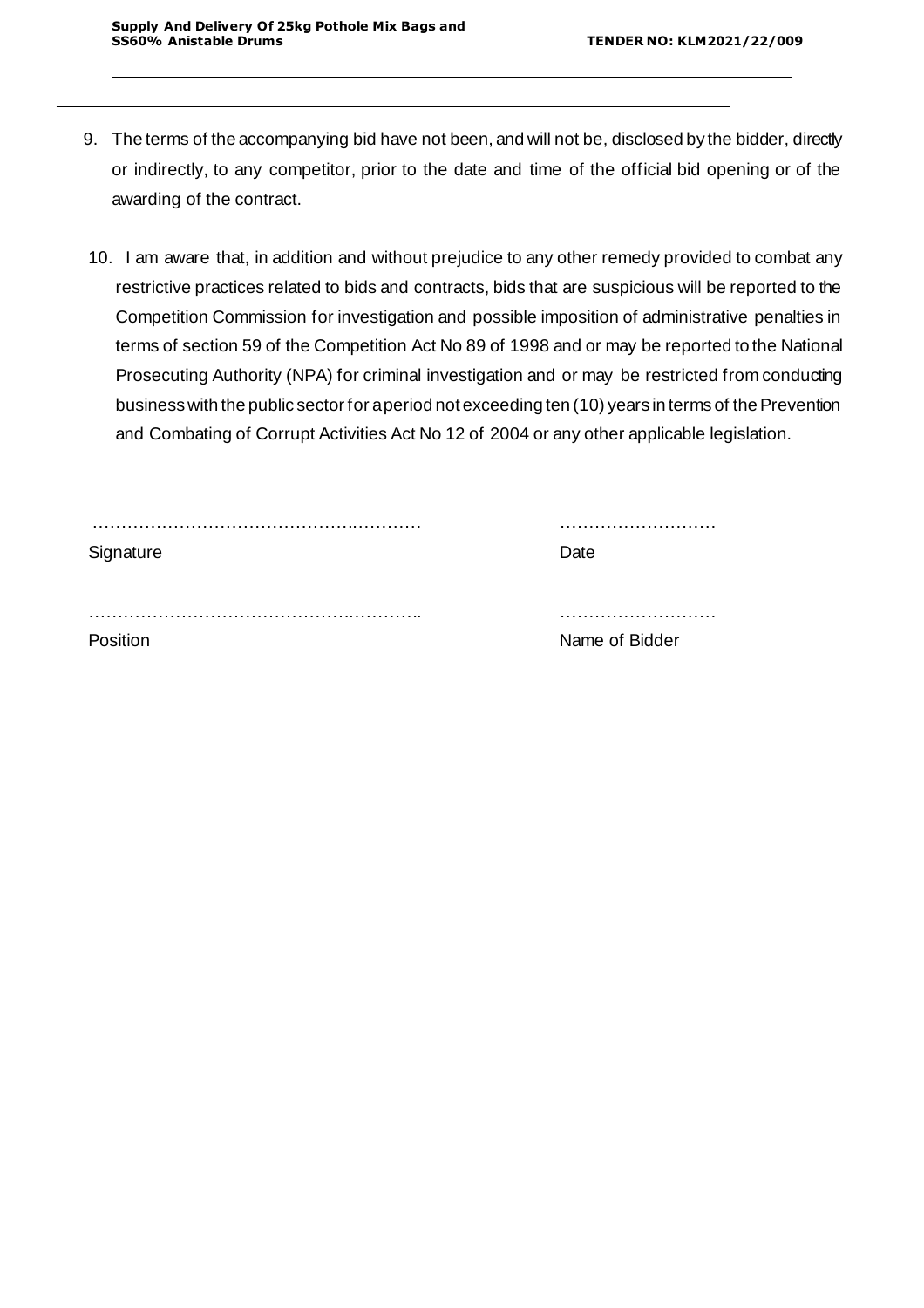9. The terms of the accompanying bid have not been, and will not be, disclosed by the bidder, directly or indirectly, to any competitor, prior to the date and time of the official bid opening or of the awarding of the contract.

10. I am aware that, in addition and without prejudice to any other remedy provided to combat any restrictive practices related to bids and contracts, bids that are suspicious will be reported to the Competition Commission for investigation and possible imposition of administrative penalties in terms of section 59 of the Competition Act No 89 of 1998 and or may be reported to the National Prosecuting Authority (NPA) for criminal investigation and or may be restricted from conducting business with the public sector for a period not exceeding ten (10) years in terms of the Prevention and Combating of Corrupt Activities Act No 12 of 2004 or any other applicable legislation.

………………………………………………… ………………………

Signature Date

………………………………………………… ………………………

Position Name of Bidder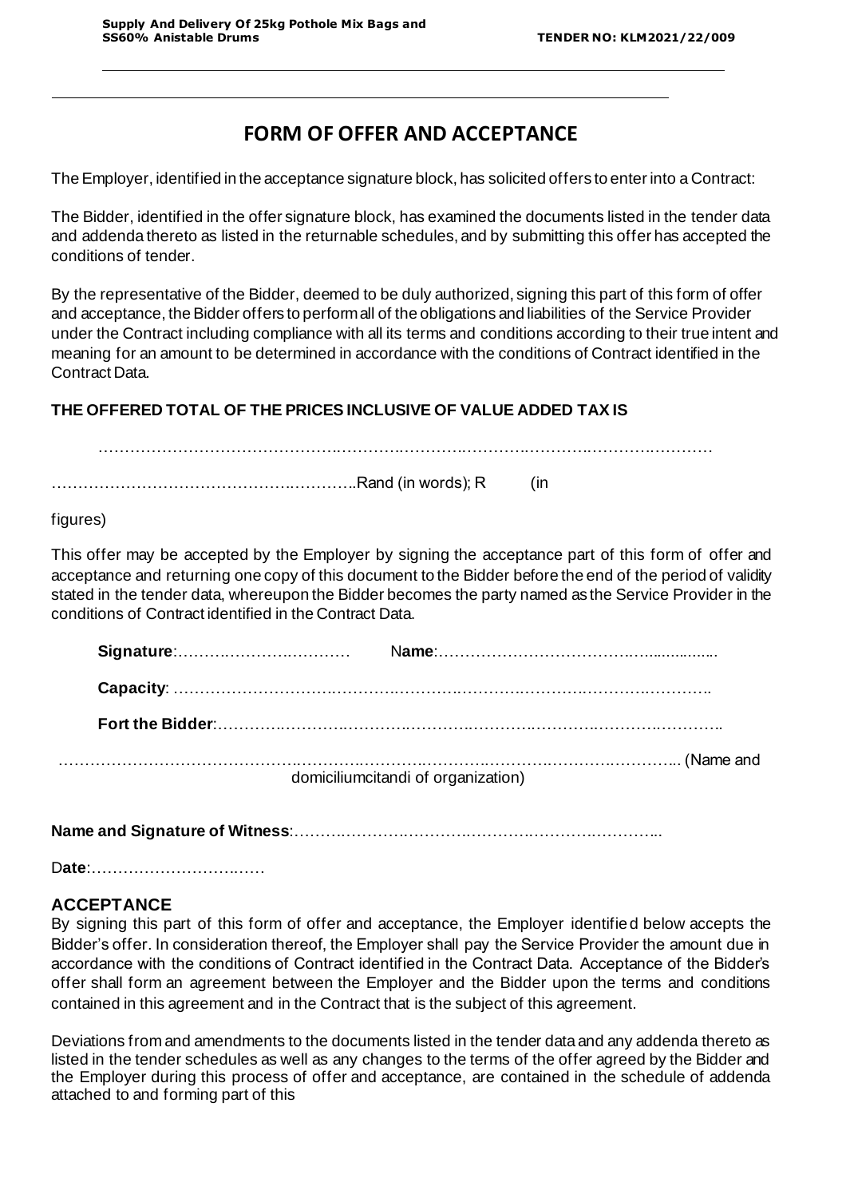# FORM OF OFFER AND ACCEPTANCE

The Employer, identified in the acceptance signature block, has solicited offers to enter into a Contract:

The Bidder, identified in the offer signature block, has examined the documents listed in the tender data and addenda thereto as listed in the returnable schedules, and by submitting this offer has accepted the conditions of tender.

By the representative of the Bidder, deemed to be duly authorized, signing this part of this form of offer and acceptance, the Bidder offers to perform all of the obligations and liabilities of the Service Provider under the Contract including compliance with all its terms and conditions according to their true intent and meaning for an amount to be determined in accordance with the conditions of Contract identified in the Contract Data.

**THE OFFERED TOTAL OF THE PRICES INCLUSIVE OF VALUE ADDED TAX IS**

……………………………………………………………………………………………………………

………………………………………………………..Rand (in words); R (in figures)

This offer may be accepted by the Employer by signing the acceptance part of this form of offer and acceptance and returning one copy of this document to the Bidder before the end of the period of validity stated in the tender data, whereupon the Bidder becomes the party named as the Service Provider in the conditions of Contract identified in the Contract Data.

**Signature**:………………………………… N**ame**:……………………………………………………

**Capacity**: ………………………………………………………………………………………………..

**Fort the Bidder**:……………………………………………………………………………………………..

……………………………………………………………………………………………………… (Name and domiciliumcitandi of organization)

**Name and Signature of Witness**:………………………………………………………………………...

D**ate**:……………………………

## ACCEPTANCE

By signing this part of this form of offer and acceptance, the Employer identified below accepts the Bidder's offer. In consideration thereof, the Employer shall pay the Service Provider the amount due in accordance with the conditions of Contract identified in the Contract Data. Acceptance of the Bidder's offer shall form an agreement between the Employer and the Bidder upon the terms and conditions contained in this agreement and in the Contract that is the subject of this agreement.

Deviations from and amendments to the documents listed in the tender data and any addenda thereto as listed in the tender schedules as well as any changes to the terms of the offer agreed by the Bidder and the Employer during this process of offer and acceptance, are contained in the schedule of addenda attached to and forming part of this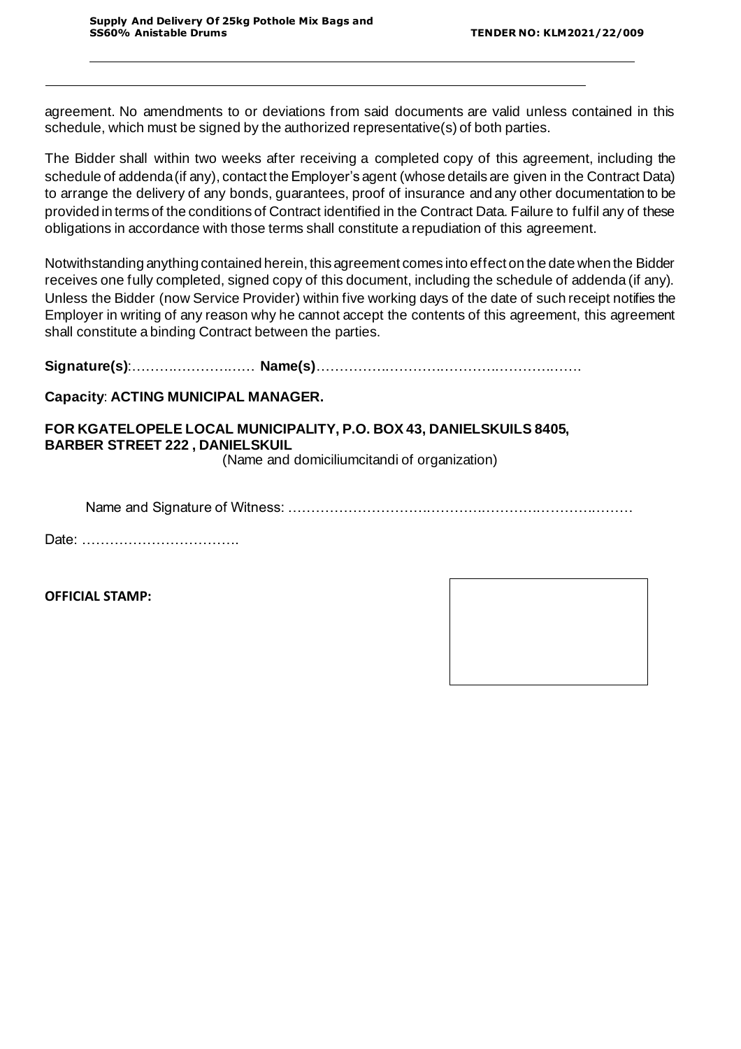agreement. No amendments to or deviations from said documents are valid unless contained in this schedule, which must be signed by the authorized representative(s) of both parties.

The Bidder shall within two weeks after receiving a completed copy of this agreement, including the schedule of addenda (if any), contact the Employer's agent (whose details are given in the Contract Data) to arrange the delivery of any bonds, guarantees, proof of insurance and any other documentation to be provided in terms of the conditions of Contract identified in the Contract Data. Failure to fulfil any of these obligations in accordance with those terms shall constitute a repudiation of this agreement.

Notwithstanding anything contained herein, this agreement comes into effect on the date when the Bidder receives one fully completed, signed copy of this document, including the schedule of addenda (if any). Unless the Bidder (now Service Provider) within five working days of the date of such receipt notifies the Employer in writing of any reason why he cannot accept the contents of this agreement, this agreement shall constitute a binding Contract between the parties.

**Signature(s)**:…………………… **Name(s)**…………………………………………………

**Capacity**: **ACTING MUNICIPAL MANAGER.**

**FOR KGATELOPELE LOCAL MUNICIPALITY, P.O. BOX 43, DANIELSKUILS 8405, BARBER STREET 222 , DANIELSKUIL**

(Name and domiciliumcitandi of organization)

Name and Signature of Witness: ……………………………………………………………

Date: …………………………….

**OFFICIAL STAMP:**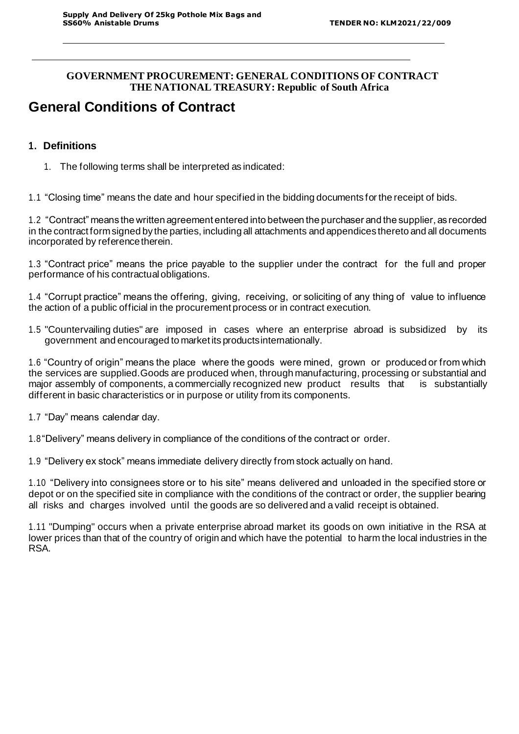**GOVERNMENT PROCUREMENT: GENERAL CONDITIONS OF CONTRACT**
**THE NATIONAL TREASURY: Republic of South Africa**

# General Conditions of Contract

## 1. Definitions

1. The following terms shall be interpreted as indicated:

1.1 "Closing time" means the date and hour specified in the bidding documents for the receipt of bids.

1.2 "Contract" means the written agreement entered into between the purchaser and the supplier, as recorded in the contract form signed by the parties, including all attachments and appendices thereto and all documents incorporated by reference therein.

1.3 "Contract price" means the price payable to the supplier under the contract for the full and proper performance of his contractual obligations.

1.4 "Corrupt practice" means the offering, giving, receiving, or soliciting of any thing of value to influence the action of a public official in the procurement process or in contract execution.

1.5 "Countervailing duties" are imposed in cases where an enterprise abroad is subsidized by its government and encouraged to market its products internationally.

1.6 "Country of origin" means the place where the goods were mined, grown or produced or from which the services are supplied. Goods are produced when, through manufacturing, processing or substantial and major assembly of components, a commercially recognized new product results that is substantially different in basic characteristics or in purpose or utility from its components.

1.7 "Day" means calendar day.

1.8 "Delivery" means delivery in compliance of the conditions of the contract or order.

1.9 "Delivery ex stock" means immediate delivery directly from stock actually on hand.

1.10 "Delivery into consignees store or to his site" means delivered and unloaded in the specified store or depot or on the specified site in compliance with the conditions of the contract or order, the supplier bearing all risks and charges involved until the goods are so delivered and a valid receipt is obtained.

1.11 "Dumping" occurs when a private enterprise abroad market its goods on own initiative in the RSA at lower prices than that of the country of origin and which have the potential to harm the local industries in the RSA.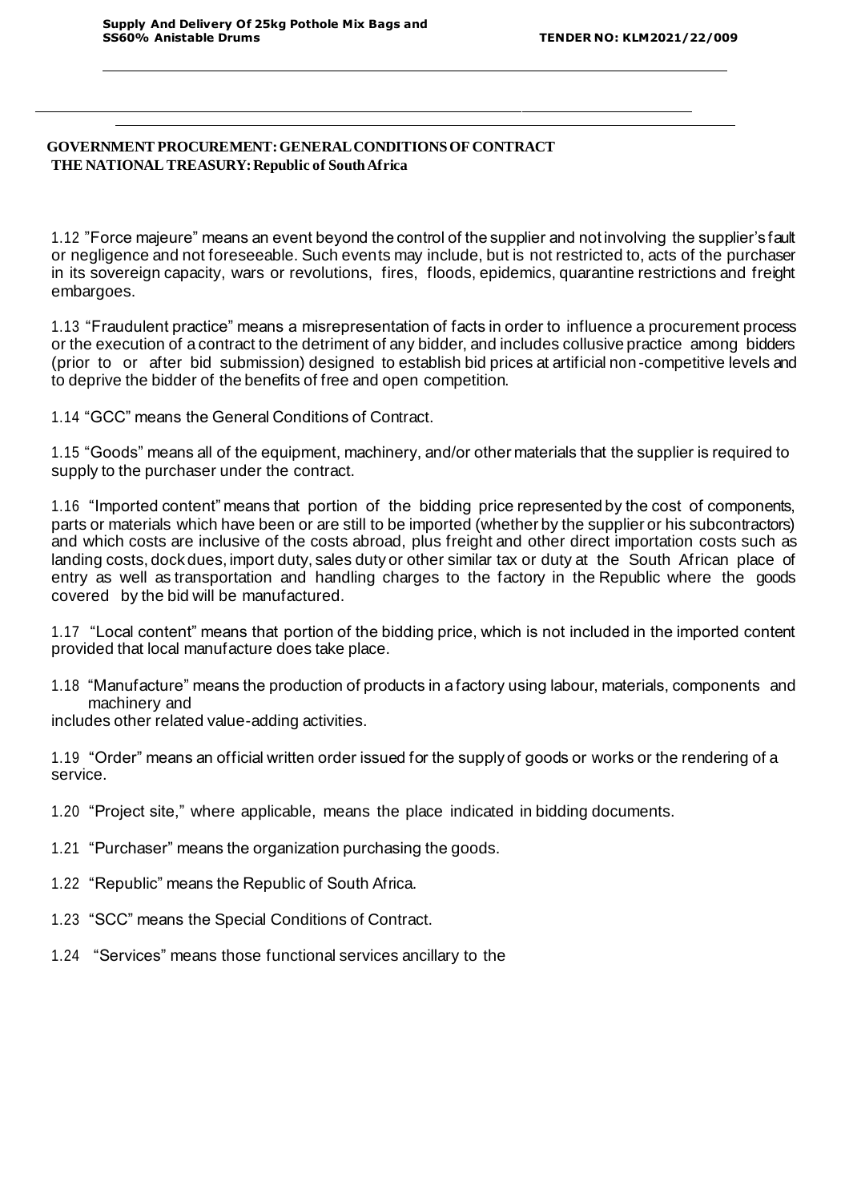**GOVERNMENT PROCUREMENT: GENERAL CONDITIONS OF CONTRACT**
**THE NATIONAL TREASURY: Republic of South Africa**

1.12 "Force majeure" means an event beyond the control of the supplier and not involving the supplier's fault or negligence and not foreseeable. Such events may include, but is not restricted to, acts of the purchaser in its sovereign capacity, wars or revolutions, fires, floods, epidemics, quarantine restrictions and freight embargoes.

1.13 "Fraudulent practice" means a misrepresentation of facts in order to influence a procurement process or the execution of a contract to the detriment of any bidder, and includes collusive practice among bidders (prior to or after bid submission) designed to establish bid prices at artificial non-competitive levels and to deprive the bidder of the benefits of free and open competition.

1.14 "GCC" means the General Conditions of Contract.

1.15 "Goods" means all of the equipment, machinery, and/or other materials that the supplier is required to supply to the purchaser under the contract.

1.16 "Imported content" means that portion of the bidding price represented by the cost of components, parts or materials which have been or are still to be imported (whether by the supplier or his subcontractors) and which costs are inclusive of the costs abroad, plus freight and other direct importation costs such as landing costs, dock dues, import duty, sales duty or other similar tax or duty at the South African place of entry as well as transportation and handling charges to the factory in the Republic where the goods covered by the bid will be manufactured.

1.17 "Local content" means that portion of the bidding price, which is not included in the imported content provided that local manufacture does take place.

1.18 "Manufacture" means the production of products in a factory using labour, materials, components and machinery and
includes other related value-adding activities.

1.19 "Order" means an official written order issued for the supply of goods or works or the rendering of a service.

1.20 "Project site," where applicable, means the place indicated in bidding documents.

1.21 "Purchaser" means the organization purchasing the goods.

1.22 "Republic" means the Republic of South Africa.

1.23 "SCC" means the Special Conditions of Contract.

1.24 "Services" means those functional services ancillary to the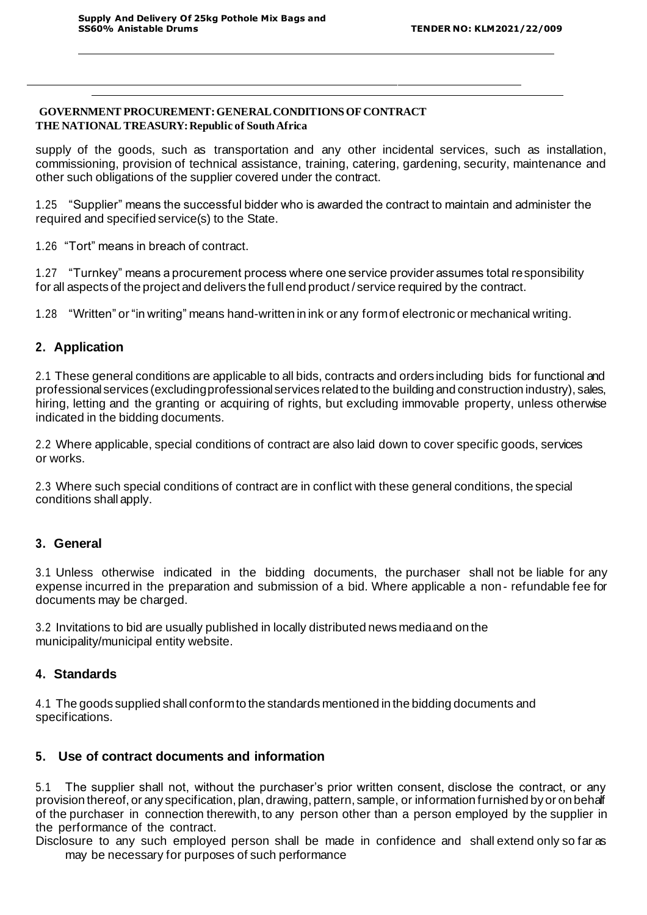**GOVERNMENT PROCUREMENT: GENERAL CONDITIONS OF CONTRACT**
**THE NATIONAL TREASURY: Republic of South Africa**

supply of the goods, such as transportation and any other incidental services, such as installation, commissioning, provision of technical assistance, training, catering, gardening, security, maintenance and other such obligations of the supplier covered under the contract.

1.25 "Supplier" means the successful bidder who is awarded the contract to maintain and administer the required and specified service(s) to the State.

1.26 "Tort" means in breach of contract.

1.27 "Turnkey" means a procurement process where one service provider assumes total responsibility for all aspects of the project and delivers the full end product / service required by the contract.

1.28 "Written" or "in writing" means hand-written in ink or any form of electronic or mechanical writing.

## 2. Application

2.1 These general conditions are applicable to all bids, contracts and orders including bids for functional and professional services (excluding professional services related to the building and construction industry), sales, hiring, letting and the granting or acquiring of rights, but excluding immovable property, unless otherwise indicated in the bidding documents.

2.2 Where applicable, special conditions of contract are also laid down to cover specific goods, services or works.

2.3 Where such special conditions of contract are in conflict with these general conditions, the special conditions shall apply.

## 3. General

3.1 Unless otherwise indicated in the bidding documents, the purchaser shall not be liable for any expense incurred in the preparation and submission of a bid. Where applicable a non- refundable fee for documents may be charged.

3.2 Invitations to bid are usually published in locally distributed news media and on the municipality/municipal entity website.

## 4. Standards

4.1 The goods supplied shall conform to the standards mentioned in the bidding documents and specifications.

## 5. Use of contract documents and information

5.1 The supplier shall not, without the purchaser's prior written consent, disclose the contract, or any provision thereof, or any specification, plan, drawing, pattern, sample, or information furnished by or on behalf of the purchaser in connection therewith, to any person other than a person employed by the supplier in the performance of the contract.

Disclosure to any such employed person shall be made in confidence and shall extend only so far as may be necessary for purposes of such performance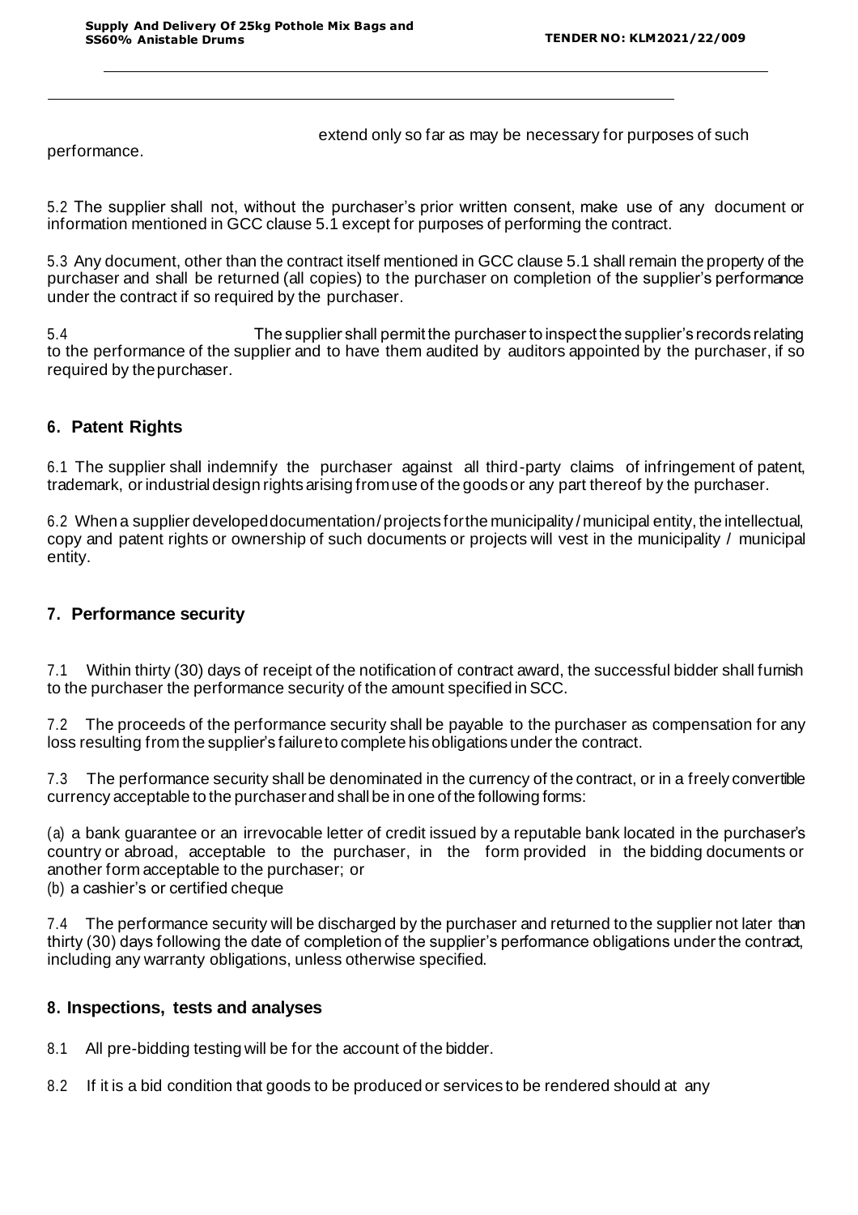extend only so far as may be necessary for purposes of such performance.

5.2 The supplier shall not, without the purchaser's prior written consent, make use of any document or information mentioned in GCC clause 5.1 except for purposes of performing the contract.

5.3 Any document, other than the contract itself mentioned in GCC clause 5.1 shall remain the property of the purchaser and shall be returned (all copies) to the purchaser on completion of the supplier's performance under the contract if so required by the purchaser.

5.4 The supplier shall permit the purchaser to inspect the supplier's records relating to the performance of the supplier and to have them audited by auditors appointed by the purchaser, if so required by the purchaser.

## 6. Patent Rights

6.1 The supplier shall indemnify the purchaser against all third-party claims of infringement of patent, trademark, or industrial design rights arising from use of the goods or any part thereof by the purchaser.

6.2 When a supplier developed documentation/projects for the municipality/municipal entity, the intellectual, copy and patent rights or ownership of such documents or projects will vest in the municipality / municipal entity.

## 7. Performance security

7.1 Within thirty (30) days of receipt of the notification of contract award, the successful bidder shall furnish to the purchaser the performance security of the amount specified in SCC.

7.2 The proceeds of the performance security shall be payable to the purchaser as compensation for any loss resulting from the supplier's failure to complete his obligations under the contract.

7.3 The performance security shall be denominated in the currency of the contract, or in a freely convertible currency acceptable to the purchaser and shall be in one of the following forms:

(a) a bank guarantee or an irrevocable letter of credit issued by a reputable bank located in the purchaser's country or abroad, acceptable to the purchaser, in the form provided in the bidding documents or another form acceptable to the purchaser; or
(b) a cashier's or certified cheque

7.4 The performance security will be discharged by the purchaser and returned to the supplier not later than thirty (30) days following the date of completion of the supplier's performance obligations under the contract, including any warranty obligations, unless otherwise specified.

## 8. Inspections, tests and analyses

8.1 All pre-bidding testing will be for the account of the bidder.

8.2 If it is a bid condition that goods to be produced or services to be rendered should at any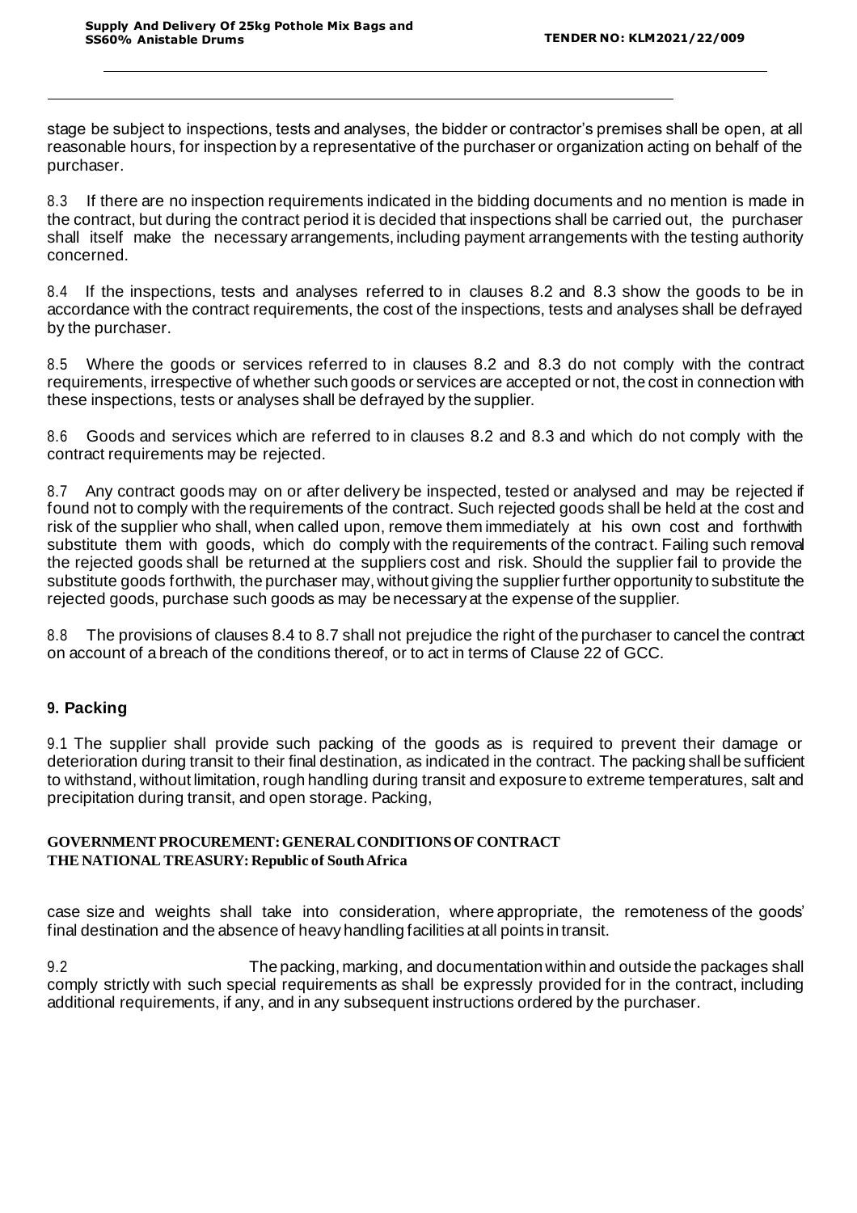stage be subject to inspections, tests and analyses, the bidder or contractor's premises shall be open, at all reasonable hours, for inspection by a representative of the purchaser or organization acting on behalf of the purchaser.

8.3 If there are no inspection requirements indicated in the bidding documents and no mention is made in the contract, but during the contract period it is decided that inspections shall be carried out, the purchaser shall itself make the necessary arrangements, including payment arrangements with the testing authority concerned.

8.4 If the inspections, tests and analyses referred to in clauses 8.2 and 8.3 show the goods to be in accordance with the contract requirements, the cost of the inspections, tests and analyses shall be defrayed by the purchaser.

8.5 Where the goods or services referred to in clauses 8.2 and 8.3 do not comply with the contract requirements, irrespective of whether such goods or services are accepted or not, the cost in connection with these inspections, tests or analyses shall be defrayed by the supplier.

8.6 Goods and services which are referred to in clauses 8.2 and 8.3 and which do not comply with the contract requirements may be rejected.

8.7 Any contract goods may on or after delivery be inspected, tested or analysed and may be rejected if found not to comply with the requirements of the contract. Such rejected goods shall be held at the cost and risk of the supplier who shall, when called upon, remove them immediately at his own cost and forthwith substitute them with goods, which do comply with the requirements of the contract. Failing such removal the rejected goods shall be returned at the suppliers cost and risk. Should the supplier fail to provide the substitute goods forthwith, the purchaser may, without giving the supplier further opportunity to substitute the rejected goods, purchase such goods as may be necessary at the expense of the supplier.

8.8 The provisions of clauses 8.4 to 8.7 shall not prejudice the right of the purchaser to cancel the contract on account of a breach of the conditions thereof, or to act in terms of Clause 22 of GCC.

## 9. Packing

9.1 The supplier shall provide such packing of the goods as is required to prevent their damage or deterioration during transit to their final destination, as indicated in the contract. The packing shall be sufficient to withstand, without limitation, rough handling during transit and exposure to extreme temperatures, salt and precipitation during transit, and open storage. Packing, case size and weights shall take into consideration, where appropriate, the remoteness of the goods' final destination and the absence of heavy handling facilities at all points in transit.

9.2 The packing, marking, and documentation within and outside the packages shall comply strictly with such special requirements as shall be expressly provided for in the contract, including additional requirements, if any, and in any subsequent instructions ordered by the purchaser.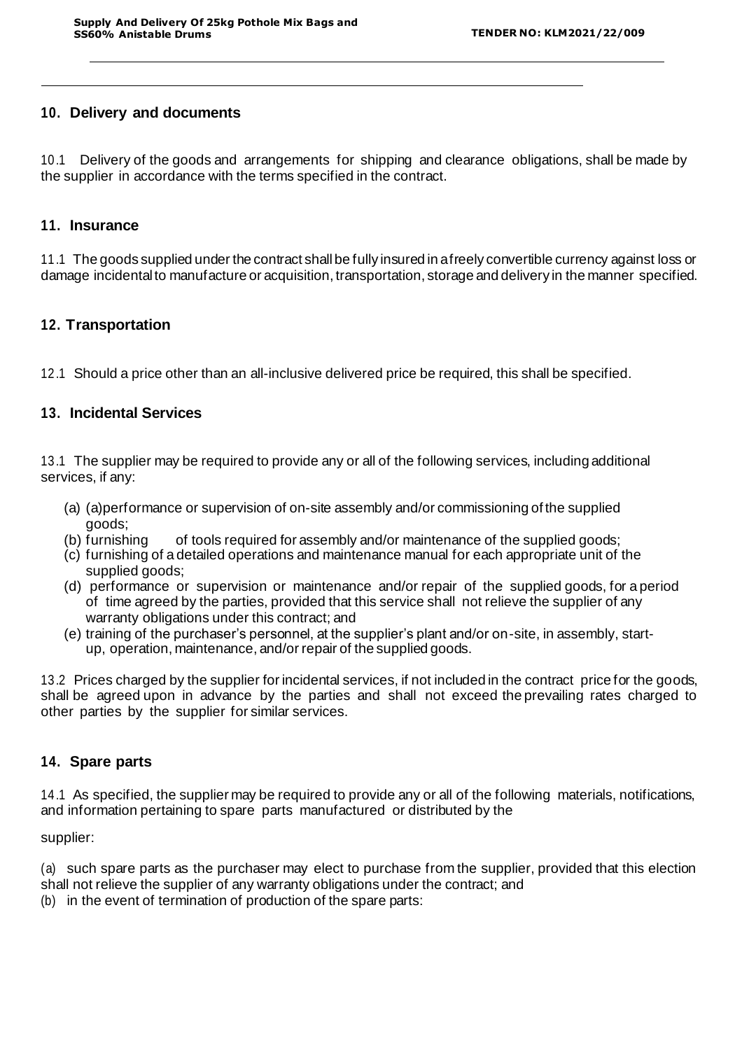## 10. Delivery and documents

10.1 Delivery of the goods and arrangements for shipping and clearance obligations, shall be made by the supplier in accordance with the terms specified in the contract.

## 11. Insurance

11.1 The goods supplied under the contract shall be fully insured in a freely convertible currency against loss or damage incidental to manufacture or acquisition, transportation, storage and delivery in the manner specified.

## 12. Transportation

12.1 Should a price other than an all-inclusive delivered price be required, this shall be specified.

## 13. Incidental Services

13.1 The supplier may be required to provide any or all of the following services, including additional services, if any:

(a) (a)performance or supervision of on-site assembly and/or commissioning of the supplied goods;
(b) furnishing of tools required for assembly and/or maintenance of the supplied goods;
(c) furnishing of a detailed operations and maintenance manual for each appropriate unit of the supplied goods;
(d) performance or supervision or maintenance and/or repair of the supplied goods, for a period of time agreed by the parties, provided that this service shall not relieve the supplier of any warranty obligations under this contract; and
(e) training of the purchaser's personnel, at the supplier's plant and/or on-site, in assembly, start-up, operation, maintenance, and/or repair of the supplied goods.

13.2 Prices charged by the supplier for incidental services, if not included in the contract price for the goods, shall be agreed upon in advance by the parties and shall not exceed the prevailing rates charged to other parties by the supplier for similar services.

## 14. Spare parts

14.1 As specified, the supplier may be required to provide any or all of the following materials, notifications, and information pertaining to spare parts manufactured or distributed by the

supplier:

(a) such spare parts as the purchaser may elect to purchase from the supplier, provided that this election shall not relieve the supplier of any warranty obligations under the contract; and
(b) in the event of termination of production of the spare parts: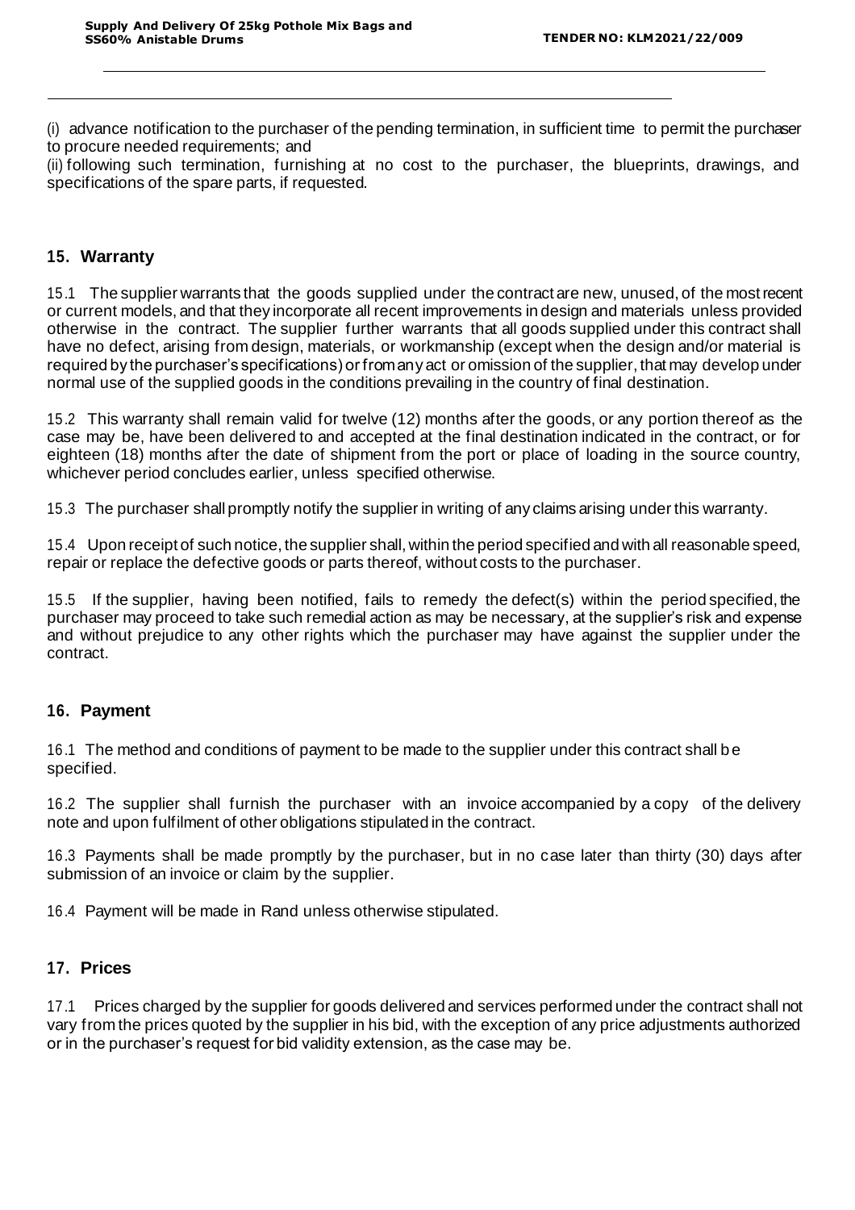(i) advance notification to the purchaser of the pending termination, in sufficient time to permit the purchaser to procure needed requirements; and

(ii) following such termination, furnishing at no cost to the purchaser, the blueprints, drawings, and specifications of the spare parts, if requested.

## 15. Warranty

15.1 The supplier warrants that the goods supplied under the contract are new, unused, of the most recent or current models, and that they incorporate all recent improvements in design and materials unless provided otherwise in the contract. The supplier further warrants that all goods supplied under this contract shall have no defect, arising from design, materials, or workmanship (except when the design and/or material is required by the purchaser's specifications) or from any act or omission of the supplier, that may develop under normal use of the supplied goods in the conditions prevailing in the country of final destination.

15.2 This warranty shall remain valid for twelve (12) months after the goods, or any portion thereof as the case may be, have been delivered to and accepted at the final destination indicated in the contract, or for eighteen (18) months after the date of shipment from the port or place of loading in the source country, whichever period concludes earlier, unless specified otherwise.

15.3 The purchaser shall promptly notify the supplier in writing of any claims arising under this warranty.

15.4 Upon receipt of such notice, the supplier shall, within the period specified and with all reasonable speed, repair or replace the defective goods or parts thereof, without costs to the purchaser.

15.5 If the supplier, having been notified, fails to remedy the defect(s) within the period specified, the purchaser may proceed to take such remedial action as may be necessary, at the supplier's risk and expense and without prejudice to any other rights which the purchaser may have against the supplier under the contract.

## 16. Payment

16.1 The method and conditions of payment to be made to the supplier under this contract shall be specified.

16.2 The supplier shall furnish the purchaser with an invoice accompanied by a copy of the delivery note and upon fulfilment of other obligations stipulated in the contract.

16.3 Payments shall be made promptly by the purchaser, but in no case later than thirty (30) days after submission of an invoice or claim by the supplier.

16.4 Payment will be made in Rand unless otherwise stipulated.

## 17. Prices

17.1 Prices charged by the supplier for goods delivered and services performed under the contract shall not vary from the prices quoted by the supplier in his bid, with the exception of any price adjustments authorized or in the purchaser's request for bid validity extension, as the case may be.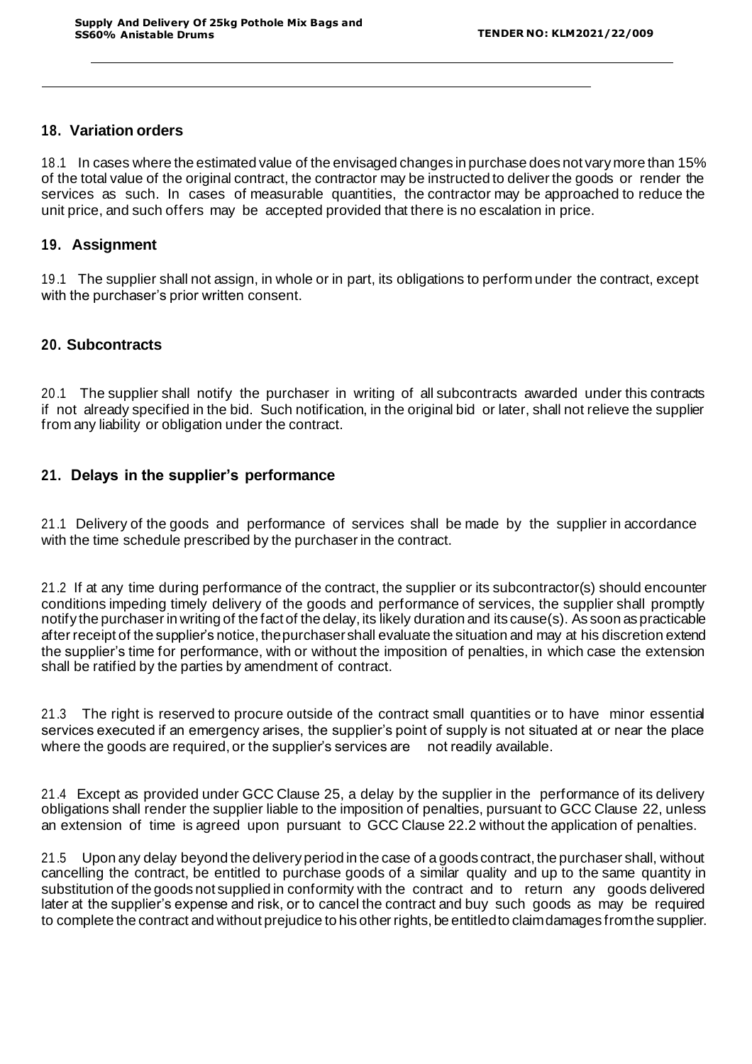## 18. Variation orders

18.1 In cases where the estimated value of the envisaged changes in purchase does not vary more than 15% of the total value of the original contract, the contractor may be instructed to deliver the goods or render the services as such. In cases of measurable quantities, the contractor may be approached to reduce the unit price, and such offers may be accepted provided that there is no escalation in price.

## 19. Assignment

19.1 The supplier shall not assign, in whole or in part, its obligations to perform under the contract, except with the purchaser's prior written consent.

## 20. Subcontracts

20.1 The supplier shall notify the purchaser in writing of all subcontracts awarded under this contracts if not already specified in the bid. Such notification, in the original bid or later, shall not relieve the supplier from any liability or obligation under the contract.

## 21. Delays in the supplier's performance

21.1 Delivery of the goods and performance of services shall be made by the supplier in accordance with the time schedule prescribed by the purchaser in the contract.

21.2 If at any time during performance of the contract, the supplier or its subcontractor(s) should encounter conditions impeding timely delivery of the goods and performance of services, the supplier shall promptly notify the purchaser in writing of the fact of the delay, its likely duration and its cause(s). As soon as practicable after receipt of the supplier's notice, the purchaser shall evaluate the situation and may at his discretion extend the supplier's time for performance, with or without the imposition of penalties, in which case the extension shall be ratified by the parties by amendment of contract.

21.3 The right is reserved to procure outside of the contract small quantities or to have minor essential services executed if an emergency arises, the supplier's point of supply is not situated at or near the place where the goods are required, or the supplier's services are not readily available.

21.4 Except as provided under GCC Clause 25, a delay by the supplier in the performance of its delivery obligations shall render the supplier liable to the imposition of penalties, pursuant to GCC Clause 22, unless an extension of time is agreed upon pursuant to GCC Clause 22.2 without the application of penalties.

21.5 Upon any delay beyond the delivery period in the case of a goods contract, the purchaser shall, without cancelling the contract, be entitled to purchase goods of a similar quality and up to the same quantity in substitution of the goods not supplied in conformity with the contract and to return any goods delivered later at the supplier's expense and risk, or to cancel the contract and buy such goods as may be required to complete the contract and without prejudice to his other rights, be entitled to claim damages from the supplier.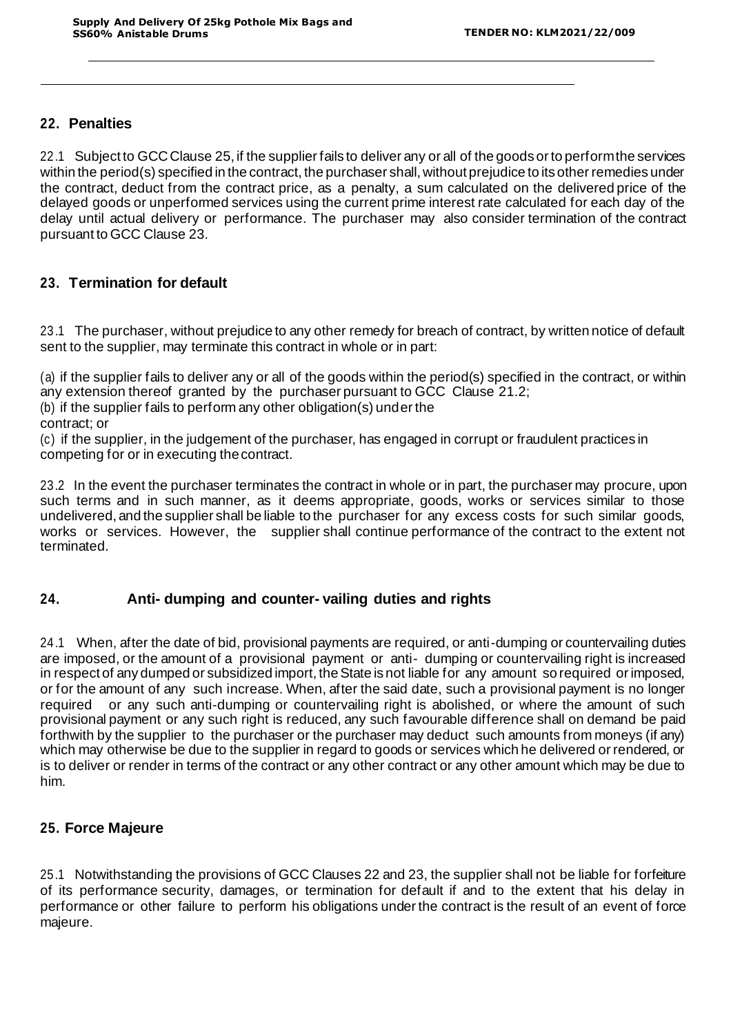## 22. Penalties

22.1 Subject to GCC Clause 25, if the supplier fails to deliver any or all of the goods or to perform the services within the period(s) specified in the contract, the purchaser shall, without prejudice to its other remedies under the contract, deduct from the contract price, as a penalty, a sum calculated on the delivered price of the delayed goods or unperformed services using the current prime interest rate calculated for each day of the delay until actual delivery or performance. The purchaser may also consider termination of the contract pursuant to GCC Clause 23.

## 23. Termination for default

23.1 The purchaser, without prejudice to any other remedy for breach of contract, by written notice of default sent to the supplier, may terminate this contract in whole or in part:

(a) if the supplier fails to deliver any or all of the goods within the period(s) specified in the contract, or within any extension thereof granted by the purchaser pursuant to GCC Clause 21.2;
(b) if the supplier fails to perform any other obligation(s) under the contract; or
(c) if the supplier, in the judgement of the purchaser, has engaged in corrupt or fraudulent practices in competing for or in executing the contract.

23.2 In the event the purchaser terminates the contract in whole or in part, the purchaser may procure, upon such terms and in such manner, as it deems appropriate, goods, works or services similar to those undelivered, and the supplier shall be liable to the purchaser for any excess costs for such similar goods, works or services. However, the supplier shall continue performance of the contract to the extent not terminated.

## 24. Anti- dumping and counter- vailing duties and rights

24.1 When, after the date of bid, provisional payments are required, or anti-dumping or countervailing duties are imposed, or the amount of a provisional payment or anti- dumping or countervailing right is increased in respect of any dumped or subsidized import, the State is not liable for any amount so required or imposed, or for the amount of any such increase. When, after the said date, such a provisional payment is no longer required or any such anti-dumping or countervailing right is abolished, or where the amount of such provisional payment or any such right is reduced, any such favourable difference shall on demand be paid forthwith by the supplier to the purchaser or the purchaser may deduct such amounts from moneys (if any) which may otherwise be due to the supplier in regard to goods or services which he delivered or rendered, or is to deliver or render in terms of the contract or any other contract or any other amount which may be due to him.

## 25. Force Majeure

25.1 Notwithstanding the provisions of GCC Clauses 22 and 23, the supplier shall not be liable for forfeiture of its performance security, damages, or termination for default if and to the extent that his delay in performance or other failure to perform his obligations under the contract is the result of an event of force majeure.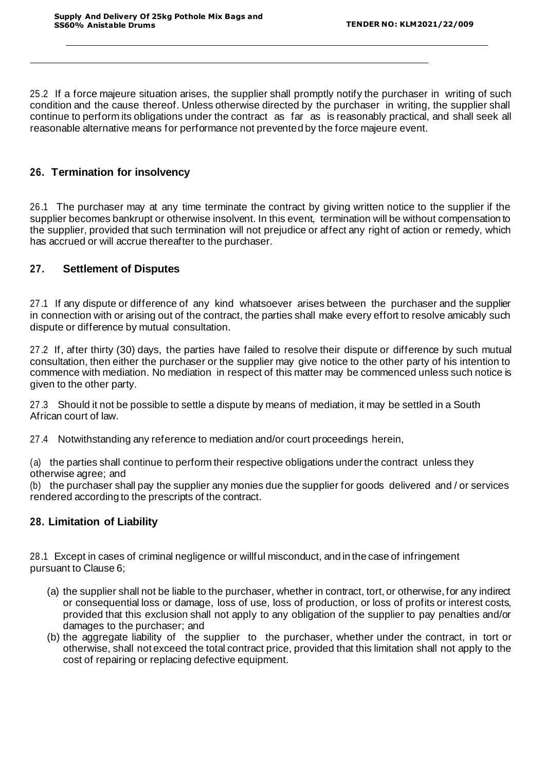25.2 If a force majeure situation arises, the supplier shall promptly notify the purchaser in writing of such condition and the cause thereof. Unless otherwise directed by the purchaser in writing, the supplier shall continue to perform its obligations under the contract as far as is reasonably practical, and shall seek all reasonable alternative means for performance not prevented by the force majeure event.

## 26. Termination for insolvency

26.1 The purchaser may at any time terminate the contract by giving written notice to the supplier if the supplier becomes bankrupt or otherwise insolvent. In this event, termination will be without compensation to the supplier, provided that such termination will not prejudice or affect any right of action or remedy, which has accrued or will accrue thereafter to the purchaser.

## 27. Settlement of Disputes

27.1 If any dispute or difference of any kind whatsoever arises between the purchaser and the supplier in connection with or arising out of the contract, the parties shall make every effort to resolve amicably such dispute or difference by mutual consultation.

27.2 If, after thirty (30) days, the parties have failed to resolve their dispute or difference by such mutual consultation, then either the purchaser or the supplier may give notice to the other party of his intention to commence with mediation. No mediation in respect of this matter may be commenced unless such notice is given to the other party.

27.3 Should it not be possible to settle a dispute by means of mediation, it may be settled in a South African court of law.

27.4 Notwithstanding any reference to mediation and/or court proceedings herein,

(a) the parties shall continue to perform their respective obligations under the contract unless they otherwise agree; and

(b) the purchaser shall pay the supplier any monies due the supplier for goods delivered and / or services rendered according to the prescripts of the contract.

## 28. Limitation of Liability

28.1 Except in cases of criminal negligence or willful misconduct, and in the case of infringement pursuant to Clause 6;

(a) the supplier shall not be liable to the purchaser, whether in contract, tort, or otherwise, for any indirect or consequential loss or damage, loss of use, loss of production, or loss of profits or interest costs, provided that this exclusion shall not apply to any obligation of the supplier to pay penalties and/or damages to the purchaser; and

(b) the aggregate liability of the supplier to the purchaser, whether under the contract, in tort or otherwise, shall not exceed the total contract price, provided that this limitation shall not apply to the cost of repairing or replacing defective equipment.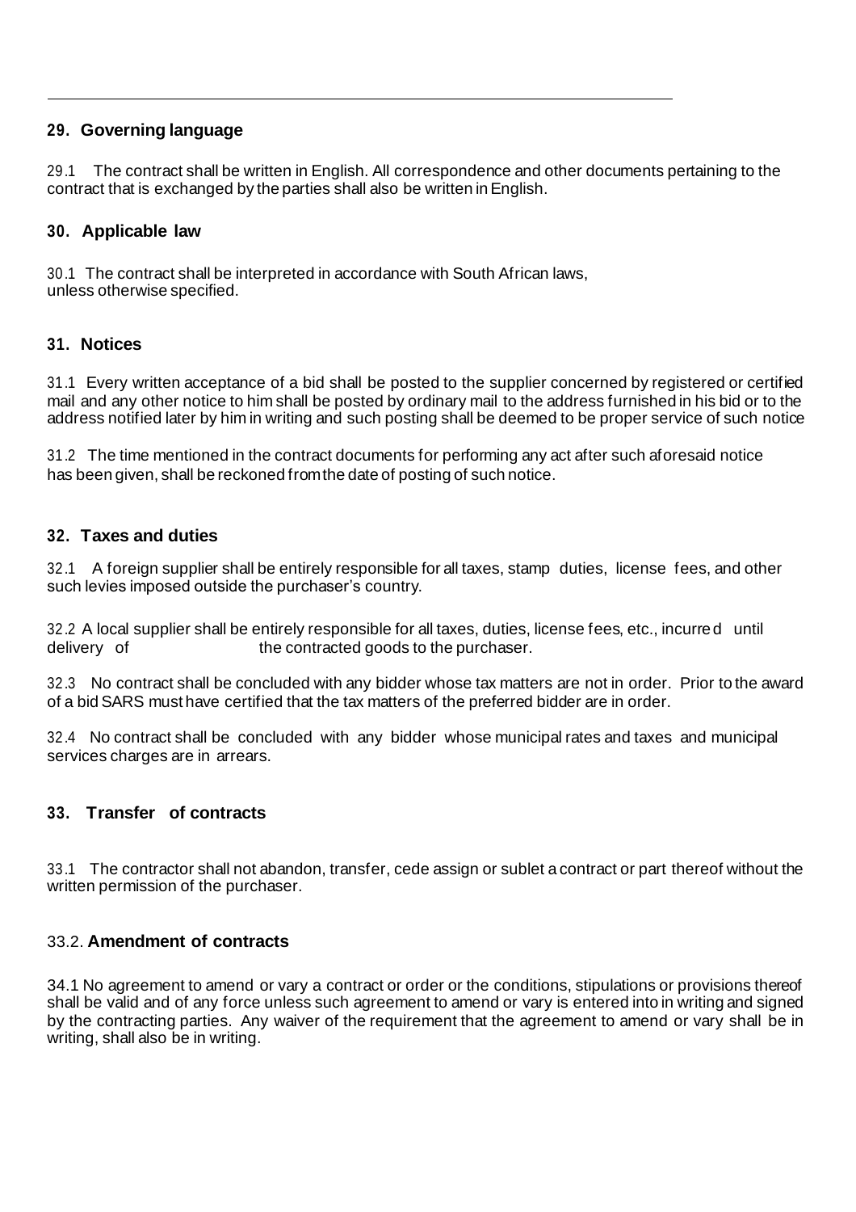## 29. Governing language

29.1 The contract shall be written in English. All correspondence and other documents pertaining to the contract that is exchanged by the parties shall also be written in English.

## 30. Applicable law

30.1 The contract shall be interpreted in accordance with South African laws, unless otherwise specified.

## 31. Notices

31.1 Every written acceptance of a bid shall be posted to the supplier concerned by registered or certified mail and any other notice to him shall be posted by ordinary mail to the address furnished in his bid or to the address notified later by him in writing and such posting shall be deemed to be proper service of such notice

31.2 The time mentioned in the contract documents for performing any act after such aforesaid notice has been given, shall be reckoned from the date of posting of such notice.

## 32. Taxes and duties

32.1 A foreign supplier shall be entirely responsible for all taxes, stamp duties, license fees, and other such levies imposed outside the purchaser's country.

32.2 A local supplier shall be entirely responsible for all taxes, duties, license fees, etc., incurred until delivery of the contracted goods to the purchaser.

32.3 No contract shall be concluded with any bidder whose tax matters are not in order. Prior to the award of a bid SARS must have certified that the tax matters of the preferred bidder are in order.

32.4 No contract shall be concluded with any bidder whose municipal rates and taxes and municipal services charges are in arrears.

## 33. Transfer of contracts

33.1 The contractor shall not abandon, transfer, cede assign or sublet a contract or part thereof without the written permission of the purchaser.

## 33.2. **Amendment of contracts**

34.1 No agreement to amend or vary a contract or order or the conditions, stipulations or provisions thereof shall be valid and of any force unless such agreement to amend or vary is entered into in writing and signed by the contracting parties. Any waiver of the requirement that the agreement to amend or vary shall be in writing, shall also be in writing.